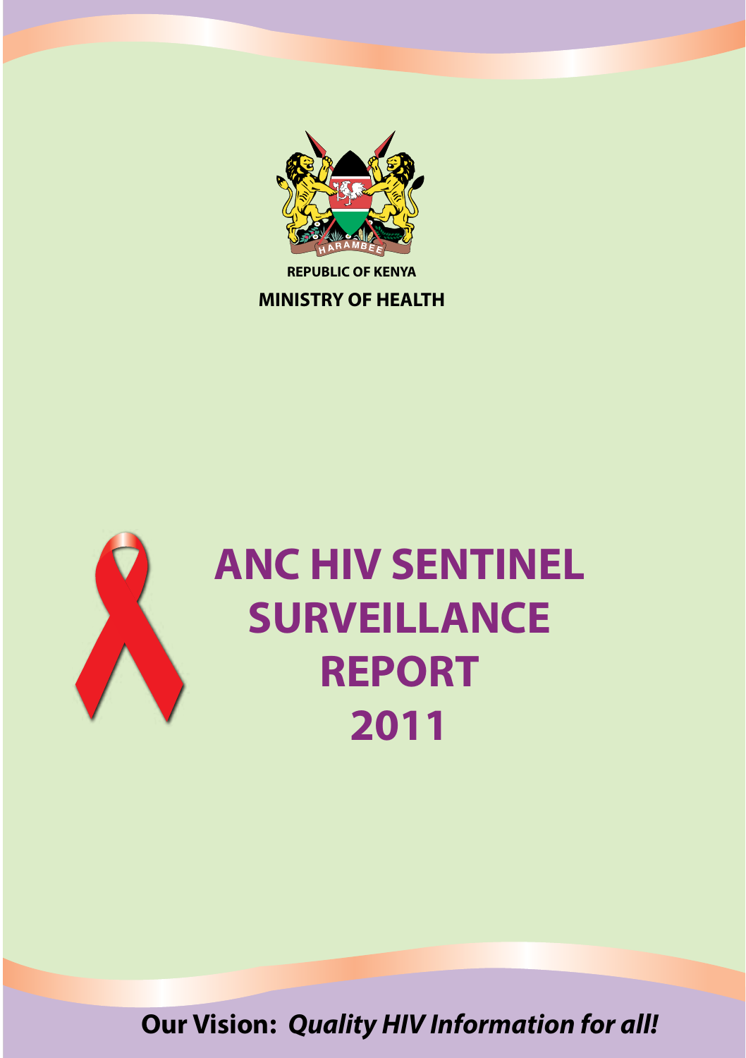REPUBLIC OF KENYA

**MINISTRY OF HEALTH**

# ANC HIV SENTINEL SURVEILLANCE REPORT 2011

**Our Vision:** ***Quality HIV Information for all!***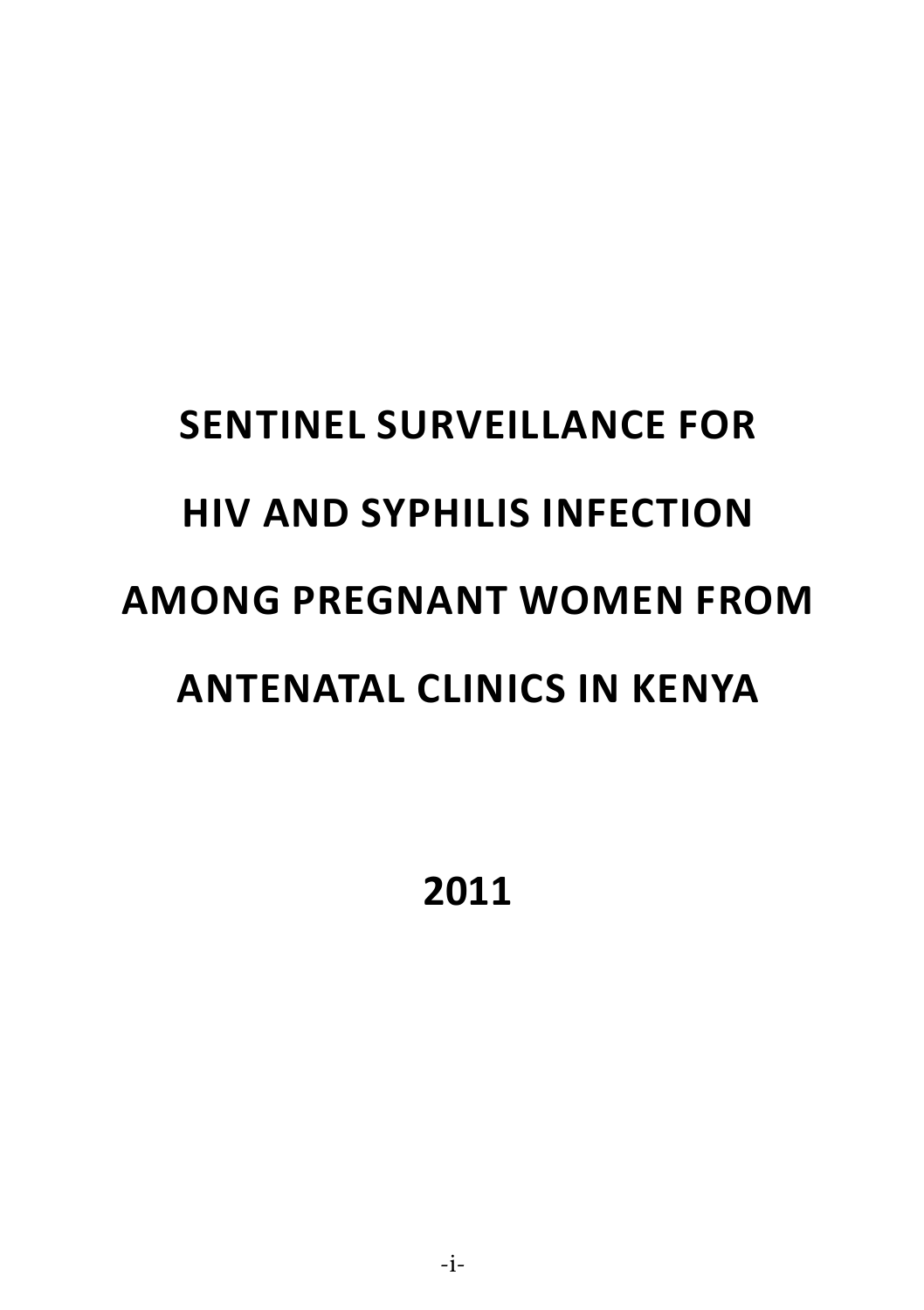# SENTINEL SURVEILLANCE FOR HIV AND SYPHILIS INFECTION AMONG PREGNANT WOMEN FROM ANTENATAL CLINICS IN KENYA

**2011**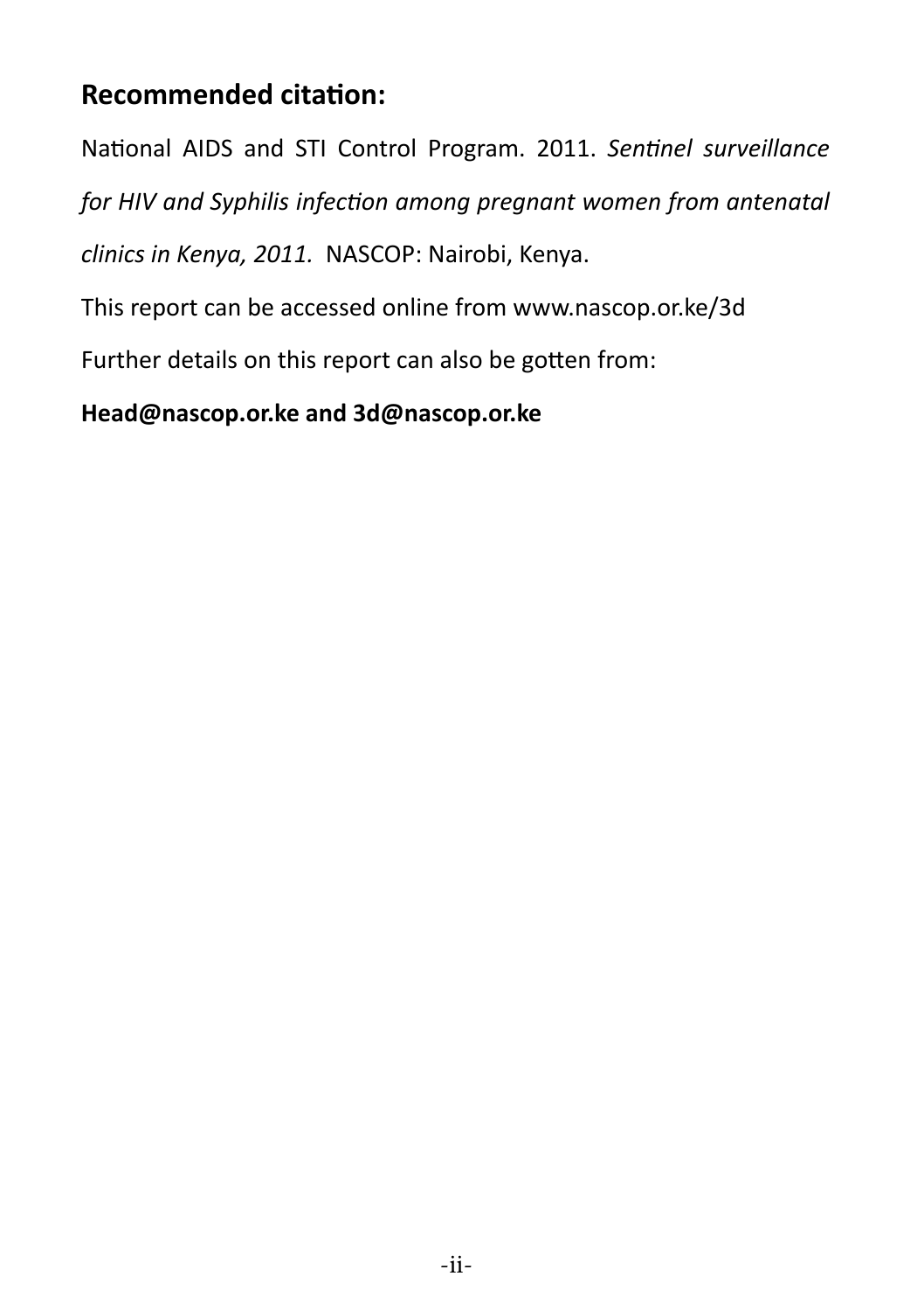## Recommended citation:

National AIDS and STI Control Program. 2011. *Sentinel surveillance for HIV and Syphilis infection among pregnant women from antenatal clinics in Kenya, 2011.* NASCOP: Nairobi, Kenya.

This report can be accessed online from www.nascop.or.ke/3d

Further details on this report can also be gotten from:

**Head@nascop.or.ke and 3d@nascop.or.ke**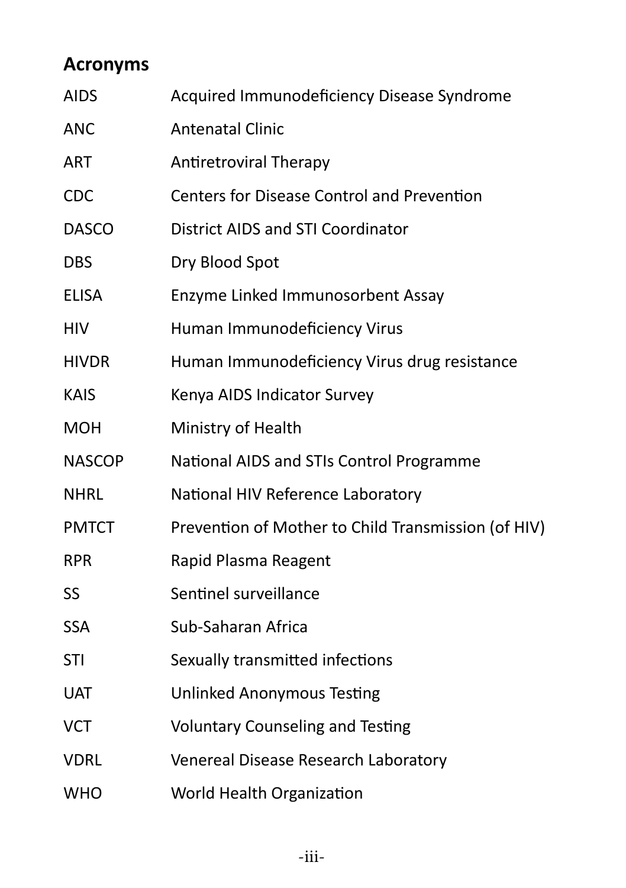## Acronyms

| | |
|---|---|
| AIDS | Acquired Immunodeficiency Disease Syndrome |
| ANC | Antenatal Clinic |
| ART | Antiretroviral Therapy |
| CDC | Centers for Disease Control and Prevention |
| DASCO | District AIDS and STI Coordinator |
| DBS | Dry Blood Spot |
| ELISA | Enzyme Linked Immunosorbent Assay |
| HIV | Human Immunodeficiency Virus |
| HIVDR | Human Immunodeficiency Virus drug resistance |
| KAIS | Kenya AIDS Indicator Survey |
| MOH | Ministry of Health |
| NASCOP | National AIDS and STIs Control Programme |
| NHRL | National HIV Reference Laboratory |
| PMTCT | Prevention of Mother to Child Transmission (of HIV) |
| RPR | Rapid Plasma Reagent |
| SS | Sentinel surveillance |
| SSA | Sub-Saharan Africa |
| STI | Sexually transmitted infections |
| UAT | Unlinked Anonymous Testing |
| VCT | Voluntary Counseling and Testing |
| VDRL | Venereal Disease Research Laboratory |
| WHO | World Health Organization |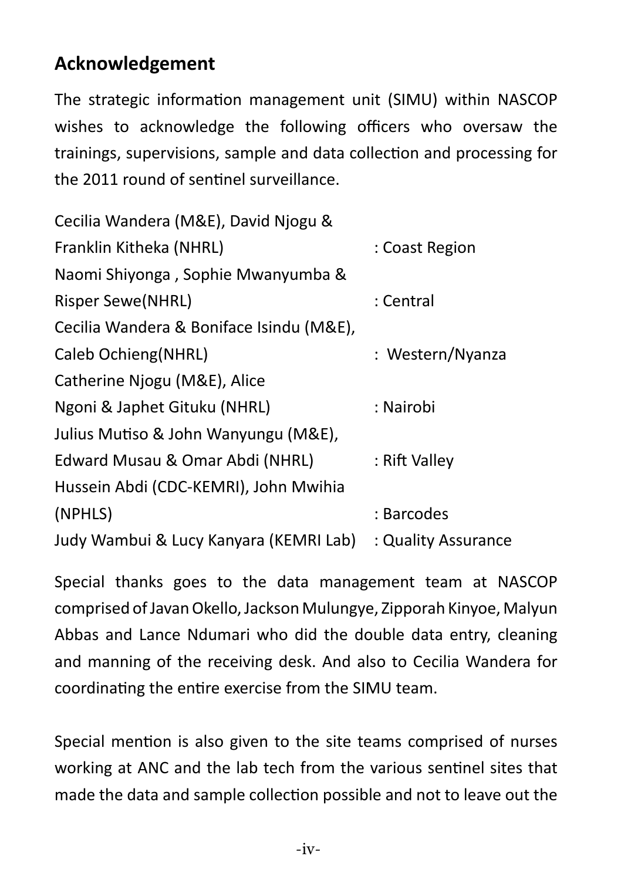## Acknowledgement

The strategic information management unit (SIMU) within NASCOP wishes to acknowledge the following officers who oversaw the trainings, supervisions, sample and data collection and processing for the 2011 round of sentinel surveillance.

| | |
|---|---|
| Cecilia Wandera (M&E), David Njogu & Franklin Kitheka (NHRL) | : Coast Region |
| Naomi Shiyonga , Sophie Mwanyumba & Risper Sewe(NHRL) | : Central |
| Cecilia Wandera & Boniface Isindu (M&E), Caleb Ochieng(NHRL) | : Western/Nyanza |
| Catherine Njogu (M&E), Alice Ngoni & Japhet Gituku (NHRL) | : Nairobi |
| Julius Mutiso & John Wanyungu (M&E), Edward Musau & Omar Abdi (NHRL) | : Rift Valley |
| Hussein Abdi (CDC-KEMRI), John Mwihia (NPHLS) | : Barcodes |
| Judy Wambui & Lucy Kanyara (KEMRI Lab) | : Quality Assurance |

Special thanks goes to the data management team at NASCOP comprised of Javan Okello, Jackson Mulungye, Zipporah Kinyoe, Malyun Abbas and Lance Ndumari who did the double data entry, cleaning and manning of the receiving desk. And also to Cecilia Wandera for coordinating the entire exercise from the SIMU team.

Special mention is also given to the site teams comprised of nurses working at ANC and the lab tech from the various sentinel sites that made the data and sample collection possible and not to leave out the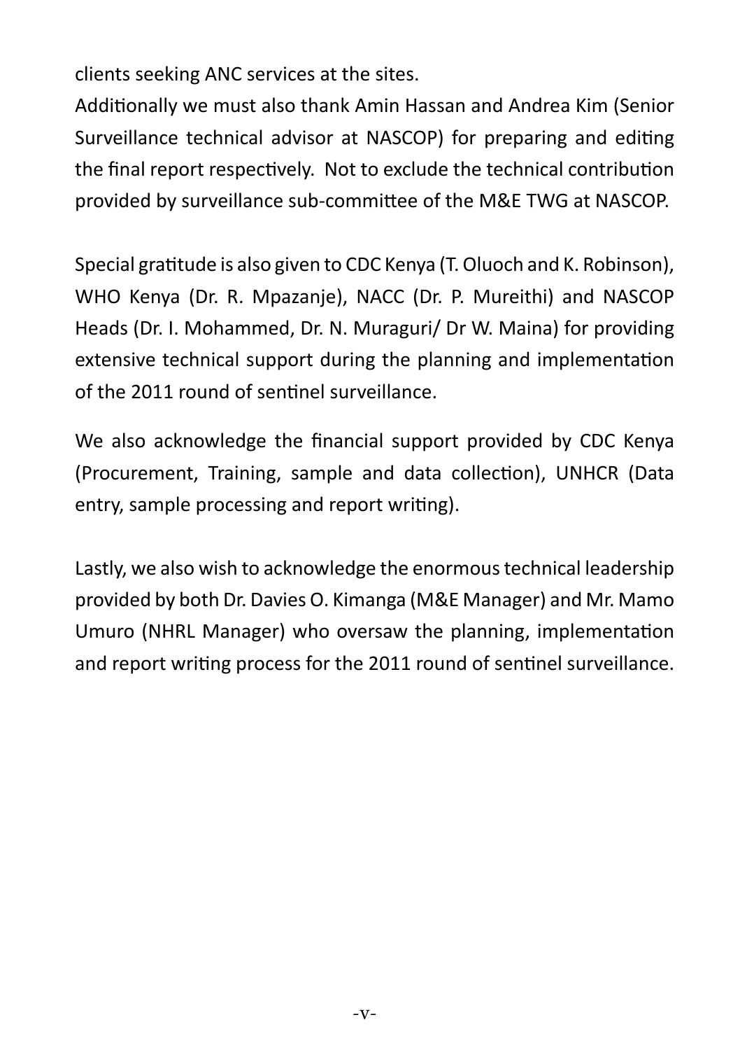clients seeking ANC services at the sites.

Additionally we must also thank Amin Hassan and Andrea Kim (Senior Surveillance technical advisor at NASCOP) for preparing and editing the final report respectively. Not to exclude the technical contribution provided by surveillance sub-committee of the M&E TWG at NASCOP.

Special gratitude is also given to CDC Kenya (T. Oluoch and K. Robinson), WHO Kenya (Dr. R. Mpazanje), NACC (Dr. P. Mureithi) and NASCOP Heads (Dr. I. Mohammed, Dr. N. Muraguri/ Dr W. Maina) for providing extensive technical support during the planning and implementation of the 2011 round of sentinel surveillance.

We also acknowledge the financial support provided by CDC Kenya (Procurement, Training, sample and data collection), UNHCR (Data entry, sample processing and report writing).

Lastly, we also wish to acknowledge the enormous technical leadership provided by both Dr. Davies O. Kimanga (M&E Manager) and Mr. Mamo Umuro (NHRL Manager) who oversaw the planning, implementation and report writing process for the 2011 round of sentinel surveillance.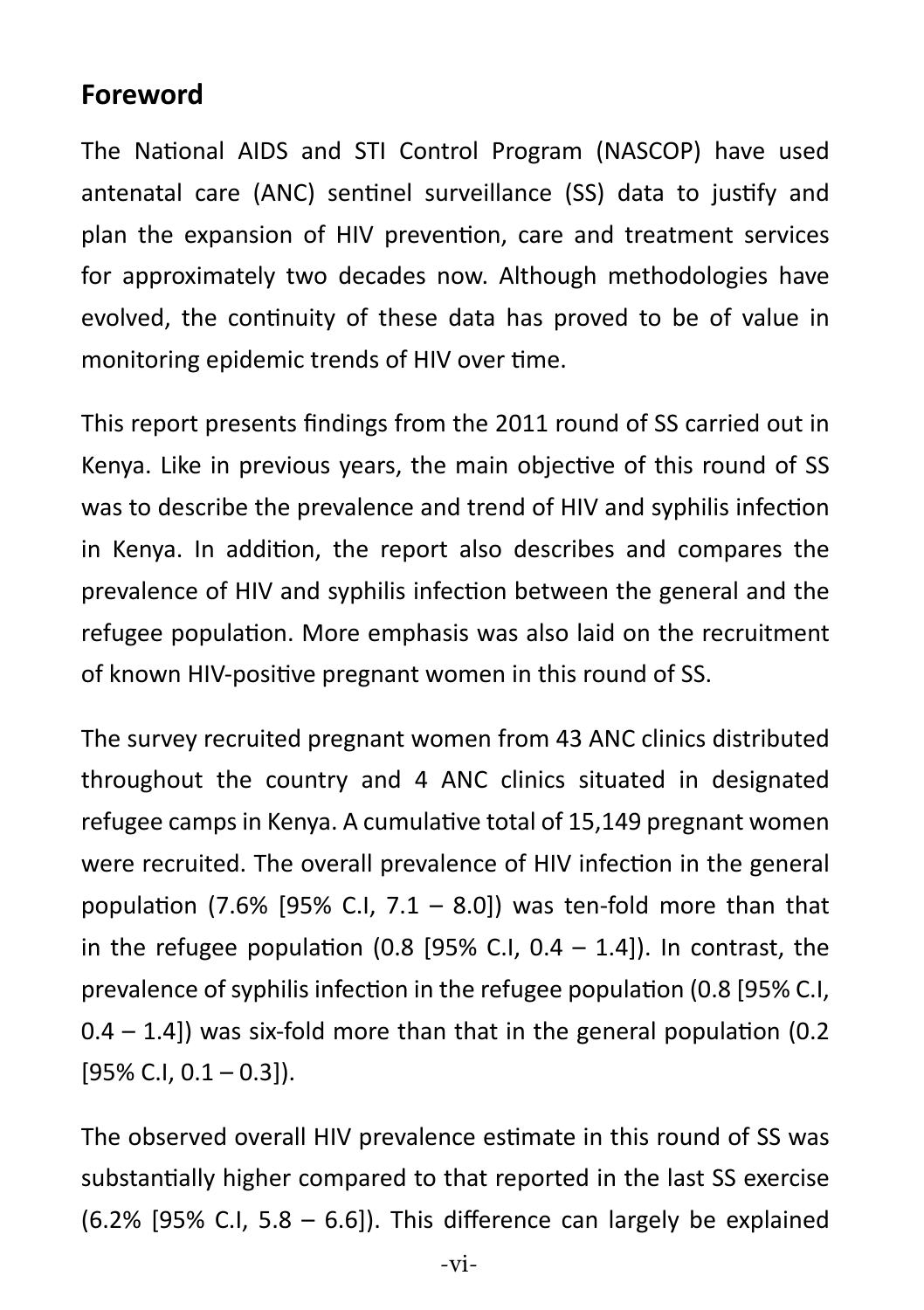## Foreword

The National AIDS and STI Control Program (NASCOP) have used antenatal care (ANC) sentinel surveillance (SS) data to justify and plan the expansion of HIV prevention, care and treatment services for approximately two decades now. Although methodologies have evolved, the continuity of these data has proved to be of value in monitoring epidemic trends of HIV over time.

This report presents findings from the 2011 round of SS carried out in Kenya. Like in previous years, the main objective of this round of SS was to describe the prevalence and trend of HIV and syphilis infection in Kenya. In addition, the report also describes and compares the prevalence of HIV and syphilis infection between the general and the refugee population. More emphasis was also laid on the recruitment of known HIV-positive pregnant women in this round of SS.

The survey recruited pregnant women from 43 ANC clinics distributed throughout the country and 4 ANC clinics situated in designated refugee camps in Kenya. A cumulative total of 15,149 pregnant women were recruited. The overall prevalence of HIV infection in the general population (7.6% [95% C.I, 7.1 – 8.0]) was ten-fold more than that in the refugee population (0.8 [95% C.I, 0.4 – 1.4]). In contrast, the prevalence of syphilis infection in the refugee population (0.8 [95% C.I, 0.4 – 1.4]) was six-fold more than that in the general population (0.2 [95% C.I, 0.1 – 0.3]).

The observed overall HIV prevalence estimate in this round of SS was substantially higher compared to that reported in the last SS exercise (6.2% [95% C.I, 5.8 – 6.6]). This difference can largely be explained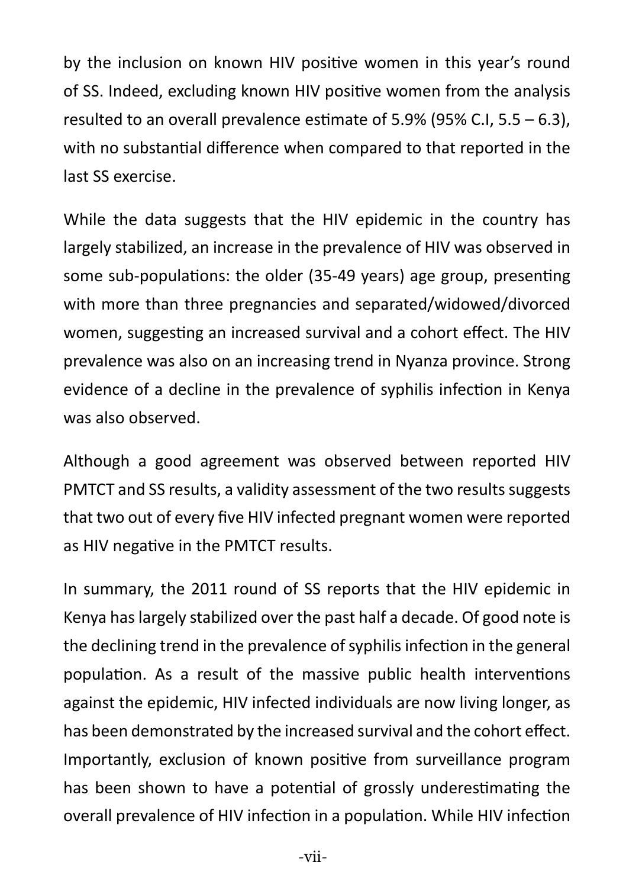by the inclusion on known HIV positive women in this year's round of SS. Indeed, excluding known HIV positive women from the analysis resulted to an overall prevalence estimate of 5.9% (95% C.I, 5.5 – 6.3), with no substantial difference when compared to that reported in the last SS exercise.

While the data suggests that the HIV epidemic in the country has largely stabilized, an increase in the prevalence of HIV was observed in some sub-populations: the older (35-49 years) age group, presenting with more than three pregnancies and separated/widowed/divorced women, suggesting an increased survival and a cohort effect. The HIV prevalence was also on an increasing trend in Nyanza province. Strong evidence of a decline in the prevalence of syphilis infection in Kenya was also observed.

Although a good agreement was observed between reported HIV PMTCT and SS results, a validity assessment of the two results suggests that two out of every five HIV infected pregnant women were reported as HIV negative in the PMTCT results.

In summary, the 2011 round of SS reports that the HIV epidemic in Kenya has largely stabilized over the past half a decade. Of good note is the declining trend in the prevalence of syphilis infection in the general population. As a result of the massive public health interventions against the epidemic, HIV infected individuals are now living longer, as has been demonstrated by the increased survival and the cohort effect. Importantly, exclusion of known positive from surveillance program has been shown to have a potential of grossly underestimating the overall prevalence of HIV infection in a population. While HIV infection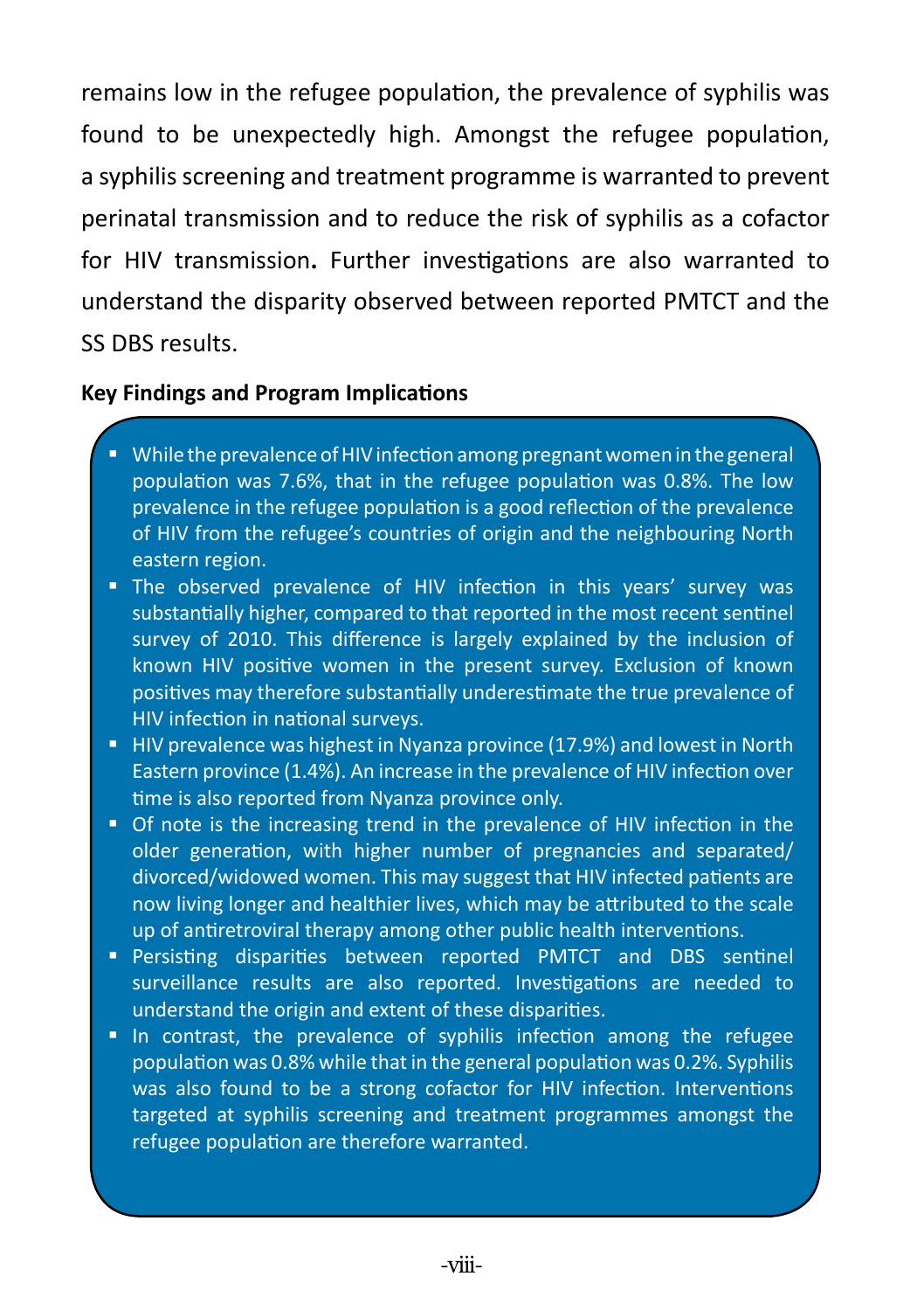remains low in the refugee population, the prevalence of syphilis was found to be unexpectedly high. Amongst the refugee population, a syphilis screening and treatment programme is warranted to prevent perinatal transmission and to reduce the risk of syphilis as a cofactor for HIV transmission. Further investigations are also warranted to understand the disparity observed between reported PMTCT and the SS DBS results.

**Key Findings and Program Implications**

- While the prevalence of HIV infection among pregnant women in the general population was 7.6%, that in the refugee population was 0.8%. The low prevalence in the refugee population is a good reflection of the prevalence of HIV from the refugee's countries of origin and the neighbouring North eastern region.
- The observed prevalence of HIV infection in this years' survey was substantially higher, compared to that reported in the most recent sentinel survey of 2010. This difference is largely explained by the inclusion of known HIV positive women in the present survey. Exclusion of known positives may therefore substantially underestimate the true prevalence of HIV infection in national surveys.
- HIV prevalence was highest in Nyanza province (17.9%) and lowest in North Eastern province (1.4%). An increase in the prevalence of HIV infection over time is also reported from Nyanza province only.
- Of note is the increasing trend in the prevalence of HIV infection in the older generation, with higher number of pregnancies and separated/ divorced/widowed women. This may suggest that HIV infected patients are now living longer and healthier lives, which may be attributed to the scale up of antiretroviral therapy among other public health interventions.
- Persisting disparities between reported PMTCT and DBS sentinel surveillance results are also reported. Investigations are needed to understand the origin and extent of these disparities.
- In contrast, the prevalence of syphilis infection among the refugee population was 0.8% while that in the general population was 0.2%. Syphilis was also found to be a strong cofactor for HIV infection. Interventions targeted at syphilis screening and treatment programmes amongst the refugee population are therefore warranted.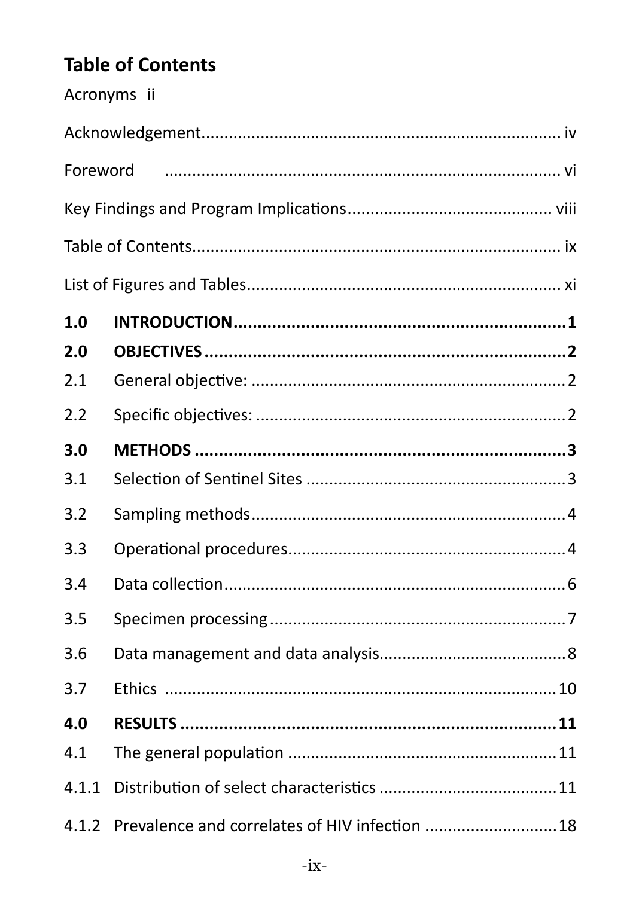# Table of Contents

Acronyms ii

Acknowledgement............................................................................ iv

Foreword ....................................................................................... vi

Key Findings and Program Implications............................................ viii

Table of Contents............................................................................ ix

List of Figures and Tables................................................................. xi

**1.0 INTRODUCTION.......................................................................1**

**2.0 OBJECTIVES............................................................................2**

2.1 General objective: ....................................................................2

2.2 Specific objectives: ....................................................................2

**3.0 METHODS ..............................................................................3**

3.1 Selection of Sentinel Sites .........................................................3

3.2 Sampling methods.....................................................................4

3.3 Operational procedures.............................................................4

3.4 Data collection..........................................................................6

3.5 Specimen processing.................................................................7

3.6 Data management and data analysis.........................................8

3.7 Ethics ......................................................................................10

**4.0 RESULTS ...............................................................................11**

4.1 The general population ...........................................................11

4.1.1 Distribution of select characteristics .......................................11

4.1.2 Prevalence and correlates of HIV infection .............................18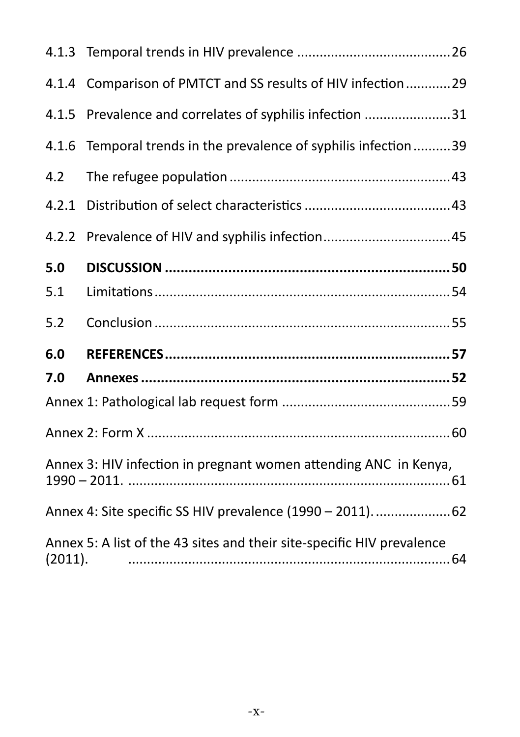4.1.3 Temporal trends in HIV prevalence .........................................26

4.1.4 Comparison of PMTCT and SS results of HIV infection............29

4.1.5 Prevalence and correlates of syphilis infection .......................31

4.1.6 Temporal trends in the prevalence of syphilis infection..........39

4.2 The refugee population ...........................................................43

4.2.1 Distribution of select characteristics .......................................43

4.2.2 Prevalence of HIV and syphilis infection..................................45

**5.0 DISCUSSION .........................................................................50**

5.1 Limitations..............................................................................54

5.2 Conclusion ..............................................................................55

**6.0 REFERENCES.........................................................................57**

**7.0 Annexes ...............................................................................52**

Annex 1: Pathological lab request form .............................................59

Annex 2: Form X .................................................................................60

Annex 3: HIV infection in pregnant women attending ANC in Kenya, 1990 – 2011. .......................................................................................61

Annex 4: Site specific SS HIV prevalence (1990 – 2011). ....................62

Annex 5: A list of the 43 sites and their site-specific HIV prevalence (2011). .......................................................................................64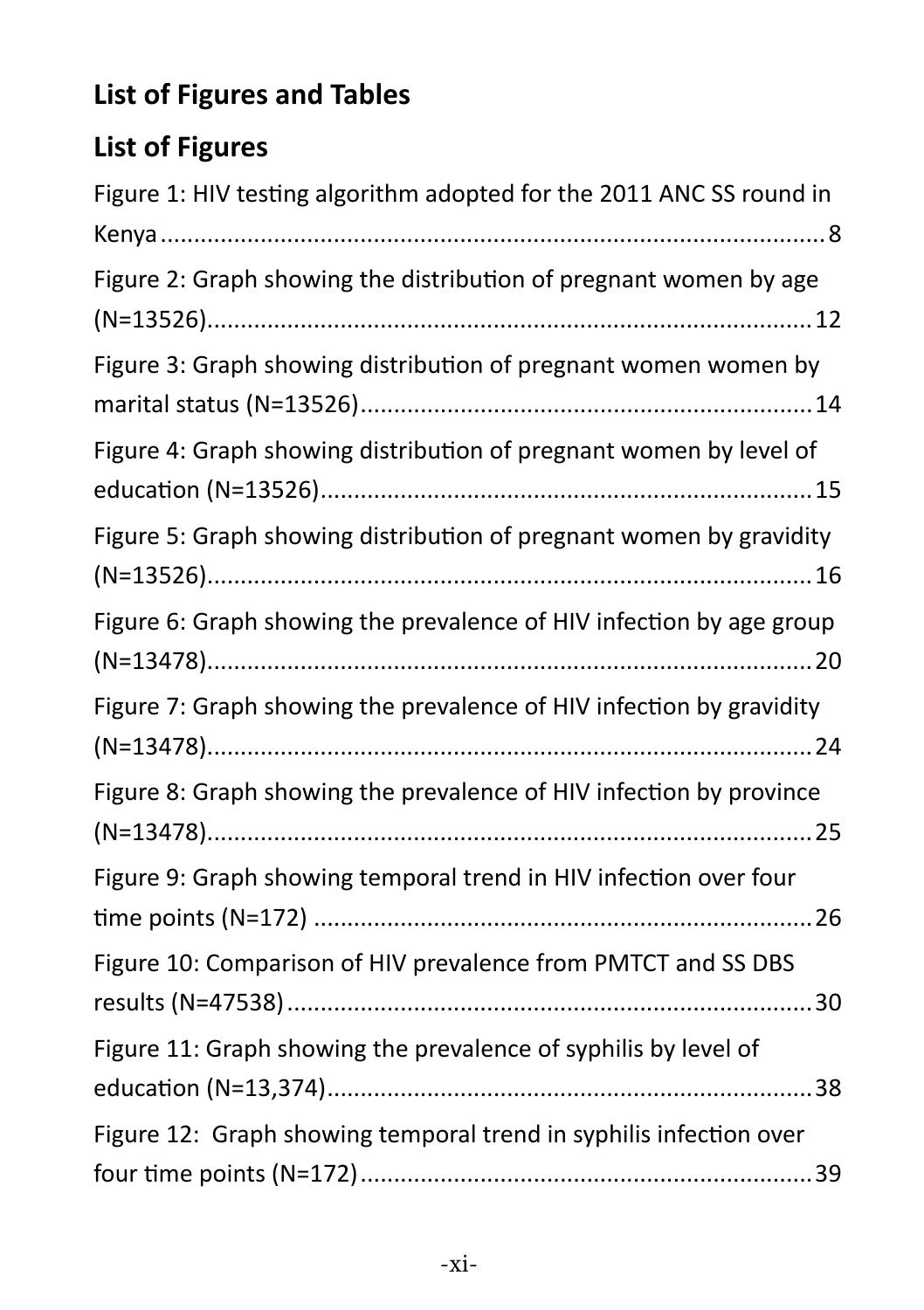## List of Figures and Tables

### List of Figures

Figure 1: HIV testing algorithm adopted for the 2011 ANC SS round in Kenya .......... 8

Figure 2: Graph showing the distribution of pregnant women by age (N=13526).......... 12

Figure 3: Graph showing distribution of pregnant women women by marital status (N=13526).......... 14

Figure 4: Graph showing distribution of pregnant women by level of education (N=13526).......... 15

Figure 5: Graph showing distribution of pregnant women by gravidity (N=13526).......... 16

Figure 6: Graph showing the prevalence of HIV infection by age group (N=13478).......... 20

Figure 7: Graph showing the prevalence of HIV infection by gravidity (N=13478).......... 24

Figure 8: Graph showing the prevalence of HIV infection by province (N=13478).......... 25

Figure 9: Graph showing temporal trend in HIV infection over four time points (N=172) .......... 26

Figure 10: Comparison of HIV prevalence from PMTCT and SS DBS results (N=47538).......... 30

Figure 11: Graph showing the prevalence of syphilis by level of education (N=13,374).......... 38

Figure 12: Graph showing temporal trend in syphilis infection over four time points (N=172).......... 39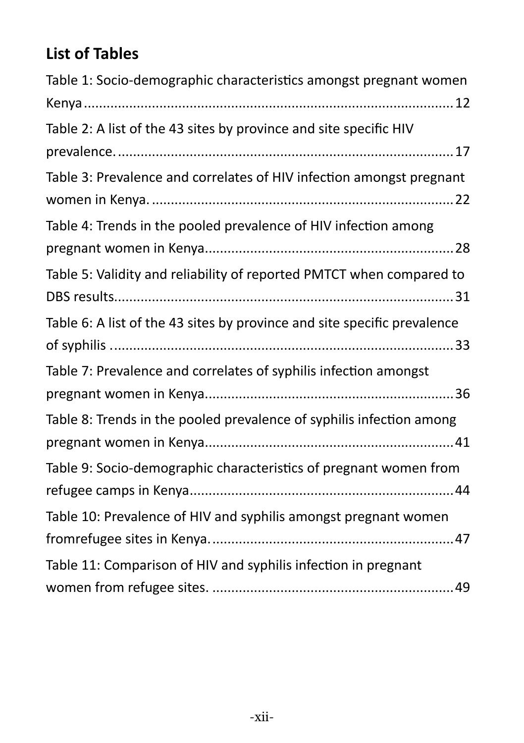## List of Tables

Table 1: Socio-demographic characteristics amongst pregnant women Kenya.......................................................................................12

Table 2: A list of the 43 sites by province and site specific HIV prevalence.........................................................................................17

Table 3: Prevalence and correlates of HIV infection amongst pregnant women in Kenya. ...............................................................................22

Table 4: Trends in the pooled prevalence of HIV infection among pregnant women in Kenya.................................................................28

Table 5: Validity and reliability of reported PMTCT when compared to DBS results.........................................................................................31

Table 6: A list of the 43 sites by province and site specific prevalence of syphilis ..........................................................................................33

Table 7: Prevalence and correlates of syphilis infection amongst pregnant women in Kenya.................................................................36

Table 8: Trends in the pooled prevalence of syphilis infection among pregnant women in Kenya.................................................................41

Table 9: Socio-demographic characteristics of pregnant women from refugee camps in Kenya.....................................................................44

Table 10: Prevalence of HIV and syphilis amongst pregnant women fromrefugee sites in Kenya.................................................................47

Table 11: Comparison of HIV and syphilis infection in pregnant women from refugee sites. ................................................................49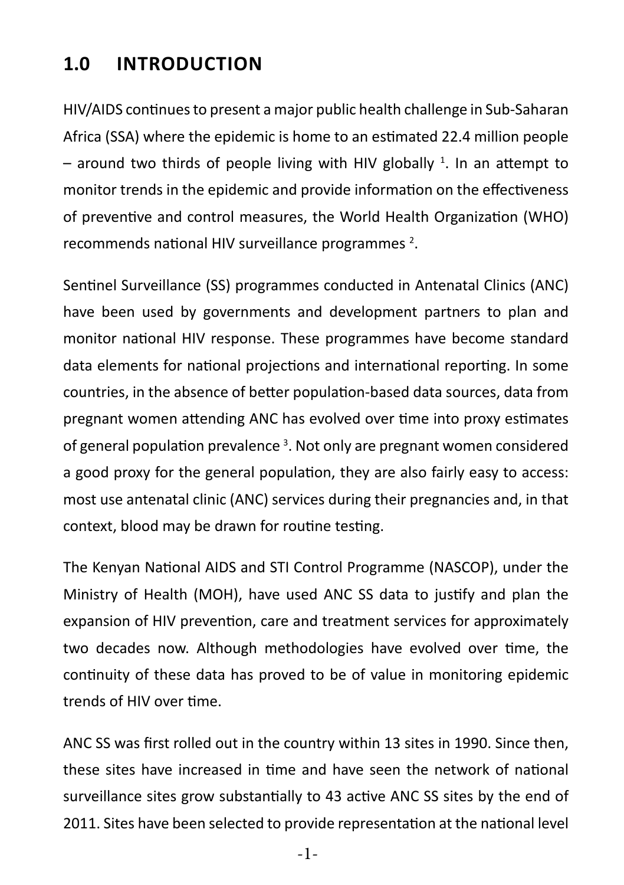# 1.0 INTRODUCTION

HIV/AIDS continues to present a major public health challenge in Sub-Saharan Africa (SSA) where the epidemic is home to an estimated 22.4 million people – around two thirds of people living with HIV globally [1]. In an attempt to monitor trends in the epidemic and provide information on the effectiveness of preventive and control measures, the World Health Organization (WHO) recommends national HIV surveillance programmes [2].

Sentinel Surveillance (SS) programmes conducted in Antenatal Clinics (ANC) have been used by governments and development partners to plan and monitor national HIV response. These programmes have become standard data elements for national projections and international reporting. In some countries, in the absence of better population-based data sources, data from pregnant women attending ANC has evolved over time into proxy estimates of general population prevalence [3]. Not only are pregnant women considered a good proxy for the general population, they are also fairly easy to access: most use antenatal clinic (ANC) services during their pregnancies and, in that context, blood may be drawn for routine testing.

The Kenyan National AIDS and STI Control Programme (NASCOP), under the Ministry of Health (MOH), have used ANC SS data to justify and plan the expansion of HIV prevention, care and treatment services for approximately two decades now. Although methodologies have evolved over time, the continuity of these data has proved to be of value in monitoring epidemic trends of HIV over time.

ANC SS was first rolled out in the country within 13 sites in 1990. Since then, these sites have increased in time and have seen the network of national surveillance sites grow substantially to 43 active ANC SS sites by the end of 2011. Sites have been selected to provide representation at the national level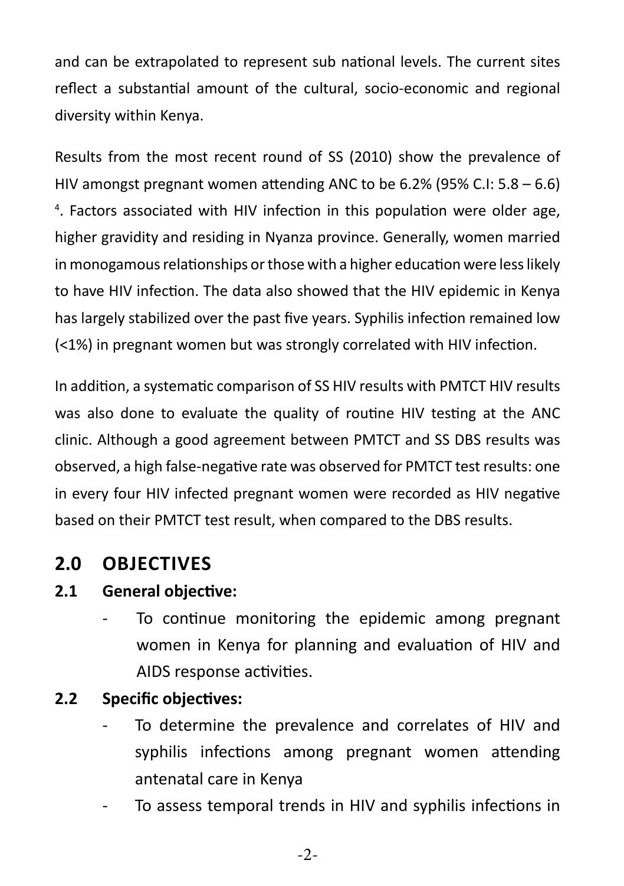and can be extrapolated to represent sub national levels. The current sites reflect a substantial amount of the cultural, socio-economic and regional diversity within Kenya.

Results from the most recent round of SS (2010) show the prevalence of HIV amongst pregnant women attending ANC to be 6.2% (95% C.I: 5.8 – 6.6) [4]. Factors associated with HIV infection in this population were older age, higher gravidity and residing in Nyanza province. Generally, women married in monogamous relationships or those with a higher education were less likely to have HIV infection. The data also showed that the HIV epidemic in Kenya has largely stabilized over the past five years. Syphilis infection remained low (<1%) in pregnant women but was strongly correlated with HIV infection.

In addition, a systematic comparison of SS HIV results with PMTCT HIV results was also done to evaluate the quality of routine HIV testing at the ANC clinic. Although a good agreement between PMTCT and SS DBS results was observed, a high false-negative rate was observed for PMTCT test results: one in every four HIV infected pregnant women were recorded as HIV negative based on their PMTCT test result, when compared to the DBS results.

## 2.0 OBJECTIVES

### 2.1 General objective:

- To continue monitoring the epidemic among pregnant women in Kenya for planning and evaluation of HIV and AIDS response activities.

### 2.2 Specific objectives:

- To determine the prevalence and correlates of HIV and syphilis infections among pregnant women attending antenatal care in Kenya
- To assess temporal trends in HIV and syphilis infections in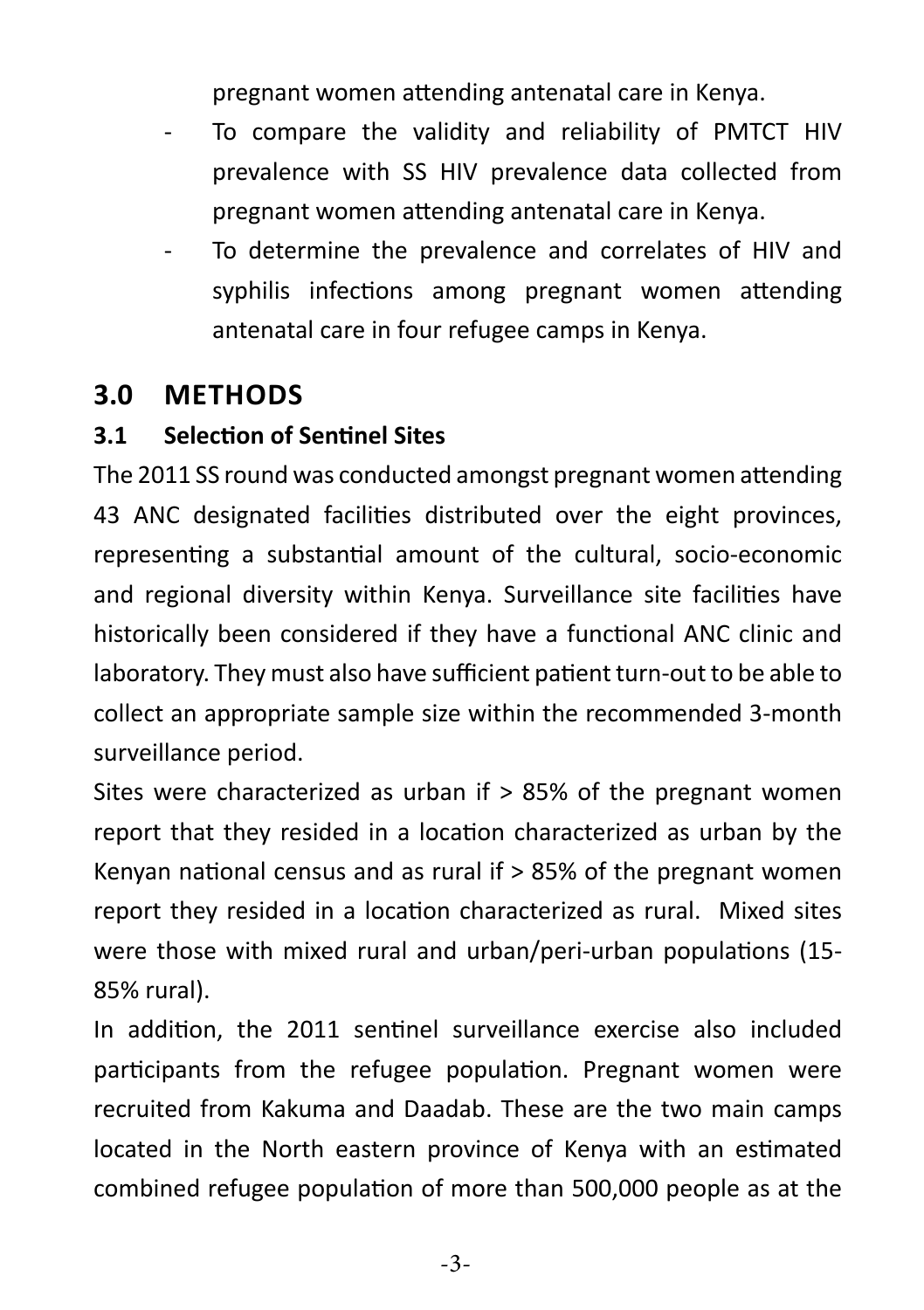pregnant women attending antenatal care in Kenya.

- To compare the validity and reliability of PMTCT HIV prevalence with SS HIV prevalence data collected from pregnant women attending antenatal care in Kenya.
- To determine the prevalence and correlates of HIV and syphilis infections among pregnant women attending antenatal care in four refugee camps in Kenya.

## 3.0 METHODS

### 3.1 Selection of Sentinel Sites

The 2011 SS round was conducted amongst pregnant women attending 43 ANC designated facilities distributed over the eight provinces, representing a substantial amount of the cultural, socio-economic and regional diversity within Kenya. Surveillance site facilities have historically been considered if they have a functional ANC clinic and laboratory. They must also have sufficient patient turn-out to be able to collect an appropriate sample size within the recommended 3-month surveillance period.

Sites were characterized as urban if > 85% of the pregnant women report that they resided in a location characterized as urban by the Kenyan national census and as rural if > 85% of the pregnant women report they resided in a location characterized as rural. Mixed sites were those with mixed rural and urban/peri-urban populations (15-85% rural).

In addition, the 2011 sentinel surveillance exercise also included participants from the refugee population. Pregnant women were recruited from Kakuma and Daadab. These are the two main camps located in the North eastern province of Kenya with an estimated combined refugee population of more than 500,000 people as at the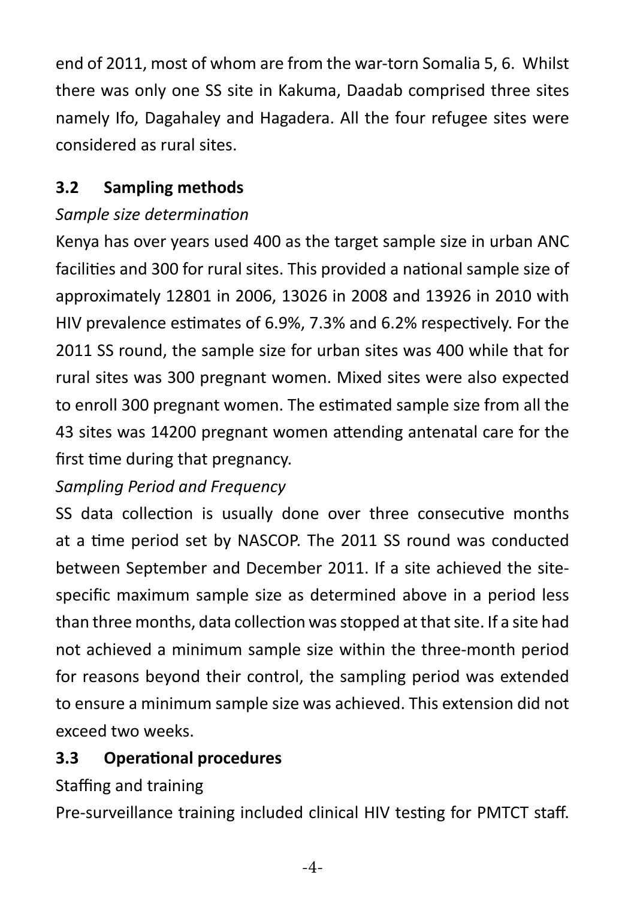end of 2011, most of whom are from the war-torn Somalia 5, 6. Whilst there was only one SS site in Kakuma, Daadab comprised three sites namely Ifo, Dagahaley and Hagadera. All the four refugee sites were considered as rural sites.

## 3.2 Sampling methods

*Sample size determination*

Kenya has over years used 400 as the target sample size in urban ANC facilities and 300 for rural sites. This provided a national sample size of approximately 12801 in 2006, 13026 in 2008 and 13926 in 2010 with HIV prevalence estimates of 6.9%, 7.3% and 6.2% respectively. For the 2011 SS round, the sample size for urban sites was 400 while that for rural sites was 300 pregnant women. Mixed sites were also expected to enroll 300 pregnant women. The estimated sample size from all the 43 sites was 14200 pregnant women attending antenatal care for the first time during that pregnancy.

*Sampling Period and Frequency*

SS data collection is usually done over three consecutive months at a time period set by NASCOP. The 2011 SS round was conducted between September and December 2011. If a site achieved the site-specific maximum sample size as determined above in a period less than three months, data collection was stopped at that site. If a site had not achieved a minimum sample size within the three-month period for reasons beyond their control, the sampling period was extended to ensure a minimum sample size was achieved. This extension did not exceed two weeks.

## 3.3 Operational procedures

Staffing and training

Pre-surveillance training included clinical HIV testing for PMTCT staff.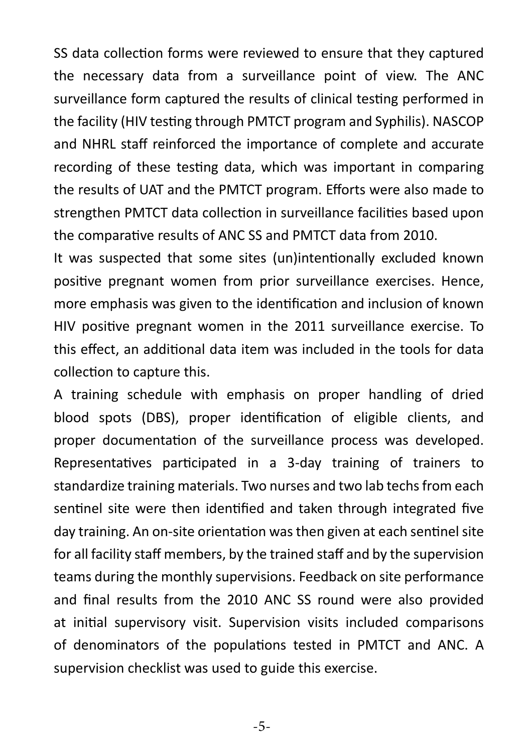SS data collection forms were reviewed to ensure that they captured the necessary data from a surveillance point of view. The ANC surveillance form captured the results of clinical testing performed in the facility (HIV testing through PMTCT program and Syphilis). NASCOP and NHRL staff reinforced the importance of complete and accurate recording of these testing data, which was important in comparing the results of UAT and the PMTCT program. Efforts were also made to strengthen PMTCT data collection in surveillance facilities based upon the comparative results of ANC SS and PMTCT data from 2010.

It was suspected that some sites (un)intentionally excluded known positive pregnant women from prior surveillance exercises. Hence, more emphasis was given to the identification and inclusion of known HIV positive pregnant women in the 2011 surveillance exercise. To this effect, an additional data item was included in the tools for data collection to capture this.

A training schedule with emphasis on proper handling of dried blood spots (DBS), proper identification of eligible clients, and proper documentation of the surveillance process was developed. Representatives participated in a 3-day training of trainers to standardize training materials. Two nurses and two lab techs from each sentinel site were then identified and taken through integrated five day training. An on-site orientation was then given at each sentinel site for all facility staff members, by the trained staff and by the supervision teams during the monthly supervisions. Feedback on site performance and final results from the 2010 ANC SS round were also provided at initial supervisory visit. Supervision visits included comparisons of denominators of the populations tested in PMTCT and ANC. A supervision checklist was used to guide this exercise.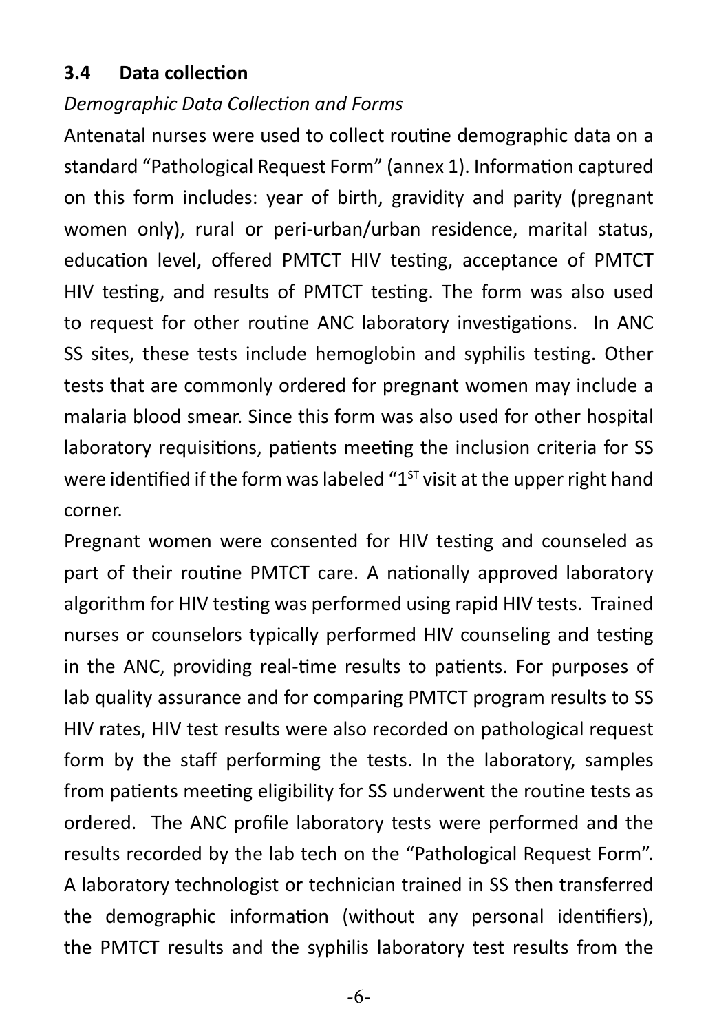### 3.4 Data collection

*Demographic Data Collection and Forms*

Antenatal nurses were used to collect routine demographic data on a standard "Pathological Request Form" (annex 1). Information captured on this form includes: year of birth, gravidity and parity (pregnant women only), rural or peri-urban/urban residence, marital status, education level, offered PMTCT HIV testing, acceptance of PMTCT HIV testing, and results of PMTCT testing. The form was also used to request for other routine ANC laboratory investigations. In ANC SS sites, these tests include hemoglobin and syphilis testing. Other tests that are commonly ordered for pregnant women may include a malaria blood smear. Since this form was also used for other hospital laboratory requisitions, patients meeting the inclusion criteria for SS were identified if the form was labeled "1ST visit at the upper right hand corner.

Pregnant women were consented for HIV testing and counseled as part of their routine PMTCT care. A nationally approved laboratory algorithm for HIV testing was performed using rapid HIV tests. Trained nurses or counselors typically performed HIV counseling and testing in the ANC, providing real-time results to patients. For purposes of lab quality assurance and for comparing PMTCT program results to SS HIV rates, HIV test results were also recorded on pathological request form by the staff performing the tests. In the laboratory, samples from patients meeting eligibility for SS underwent the routine tests as ordered. The ANC profile laboratory tests were performed and the results recorded by the lab tech on the "Pathological Request Form". A laboratory technologist or technician trained in SS then transferred the demographic information (without any personal identifiers), the PMTCT results and the syphilis laboratory test results from the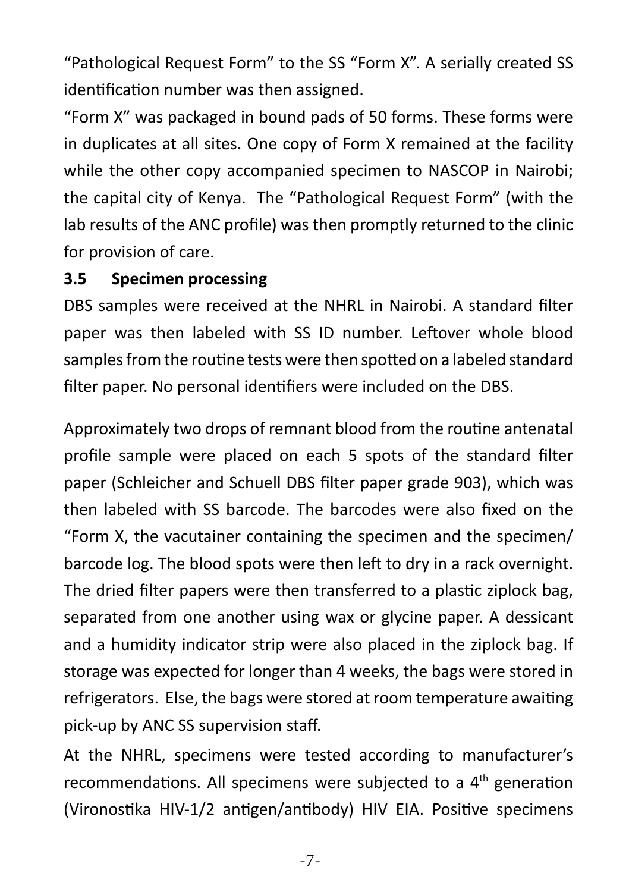"Pathological Request Form" to the SS "Form X". A serially created SS identification number was then assigned.

"Form X" was packaged in bound pads of 50 forms. These forms were in duplicates at all sites. One copy of Form X remained at the facility while the other copy accompanied specimen to NASCOP in Nairobi; the capital city of Kenya. The "Pathological Request Form" (with the lab results of the ANC profile) was then promptly returned to the clinic for provision of care.

### 3.5 Specimen processing

DBS samples were received at the NHRL in Nairobi. A standard filter paper was then labeled with SS ID number. Leftover whole blood samples from the routine tests were then spotted on a labeled standard filter paper. No personal identifiers were included on the DBS.

Approximately two drops of remnant blood from the routine antenatal profile sample were placed on each 5 spots of the standard filter paper (Schleicher and Schuell DBS filter paper grade 903), which was then labeled with SS barcode. The barcodes were also fixed on the "Form X, the vacutainer containing the specimen and the specimen/ barcode log. The blood spots were then left to dry in a rack overnight. The dried filter papers were then transferred to a plastic ziplock bag, separated from one another using wax or glycine paper. A dessicant and a humidity indicator strip were also placed in the ziplock bag. If storage was expected for longer than 4 weeks, the bags were stored in refrigerators. Else, the bags were stored at room temperature awaiting pick-up by ANC SS supervision staff.

At the NHRL, specimens were tested according to manufacturer's recommendations. All specimens were subjected to a 4$^{th}$ generation (Vironostika HIV-1/2 antigen/antibody) HIV EIA. Positive specimens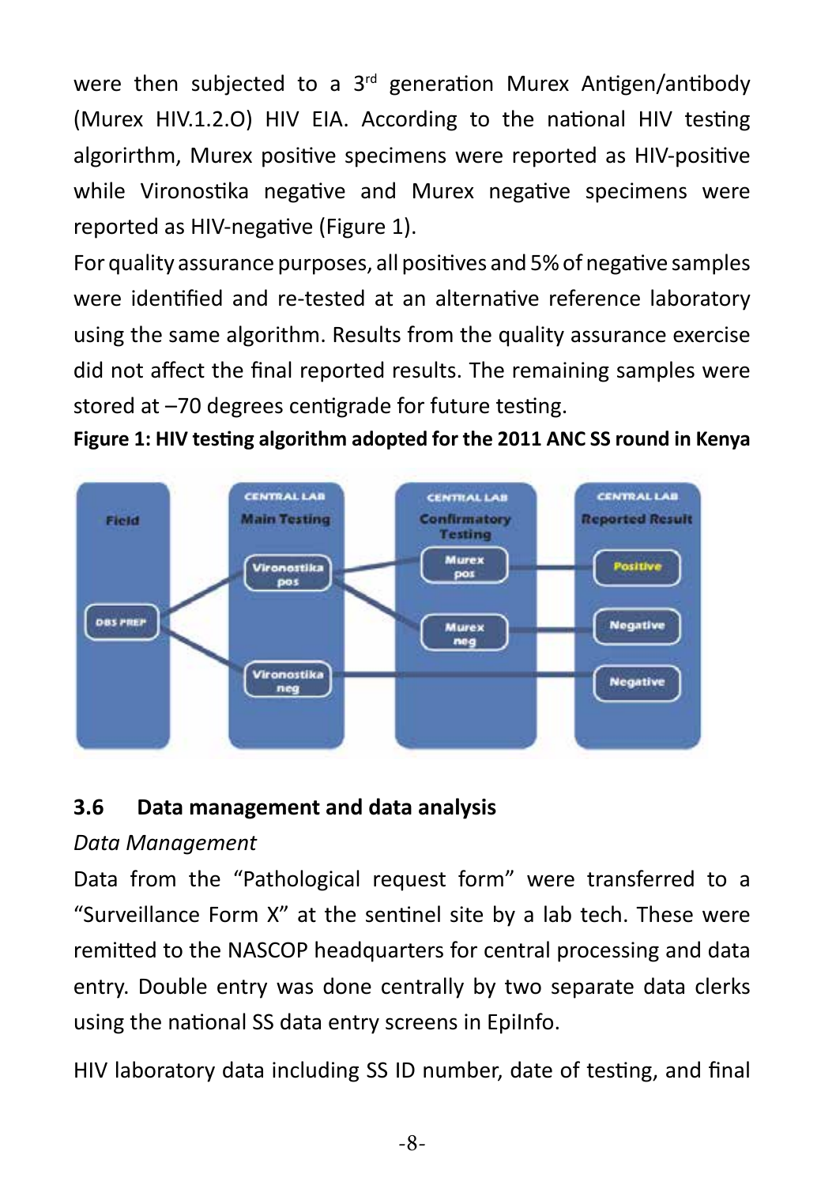were then subjected to a 3rd generation Murex Antigen/antibody (Murex HIV.1.2.O) HIV EIA. According to the national HIV testing algorirthm, Murex positive specimens were reported as HIV-positive while Vironostika negative and Murex negative specimens were reported as HIV-negative (Figure 1).

For quality assurance purposes, all positives and 5% of negative samples were identified and re-tested at an alternative reference laboratory using the same algorithm. Results from the quality assurance exercise did not affect the final reported results. The remaining samples were stored at –70 degrees centigrade for future testing.

**Figure 1: HIV testing algorithm adopted for the 2011 ANC SS round in Kenya**

## 3.6 Data management and data analysis

*Data Management*

Data from the "Pathological request form" were transferred to a "Surveillance Form X" at the sentinel site by a lab tech. These were remitted to the NASCOP headquarters for central processing and data entry. Double entry was done centrally by two separate data clerks using the national SS data entry screens in EpiInfo.

HIV laboratory data including SS ID number, date of testing, and final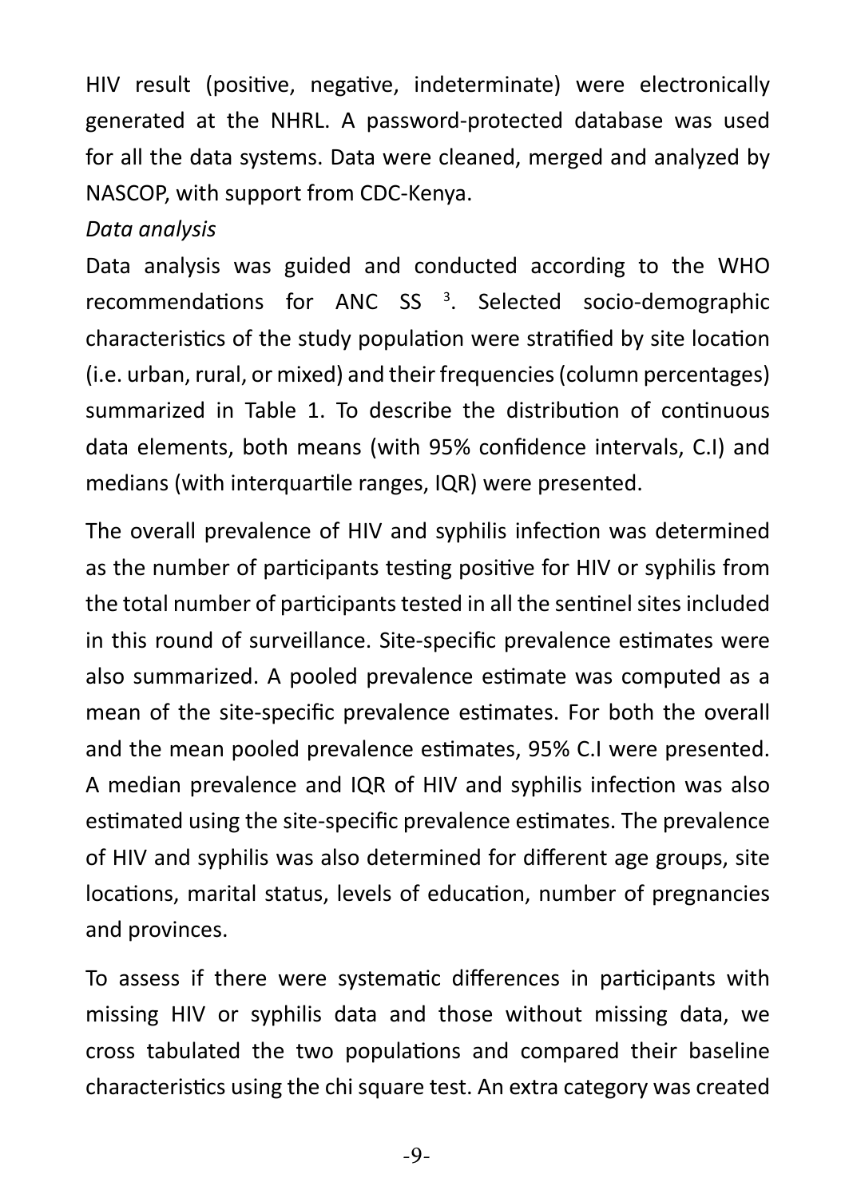HIV result (positive, negative, indeterminate) were electronically generated at the NHRL. A password-protected database was used for all the data systems. Data were cleaned, merged and analyzed by NASCOP, with support from CDC-Kenya.

*Data analysis*

Data analysis was guided and conducted according to the WHO recommendations for ANC SS [3]. Selected socio-demographic characteristics of the study population were stratified by site location (i.e. urban, rural, or mixed) and their frequencies (column percentages) summarized in Table 1. To describe the distribution of continuous data elements, both means (with 95% confidence intervals, C.I) and medians (with interquartile ranges, IQR) were presented.

The overall prevalence of HIV and syphilis infection was determined as the number of participants testing positive for HIV or syphilis from the total number of participants tested in all the sentinel sites included in this round of surveillance. Site-specific prevalence estimates were also summarized. A pooled prevalence estimate was computed as a mean of the site-specific prevalence estimates. For both the overall and the mean pooled prevalence estimates, 95% C.I were presented. A median prevalence and IQR of HIV and syphilis infection was also estimated using the site-specific prevalence estimates. The prevalence of HIV and syphilis was also determined for different age groups, site locations, marital status, levels of education, number of pregnancies and provinces.

To assess if there were systematic differences in participants with missing HIV or syphilis data and those without missing data, we cross tabulated the two populations and compared their baseline characteristics using the chi square test. An extra category was created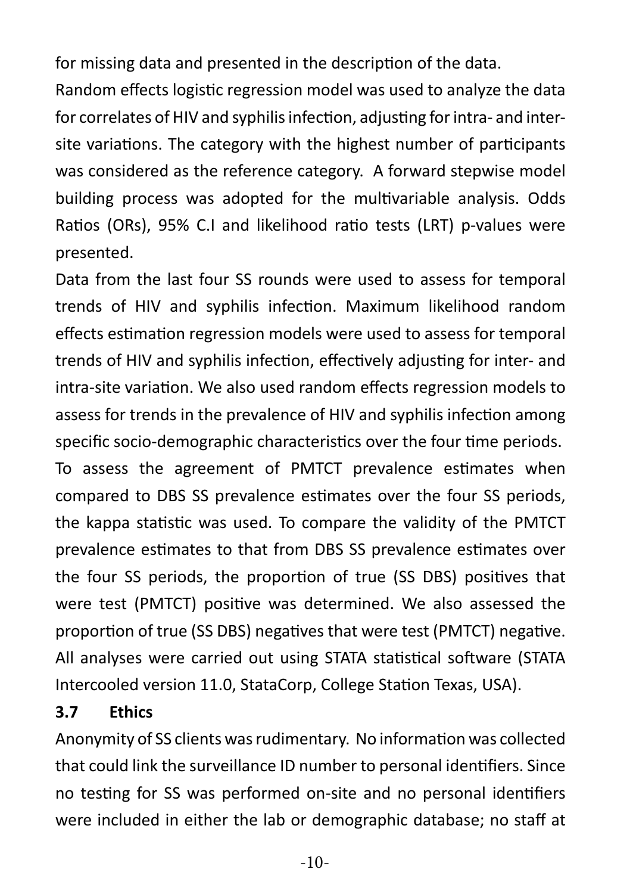for missing data and presented in the description of the data.

Random effects logistic regression model was used to analyze the data for correlates of HIV and syphilis infection, adjusting for intra- and inter-site variations. The category with the highest number of participants was considered as the reference category. A forward stepwise model building process was adopted for the multivariable analysis. Odds Ratios (ORs), 95% C.I and likelihood ratio tests (LRT) p-values were presented.

Data from the last four SS rounds were used to assess for temporal trends of HIV and syphilis infection. Maximum likelihood random effects estimation regression models were used to assess for temporal trends of HIV and syphilis infection, effectively adjusting for inter- and intra-site variation. We also used random effects regression models to assess for trends in the prevalence of HIV and syphilis infection among specific socio-demographic characteristics over the four time periods.

To assess the agreement of PMTCT prevalence estimates when compared to DBS SS prevalence estimates over the four SS periods, the kappa statistic was used. To compare the validity of the PMTCT prevalence estimates to that from DBS SS prevalence estimates over the four SS periods, the proportion of true (SS DBS) positives that were test (PMTCT) positive was determined. We also assessed the proportion of true (SS DBS) negatives that were test (PMTCT) negative. All analyses were carried out using STATA statistical software (STATA Intercooled version 11.0, StataCorp, College Station Texas, USA).

### 3.7 Ethics

Anonymity of SS clients was rudimentary. No information was collected that could link the surveillance ID number to personal identifiers. Since no testing for SS was performed on-site and no personal identifiers were included in either the lab or demographic database; no staff at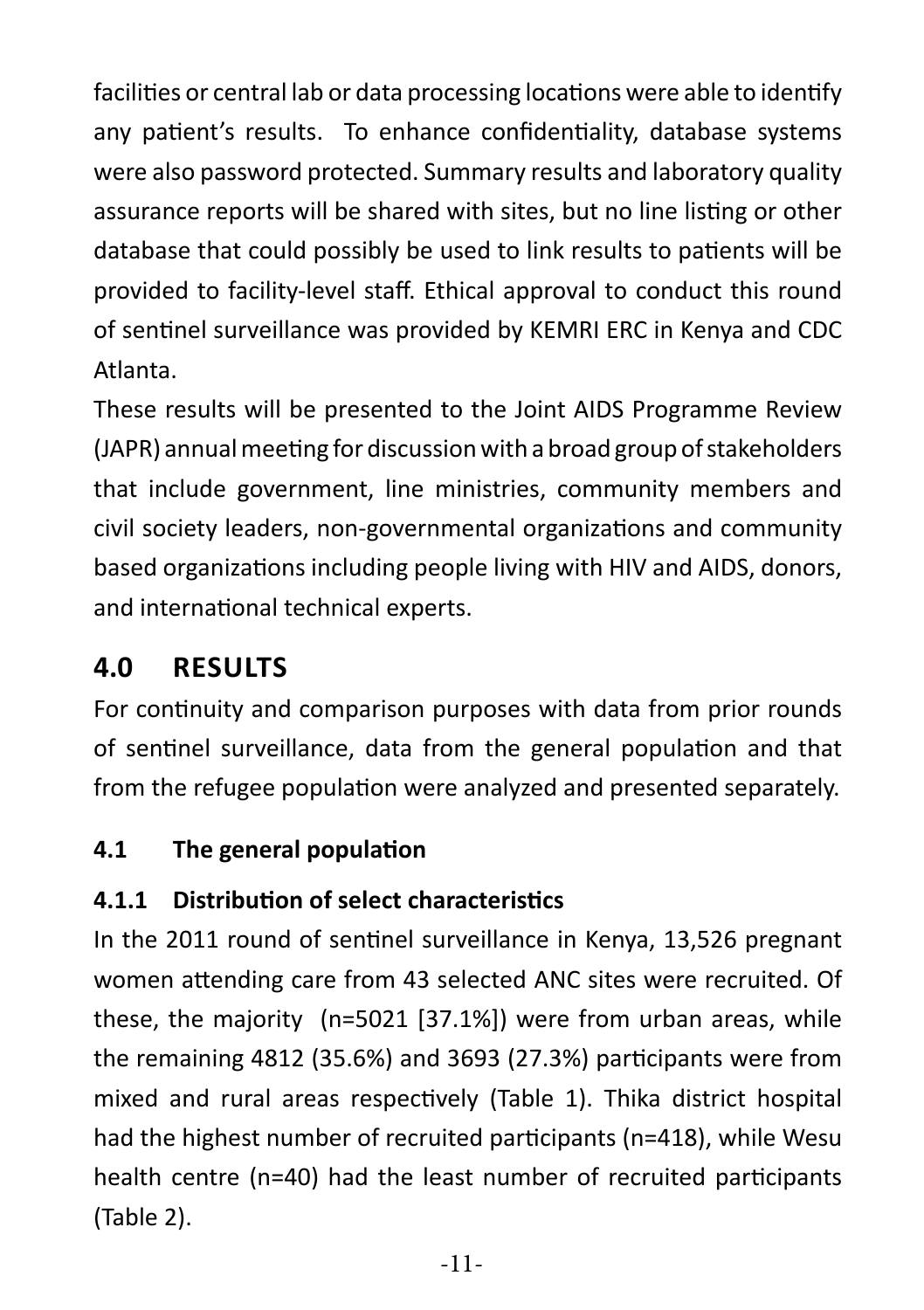facilities or central lab or data processing locations were able to identify any patient's results. To enhance confidentiality, database systems were also password protected. Summary results and laboratory quality assurance reports will be shared with sites, but no line listing or other database that could possibly be used to link results to patients will be provided to facility-level staff. Ethical approval to conduct this round of sentinel surveillance was provided by KEMRI ERC in Kenya and CDC Atlanta.

These results will be presented to the Joint AIDS Programme Review (JAPR) annual meeting for discussion with a broad group of stakeholders that include government, line ministries, community members and civil society leaders, non-governmental organizations and community based organizations including people living with HIV and AIDS, donors, and international technical experts.

# 4.0 RESULTS

For continuity and comparison purposes with data from prior rounds of sentinel surveillance, data from the general population and that from the refugee population were analyzed and presented separately.

## 4.1 The general population

### 4.1.1 Distribution of select characteristics

In the 2011 round of sentinel surveillance in Kenya, 13,526 pregnant women attending care from 43 selected ANC sites were recruited. Of these, the majority (n=5021 [37.1%]) were from urban areas, while the remaining 4812 (35.6%) and 3693 (27.3%) participants were from mixed and rural areas respectively (Table 1). Thika district hospital had the highest number of recruited participants (n=418), while Wesu health centre (n=40) had the least number of recruited participants (Table 2).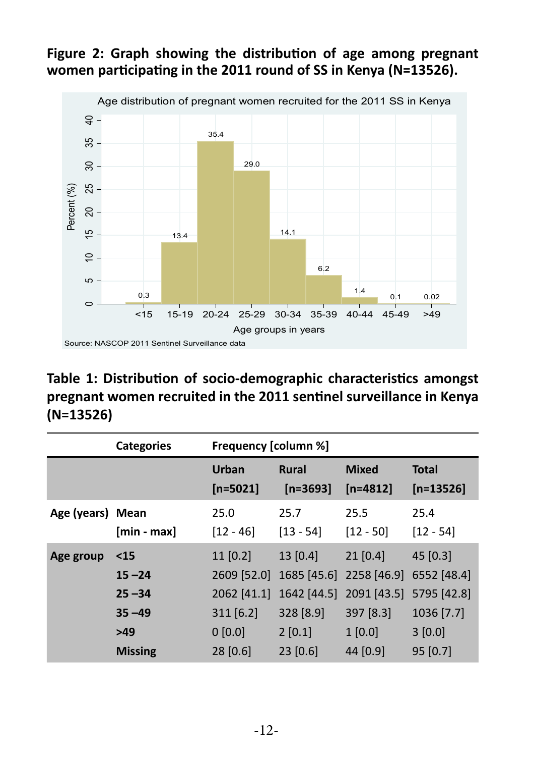**Figure 2: Graph showing the distribution of age among pregnant women participating in the 2011 round of SS in Kenya (N=13526).**

**Table 1: Distribution of socio-demographic characteristics amongst pregnant women recruited in the 2011 sentinel surveillance in Kenya (N=13526)**

| | Categories | Frequency [column %] | | | |
|---|---|---|---|---|---|
| | | Urban [n=5021] | Rural [n=3693] | Mixed [n=4812] | Total [n=13526] |
| Age (years) | Mean | 25.0 | 25.7 | 25.5 | 25.4 |
| | [min - max] | [12 - 46] | [13 - 54] | [12 - 50] | [12 - 54] |
| Age group | <15 | 11 [0.2] | 13 [0.4] | 21 [0.4] | 45 [0.3] |
| | 15 –24 | 2609 [52.0] | 1685 [45.6] | 2258 [46.9] | 6552 [48.4] |
| | 25 –34 | 2062 [41.1] | 1642 [44.5] | 2091 [43.5] | 5795 [42.8] |
| | 35 –49 | 311 [6.2] | 328 [8.9] | 397 [8.3] | 1036 [7.7] |
| | >49 | 0 [0.0] | 2 [0.1] | 1 [0.0] | 3 [0.0] |
| | Missing | 28 [0.6] | 23 [0.6] | 44 [0.9] | 95 [0.7] |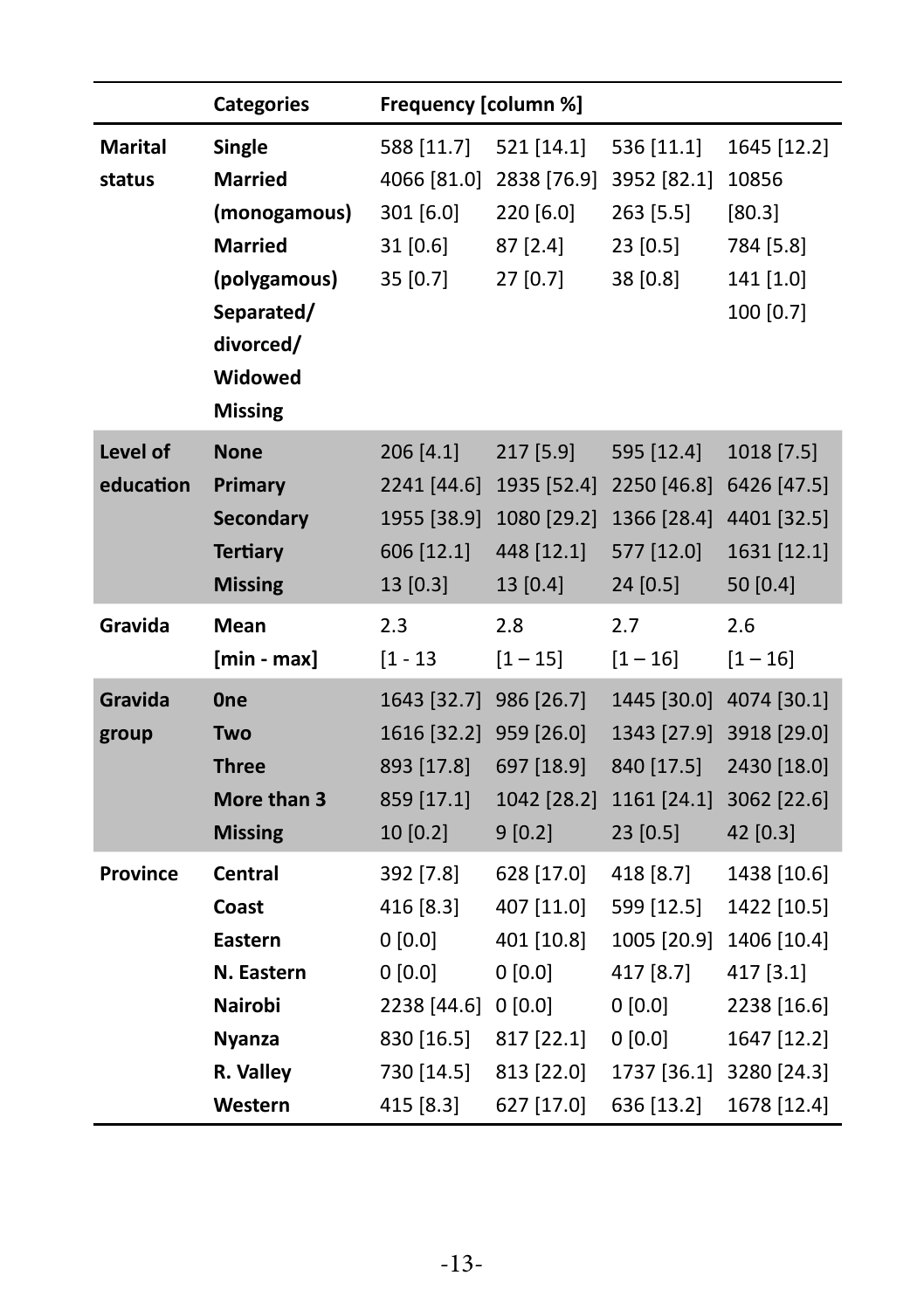| | Categories | Frequency [column %] | | | |
|---|---|---|---|---|---|
| Marital status | Single | 588 [11.7] | 521 [14.1] | 536 [11.1] | 1645 [12.2] |
| | Married (monogamous) | 4066 [81.0] | 2838 [76.9] | 3952 [82.1] | 10856 [80.3] |
| | Married (polygamous) | 301 [6.0] | 220 [6.0] | 263 [5.5] | 784 [5.8] |
| | Separated/ divorced/ Widowed | 31 [0.6] | 87 [2.4] | 23 [0.5] | 141 [1.0] |
| | Missing | 35 [0.7] | 27 [0.7] | 38 [0.8] | 100 [0.7] |
| Level of education | None | 206 [4.1] | 217 [5.9] | 595 [12.4] | 1018 [7.5] |
| | Primary | 2241 [44.6] | 1935 [52.4] | 2250 [46.8] | 6426 [47.5] |
| | Secondary | 1955 [38.9] | 1080 [29.2] | 1366 [28.4] | 4401 [32.5] |
| | Tertiary | 606 [12.1] | 448 [12.1] | 577 [12.0] | 1631 [12.1] |
| | Missing | 13 [0.3] | 13 [0.4] | 24 [0.5] | 50 [0.4] |
| Gravida | Mean | 2.3 | 2.8 | 2.7 | 2.6 |
| | [min - max] | [1 - 13 | [1 – 15] | [1 – 16] | [1 – 16] |
| Gravida group | 0ne | 1643 [32.7] | 986 [26.7] | 1445 [30.0] | 4074 [30.1] |
| | Two | 1616 [32.2] | 959 [26.0] | 1343 [27.9] | 3918 [29.0] |
| | Three | 893 [17.8] | 697 [18.9] | 840 [17.5] | 2430 [18.0] |
| | More than 3 | 859 [17.1] | 1042 [28.2] | 1161 [24.1] | 3062 [22.6] |
| | Missing | 10 [0.2] | 9 [0.2] | 23 [0.5] | 42 [0.3] |
| Province | Central | 392 [7.8] | 628 [17.0] | 418 [8.7] | 1438 [10.6] |
| | Coast | 416 [8.3] | 407 [11.0] | 599 [12.5] | 1422 [10.5] |
| | Eastern | 0 [0.0] | 401 [10.8] | 1005 [20.9] | 1406 [10.4] |
| | N. Eastern | 0 [0.0] | 0 [0.0] | 417 [8.7] | 417 [3.1] |
| | Nairobi | 2238 [44.6] | 0 [0.0] | 0 [0.0] | 2238 [16.6] |
| | Nyanza | 830 [16.5] | 817 [22.1] | 0 [0.0] | 1647 [12.2] |
| | R. Valley | 730 [14.5] | 813 [22.0] | 1737 [36.1] | 3280 [24.3] |
| | Western | 415 [8.3] | 627 [17.0] | 636 [13.2] | 1678 [12.4] |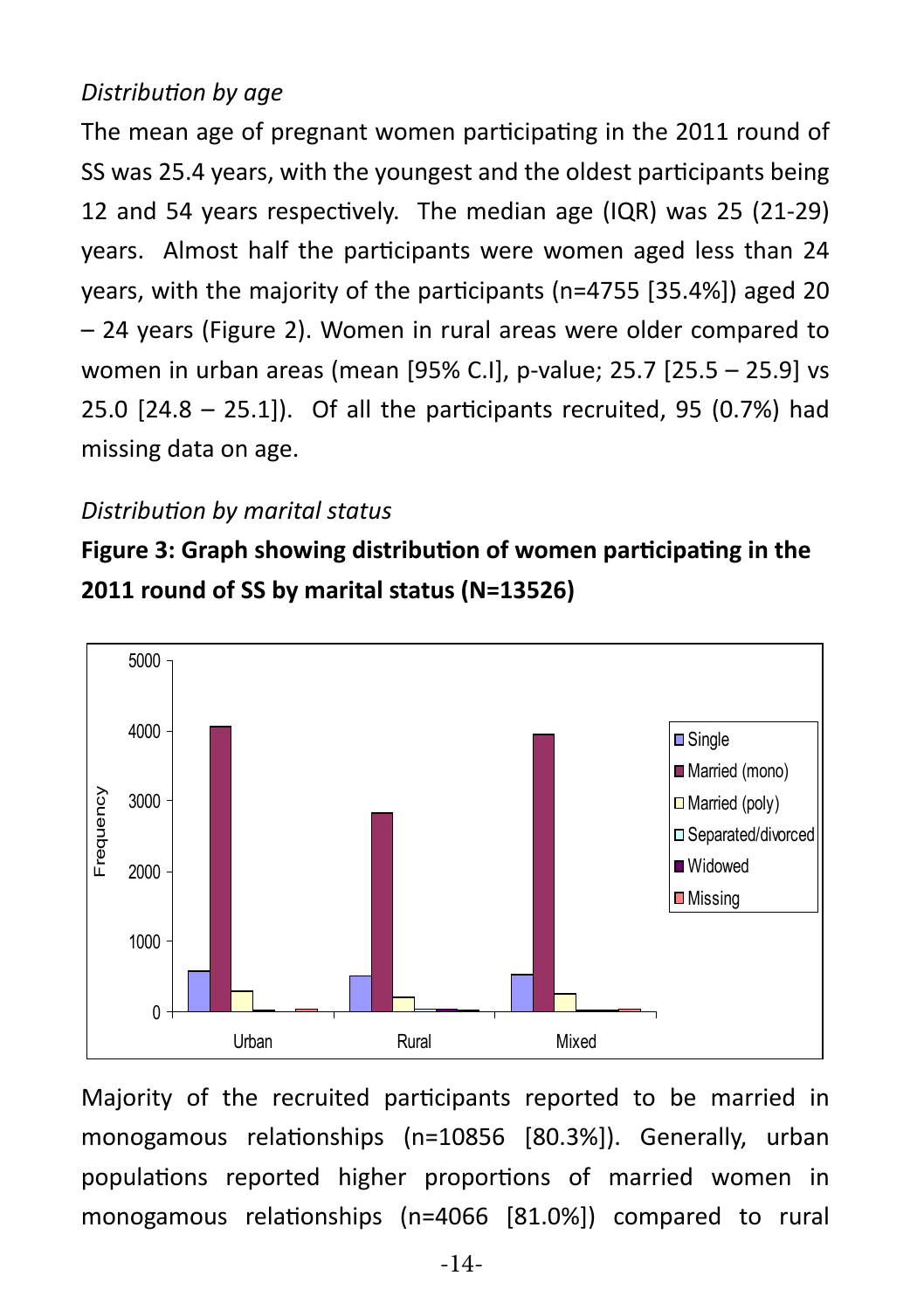*Distribution by age*

The mean age of pregnant women participating in the 2011 round of SS was 25.4 years, with the youngest and the oldest participants being 12 and 54 years respectively. The median age (IQR) was 25 (21-29) years. Almost half the participants were women aged less than 24 years, with the majority of the participants (n=4755 [35.4%]) aged 20 – 24 years (Figure 2). Women in rural areas were older compared to women in urban areas (mean [95% C.I], p-value; 25.7 [25.5 – 25.9] vs 25.0 [24.8 – 25.1]). Of all the participants recruited, 95 (0.7%) had missing data on age.

*Distribution by marital status*

**Figure 3: Graph showing distribution of women participating in the 2011 round of SS by marital status (N=13526)**

Majority of the recruited participants reported to be married in monogamous relationships (n=10856 [80.3%]). Generally, urban populations reported higher proportions of married women in monogamous relationships (n=4066 [81.0%]) compared to rural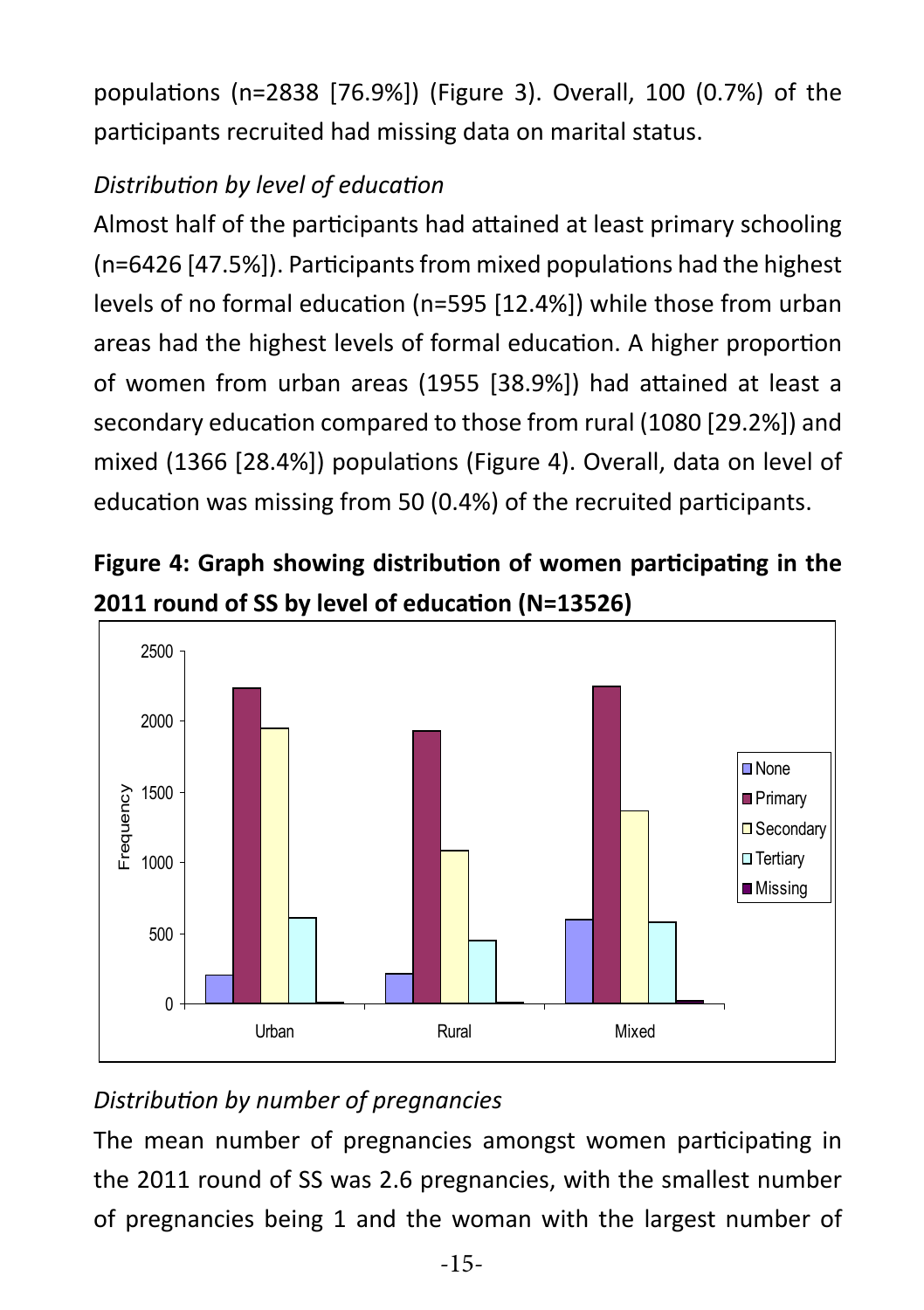populations (n=2838 [76.9%]) (Figure 3). Overall, 100 (0.7%) of the participants recruited had missing data on marital status.

*Distribution by level of education*

Almost half of the participants had attained at least primary schooling (n=6426 [47.5%]). Participants from mixed populations had the highest levels of no formal education (n=595 [12.4%]) while those from urban areas had the highest levels of formal education. A higher proportion of women from urban areas (1955 [38.9%]) had attained at least a secondary education compared to those from rural (1080 [29.2%]) and mixed (1366 [28.4%]) populations (Figure 4). Overall, data on level of education was missing from 50 (0.4%) of the recruited participants.

**Figure 4: Graph showing distribution of women participating in the 2011 round of SS by level of education (N=13526)**

*Distribution by number of pregnancies*

The mean number of pregnancies amongst women participating in the 2011 round of SS was 2.6 pregnancies, with the smallest number of pregnancies being 1 and the woman with the largest number of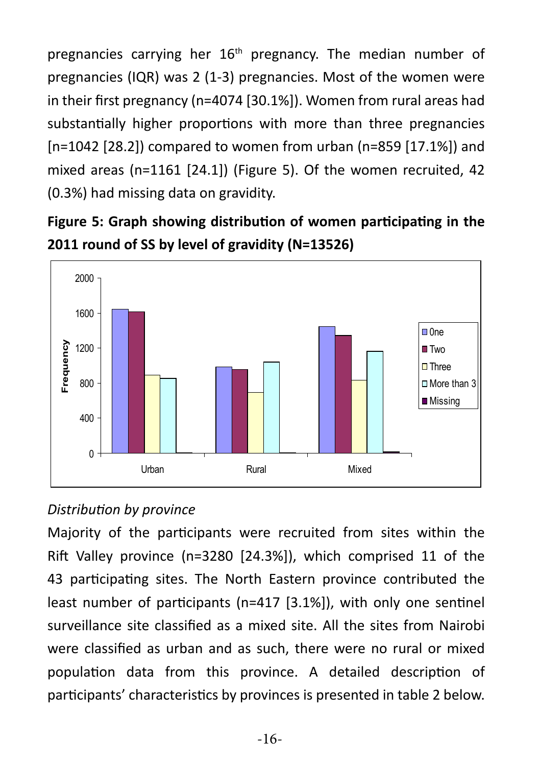pregnancies carrying her 16th pregnancy. The median number of pregnancies (IQR) was 2 (1-3) pregnancies. Most of the women were in their first pregnancy (n=4074 [30.1%]). Women from rural areas had substantially higher proportions with more than three pregnancies [n=1042 [28.2]) compared to women from urban (n=859 [17.1%]) and mixed areas (n=1161 [24.1]) (Figure 5). Of the women recruited, 42 (0.3%) had missing data on gravidity.

**Figure 5: Graph showing distribution of women participating in the 2011 round of SS by level of gravidity (N=13526)**

*Distribution by province*

Majority of the participants were recruited from sites within the Rift Valley province (n=3280 [24.3%]), which comprised 11 of the 43 participating sites. The North Eastern province contributed the least number of participants (n=417 [3.1%]), with only one sentinel surveillance site classified as a mixed site. All the sites from Nairobi were classified as urban and as such, there were no rural or mixed population data from this province. A detailed description of participants' characteristics by provinces is presented in table 2 below.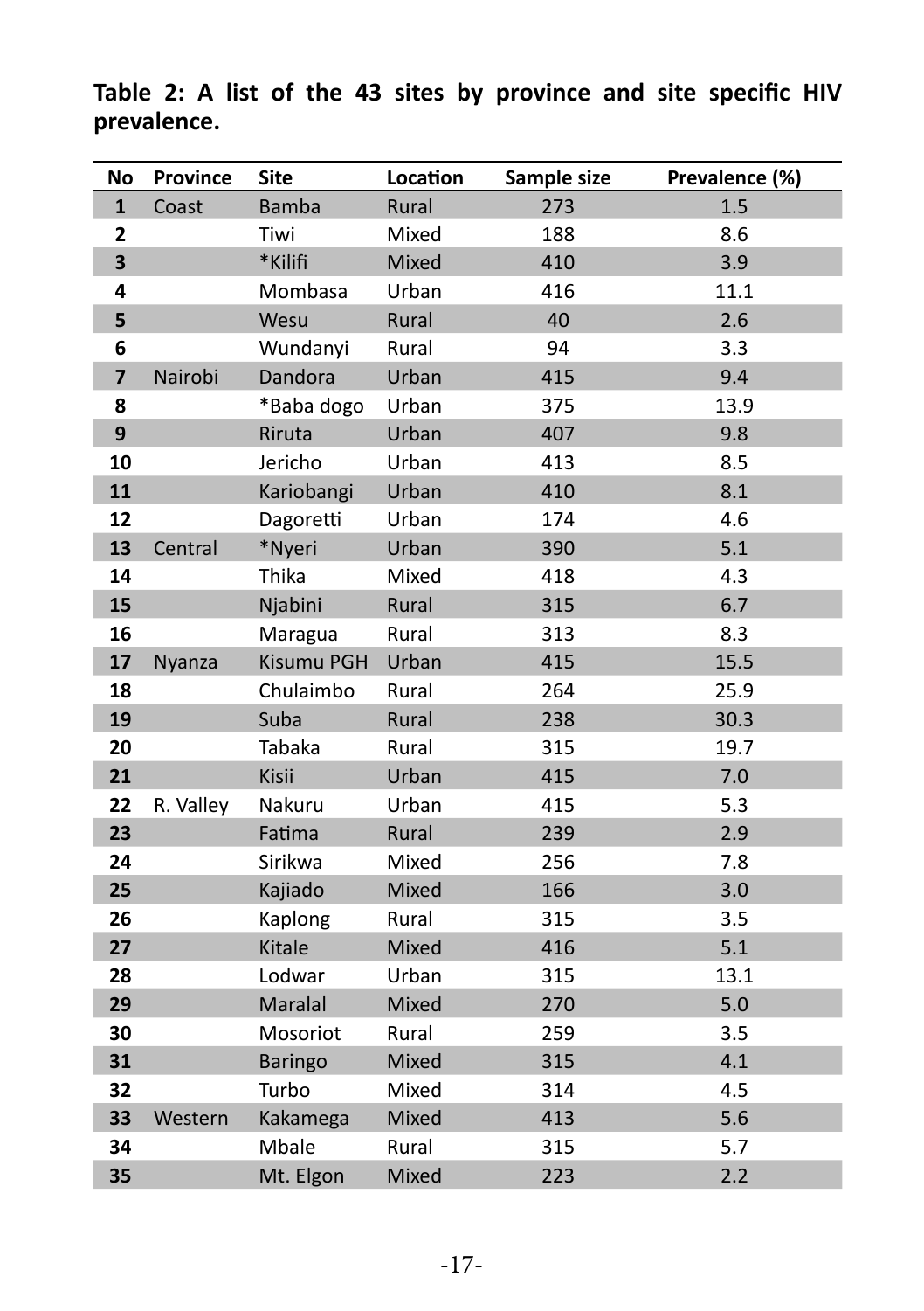**Table 2: A list of the 43 sites by province and site specific HIV prevalence.**

| No | Province | Site | Location | Sample size | Prevalence (%) |
|---|---|---|---|---|---|
| **1** | Coast | Bamba | Rural | 273 | 1.5 |
| **2** | | Tiwi | Mixed | 188 | 8.6 |
| **3** | | *Kilifi | Mixed | 410 | 3.9 |
| **4** | | Mombasa | Urban | 416 | 11.1 |
| **5** | | Wesu | Rural | 40 | 2.6 |
| **6** | | Wundanyi | Rural | 94 | 3.3 |
| **7** | Nairobi | Dandora | Urban | 415 | 9.4 |
| **8** | | *Baba dogo | Urban | 375 | 13.9 |
| **9** | | Riruta | Urban | 407 | 9.8 |
| **10** | | Jericho | Urban | 413 | 8.5 |
| **11** | | Kariobangi | Urban | 410 | 8.1 |
| **12** | | Dagoretti | Urban | 174 | 4.6 |
| **13** | Central | *Nyeri | Urban | 390 | 5.1 |
| **14** | | Thika | Mixed | 418 | 4.3 |
| **15** | | Njabini | Rural | 315 | 6.7 |
| **16** | | Maragua | Rural | 313 | 8.3 |
| **17** | Nyanza | Kisumu PGH | Urban | 415 | 15.5 |
| **18** | | Chulaimbo | Rural | 264 | 25.9 |
| **19** | | Suba | Rural | 238 | 30.3 |
| **20** | | Tabaka | Rural | 315 | 19.7 |
| **21** | | Kisii | Urban | 415 | 7.0 |
| **22** | R. Valley | Nakuru | Urban | 415 | 5.3 |
| **23** | | Fatima | Rural | 239 | 2.9 |
| **24** | | Sirikwa | Mixed | 256 | 7.8 |
| **25** | | Kajiado | Mixed | 166 | 3.0 |
| **26** | | Kaplong | Rural | 315 | 3.5 |
| **27** | | Kitale | Mixed | 416 | 5.1 |
| **28** | | Lodwar | Urban | 315 | 13.1 |
| **29** | | Maralal | Mixed | 270 | 5.0 |
| **30** | | Mosoriot | Rural | 259 | 3.5 |
| **31** | | Baringo | Mixed | 315 | 4.1 |
| **32** | | Turbo | Mixed | 314 | 4.5 |
| **33** | Western | Kakamega | Mixed | 413 | 5.6 |
| **34** | | Mbale | Rural | 315 | 5.7 |
| **35** | | Mt. Elgon | Mixed | 223 | 2.2 |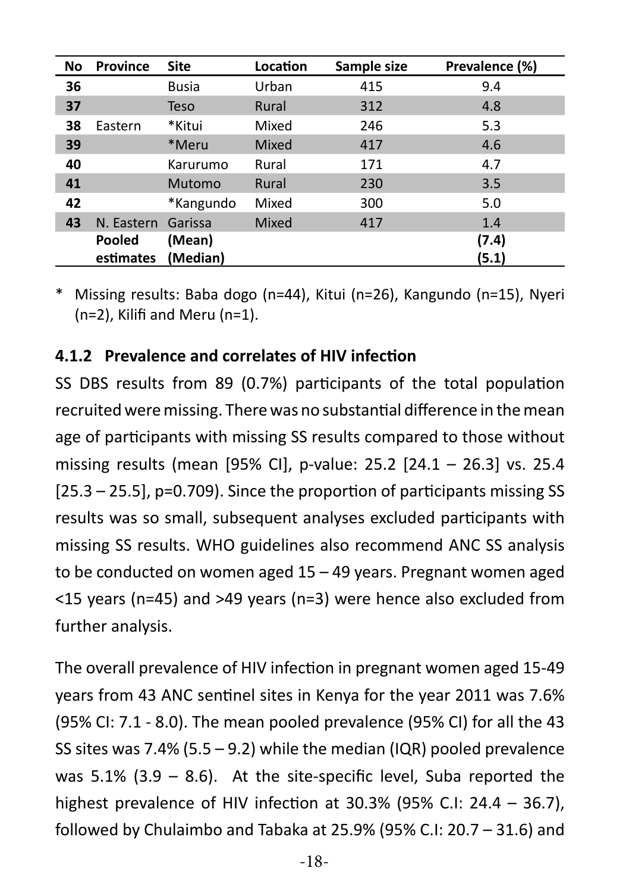| No | Province | Site | Location | Sample size | Prevalence (%) |
|---|---|---|---|---|---|
| **36** | | Busia | Urban | 415 | 9.4 |
| **37** | | Teso | Rural | 312 | 4.8 |
| **38** | Eastern | *Kitui | Mixed | 246 | 5.3 |
| **39** | | *Meru | Mixed | 417 | 4.6 |
| **40** | | Karurumo | Rural | 171 | 4.7 |
| **41** | | Mutomo | Rural | 230 | 3.5 |
| **42** | | *Kangundo | Mixed | 300 | 5.0 |
| **43** | N. Eastern | Garissa | Mixed | 417 | 1.4 |
| | **Pooled estimates** | **(Mean)** **(Median)** | | | **(7.4)** **(5.1)** |

\* Missing results: Baba dogo (n=44), Kitui (n=26), Kangundo (n=15), Nyeri (n=2), Kilifi and Meru (n=1).

### 4.1.2 Prevalence and correlates of HIV infection

SS DBS results from 89 (0.7%) participants of the total population recruited were missing. There was no substantial difference in the mean age of participants with missing SS results compared to those without missing results (mean [95% CI], p-value: 25.2 [24.1 – 26.3] vs. 25.4 [25.3 – 25.5], p=0.709). Since the proportion of participants missing SS results was so small, subsequent analyses excluded participants with missing SS results. WHO guidelines also recommend ANC SS analysis to be conducted on women aged 15 – 49 years. Pregnant women aged <15 years (n=45) and >49 years (n=3) were hence also excluded from further analysis.

The overall prevalence of HIV infection in pregnant women aged 15-49 years from 43 ANC sentinel sites in Kenya for the year 2011 was 7.6% (95% CI: 7.1 - 8.0). The mean pooled prevalence (95% CI) for all the 43 SS sites was 7.4% (5.5 – 9.2) while the median (IQR) pooled prevalence was 5.1% (3.9 – 8.6). At the site-specific level, Suba reported the highest prevalence of HIV infection at 30.3% (95% C.I: 24.4 – 36.7), followed by Chulaimbo and Tabaka at 25.9% (95% C.I: 20.7 – 31.6) and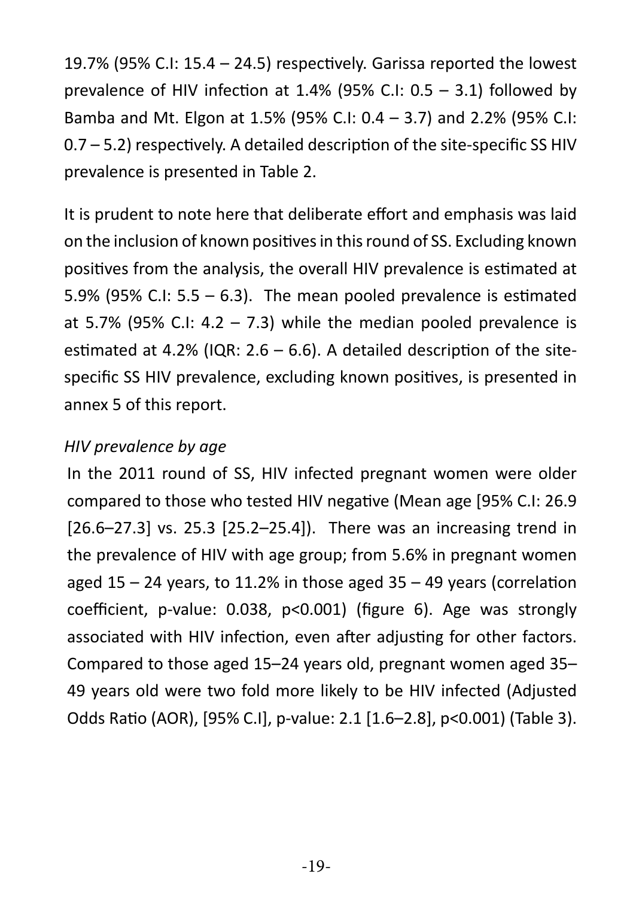19.7% (95% C.I: 15.4 – 24.5) respectively. Garissa reported the lowest prevalence of HIV infection at 1.4% (95% C.I: 0.5 – 3.1) followed by Bamba and Mt. Elgon at 1.5% (95% C.I: 0.4 – 3.7) and 2.2% (95% C.I: 0.7 – 5.2) respectively. A detailed description of the site-specific SS HIV prevalence is presented in Table 2.

It is prudent to note here that deliberate effort and emphasis was laid on the inclusion of known positives in this round of SS. Excluding known positives from the analysis, the overall HIV prevalence is estimated at 5.9% (95% C.I: 5.5 – 6.3). The mean pooled prevalence is estimated at 5.7% (95% C.I: 4.2 – 7.3) while the median pooled prevalence is estimated at 4.2% (IQR: 2.6 – 6.6). A detailed description of the site-specific SS HIV prevalence, excluding known positives, is presented in annex 5 of this report.

*HIV prevalence by age*

In the 2011 round of SS, HIV infected pregnant women were older compared to those who tested HIV negative (Mean age [95% C.I: 26.9 [26.6–27.3] vs. 25.3 [25.2–25.4]). There was an increasing trend in the prevalence of HIV with age group; from 5.6% in pregnant women aged 15 – 24 years, to 11.2% in those aged 35 – 49 years (correlation coefficient, p-value: 0.038, p<0.001) (figure 6). Age was strongly associated with HIV infection, even after adjusting for other factors. Compared to those aged 15–24 years old, pregnant women aged 35–49 years old were two fold more likely to be HIV infected (Adjusted Odds Ratio (AOR), [95% C.I], p-value: 2.1 [1.6–2.8], p<0.001) (Table 3).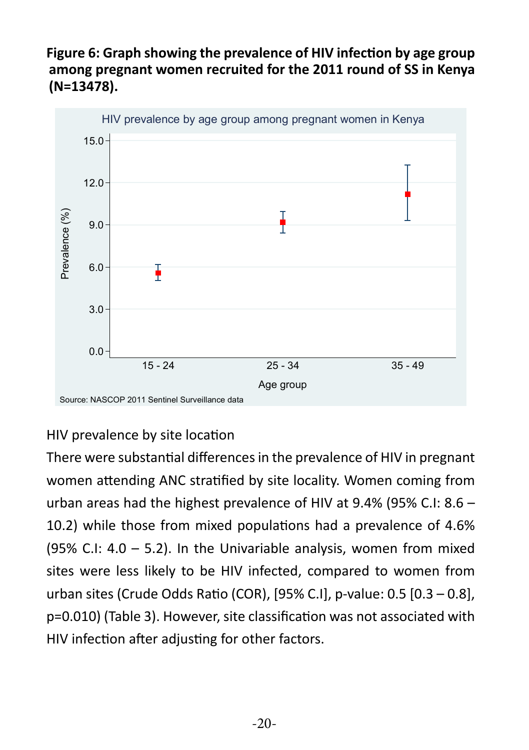**Figure 6: Graph showing the prevalence of HIV infection by age group among pregnant women recruited for the 2011 round of SS in Kenya (N=13478).**

HIV prevalence by site location

There were substantial differences in the prevalence of HIV in pregnant women attending ANC stratified by site locality. Women coming from urban areas had the highest prevalence of HIV at 9.4% (95% C.I: 8.6 – 10.2) while those from mixed populations had a prevalence of 4.6% (95% C.I: 4.0 – 5.2). In the Univariable analysis, women from mixed sites were less likely to be HIV infected, compared to women from urban sites (Crude Odds Ratio (COR), [95% C.I], p-value: 0.5 [0.3 – 0.8], p=0.010) (Table 3). However, site classification was not associated with HIV infection after adjusting for other factors.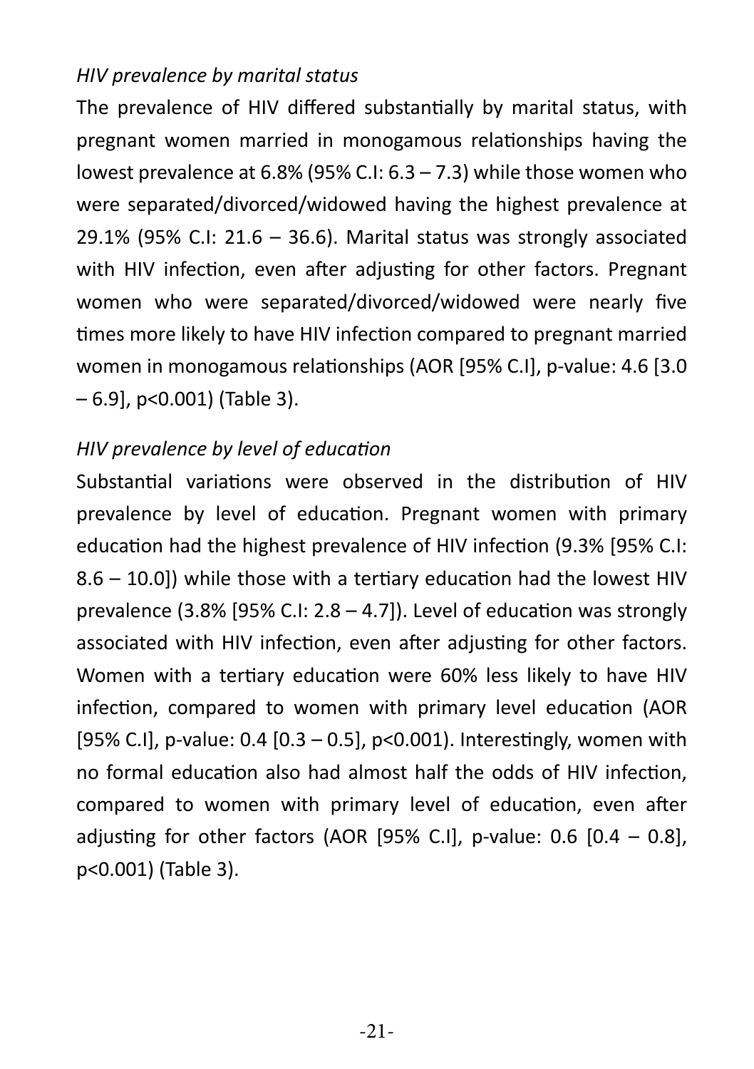*HIV prevalence by marital status*

The prevalence of HIV differed substantially by marital status, with pregnant women married in monogamous relationships having the lowest prevalence at 6.8% (95% C.I: 6.3 – 7.3) while those women who were separated/divorced/widowed having the highest prevalence at 29.1% (95% C.I: 21.6 – 36.6). Marital status was strongly associated with HIV infection, even after adjusting for other factors. Pregnant women who were separated/divorced/widowed were nearly five times more likely to have HIV infection compared to pregnant married women in monogamous relationships (AOR [95% C.I], p-value: 4.6 [3.0 – 6.9], p<0.001) (Table 3).

*HIV prevalence by level of education*

Substantial variations were observed in the distribution of HIV prevalence by level of education. Pregnant women with primary education had the highest prevalence of HIV infection (9.3% [95% C.I: 8.6 – 10.0]) while those with a tertiary education had the lowest HIV prevalence (3.8% [95% C.I: 2.8 – 4.7]). Level of education was strongly associated with HIV infection, even after adjusting for other factors. Women with a tertiary education were 60% less likely to have HIV infection, compared to women with primary level education (AOR [95% C.I], p-value: 0.4 [0.3 – 0.5], p<0.001). Interestingly, women with no formal education also had almost half the odds of HIV infection, compared to women with primary level of education, even after adjusting for other factors (AOR [95% C.I], p-value: 0.6 [0.4 – 0.8], p<0.001) (Table 3).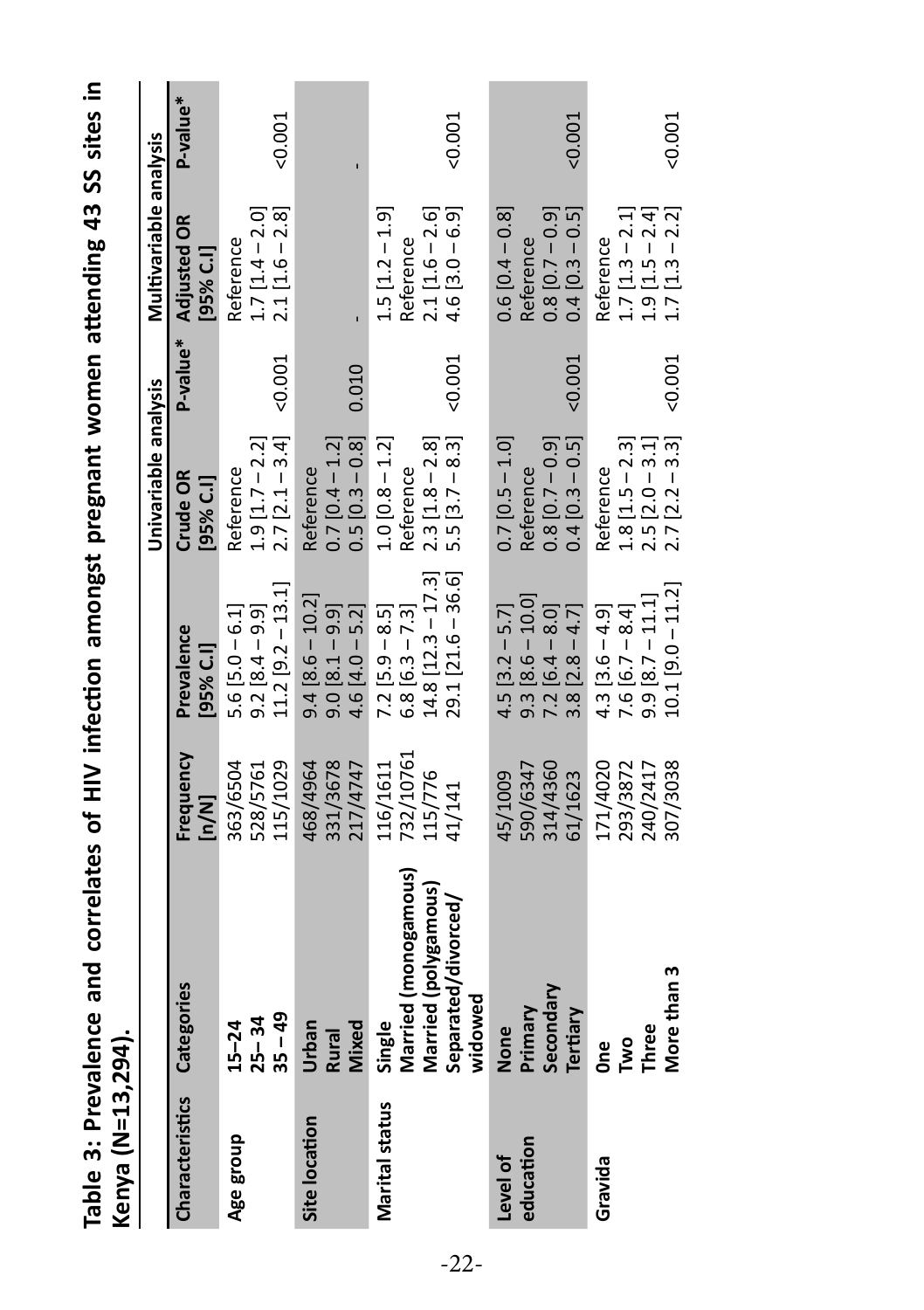**Table 3: Prevalence and correlates of HIV infection amongst pregnant women attending 43 SS sites in Kenya (N=13,294).**

| Characteristics | Categories | Frequency [n/N] | Prevalence [95% C.I] | Univariable analysis | | Multivariable analysis | |
|---|---|---|---|---|---|---|---|
| | | | | Crude OR [95% C.I] | P-value* | Adjusted OR [95% C.I] | P-value* |
| Age group | 15–24 | 363/6504 | 5.6 [5.0 – 6.1] | Reference | | Reference | |
| | 25– 34 | 528/5761 | 9.2 [8.4 – 9.9] | 1.9 [1.7 – 2.2] | | 1.7 [1.4 – 2.0] | |
| | 35 – 49 | 115/1029 | 11.2 [9.2 – 13.1] | 2.7 [2.1 – 3.4] | <0.001 | 2.1 [1.6 – 2.8] | <0.001 |
| Site location | Urban | 468/4964 | 9.4 [8.6 – 10.2] | Reference | | | |
| | Rural | 331/3678 | 9.0 [8.1 – 9.9] | 0.7 [0.4 – 1.2] | | | |
| | Mixed | 217/4747 | 4.6 [4.0 – 5.2] | 0.5 [0.3 – 0.8] | 0.010 | - | - |
| Marital status | Single | 116/1611 | 7.2 [5.9 – 8.5] | 1.0 [0.8 – 1.2] | | 1.5 [1.2 – 1.9] | |
| | Married (monogamous) | 732/10761 | 6.8 [6.3 – 7.3] | Reference | | Reference | |
| | Married (polygamous) | 115/776 | 14.8 [12.3 – 17.3] | 2.3 [1.8 – 2.8] | | 2.1 [1.6 – 2.6] | |
| | Separated/divorced/ widowed | 41/141 | 29.1 [21.6 – 36.6] | 5.5 [3.7 – 8.3] | <0.001 | 4.6 [3.0 – 6.9] | <0.001 |
| Level of education | None | 45/1009 | 4.5 [3.2 – 5.7] | 0.7 [0.5 – 1.0] | | 0.6 [0.4 – 0.8] | |
| | Primary | 590/6347 | 9.3 [8.6 – 10.0] | Reference | | Reference | |
| | Secondary | 314/4360 | 7.2 [6.4 – 8.0] | 0.8 [0.7 – 0.9] | | 0.8 [0.7 – 0.9] | |
| | Tertiary | 61/1623 | 3.8 [2.8 – 4.7] | 0.4 [0.3 – 0.5] | <0.001 | 0.4 [0.3 – 0.5] | <0.001 |
| Gravida | One | 171/4020 | 4.3 [3.6 – 4.9] | Reference | | Reference | |
| | Two | 293/3872 | 7.6 [6.7 – 8.4] | 1.8 [1.5 – 2.3] | | 1.7 [1.3 – 2.1] | |
| | Three | 240/2417 | 9.9 [8.7 – 11.1] | 2.5 [2.0 – 3.1] | | 1.9 [1.5 – 2.4] | |
| | More than 3 | 307/3038 | 10.1 [9.0 – 11.2] | 2.7 [2.2 – 3.3] | <0.001 | 1.7 [1.3 – 2.2] | <0.001 |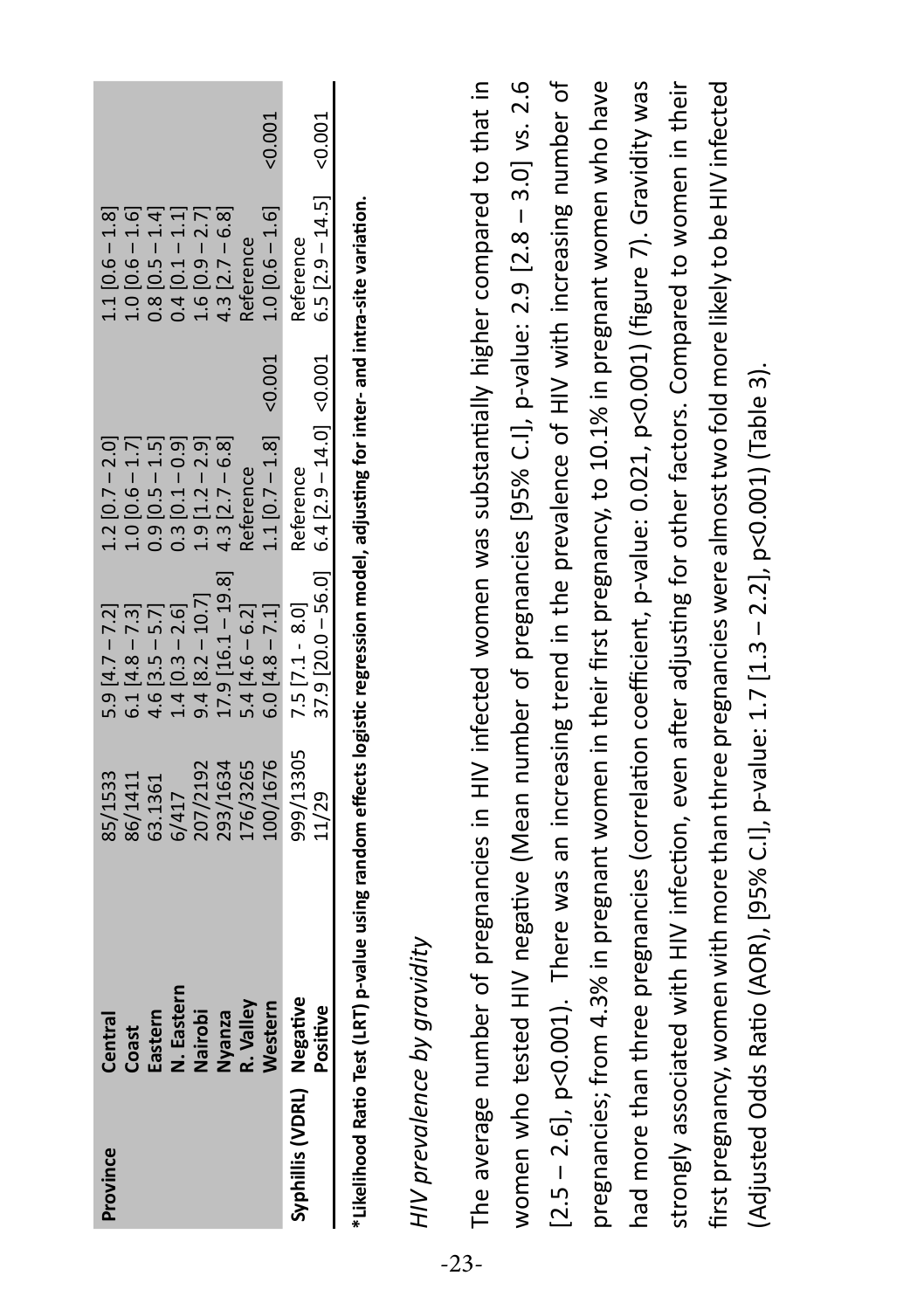| Province | Central | 85/1533 | 5.9 [4.7 – 7.2] | 1.2 [0.7 – 2.0] | | 1.1 [0.6 – 1.8] | |
|---|---|---|---|---|---|---|---|
| | Coast | 86/1411 | 6.1 [4.8 – 7.3] | 1.0 [0.6 – 1.7] | | 1.0 [0.6 – 1.6] | |
| | Eastern | 63.1361 | 4.6 [3.5 – 5.7] | 0.9 [0.5 – 1.5] | | 0.8 [0.5 – 1.4] | |
| | N. Eastern | 6/417 | 1.4 [0.3 – 2.6] | 0.3 [0.1 – 0.9] | | 0.4 [0.1 – 1.1] | |
| | Nairobi | 207/2192 | 9.4 [8.2 – 10.7] | 1.9 [1.2 – 2.9] | | 1.6 [0.9 – 2.7] | |
| | Nyanza | 293/1634 | 17.9 [16.1 – 19.8] | 4.3 [2.7 – 6.8] | | 4.3 [2.7 – 6.8] | |
| | R. Valley | 176/3265 | 5.4 [4.6 – 6.2] | Reference | | Reference | |
| | Western | 100/1676 | 6.0 [4.8 – 7.1] | 1.1 [0.7 – 1.8] | <0.001 | 1.0 [0.6 – 1.6] | <0.001 |
| Syphillis (VDRL) | Negative | 999/13305 | 7.5 [7.1 - 8.0] | Reference | | Reference | |
| | Positive | 11/29 | 37.9 [20.0 – 56.0] | 6.4 [2.9 – 14.0] | <0.001 | 6.5 [2.9 – 14.5] | <0.001 |

**\*Likelihood Ratio Test (LRT) p-value using random effects logistic regression model, adjusting for inter- and intra-site variation.**

*HIV prevalence by gravidity*

The average number of pregnancies in HIV infected women was substantially higher compared to that in women who tested HIV negative (Mean number of pregnancies [95% C.I], p-value: 2.9 [2.8 – 3.0] vs. 2.6 [2.5 – 2.6], p<0.001). There was an increasing trend in the prevalence of HIV with increasing number of pregnancies; from 4.3% in pregnant women in their first pregnancy, to 10.1% in pregnant women who have had more than three pregnancies (correlation coefficient, p-value: 0.021, p<0.001) (figure 7). Gravidity was strongly associated with HIV infection, even after adjusting for other factors. Compared to women in their first pregnancy, women with more than three pregnancies were almost two fold more likely to be HIV infected (Adjusted Odds Ratio (AOR), [95% C.I], p-value: 1.7 [1.3 – 2.2], p<0.001) (Table 3).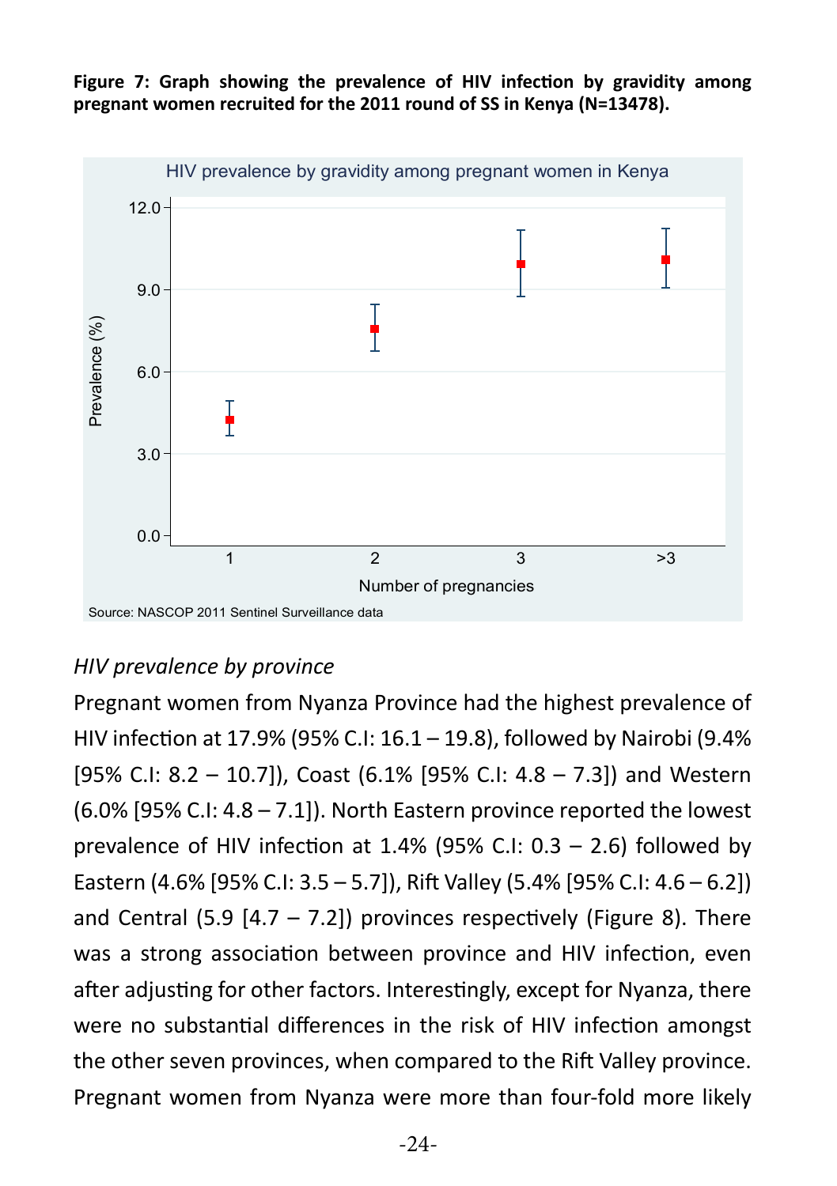**Figure 7: Graph showing the prevalence of HIV infection by gravidity among pregnant women recruited for the 2011 round of SS in Kenya (N=13478).**

*HIV prevalence by province*

Pregnant women from Nyanza Province had the highest prevalence of HIV infection at 17.9% (95% C.I: 16.1 – 19.8), followed by Nairobi (9.4% [95% C.I: 8.2 – 10.7]), Coast (6.1% [95% C.I: 4.8 – 7.3]) and Western (6.0% [95% C.I: 4.8 – 7.1]). North Eastern province reported the lowest prevalence of HIV infection at 1.4% (95% C.I: 0.3 – 2.6) followed by Eastern (4.6% [95% C.I: 3.5 – 5.7]), Rift Valley (5.4% [95% C.I: 4.6 – 6.2]) and Central (5.9 [4.7 – 7.2]) provinces respectively (Figure 8). There was a strong association between province and HIV infection, even after adjusting for other factors. Interestingly, except for Nyanza, there were no substantial differences in the risk of HIV infection amongst the other seven provinces, when compared to the Rift Valley province. Pregnant women from Nyanza were more than four-fold more likely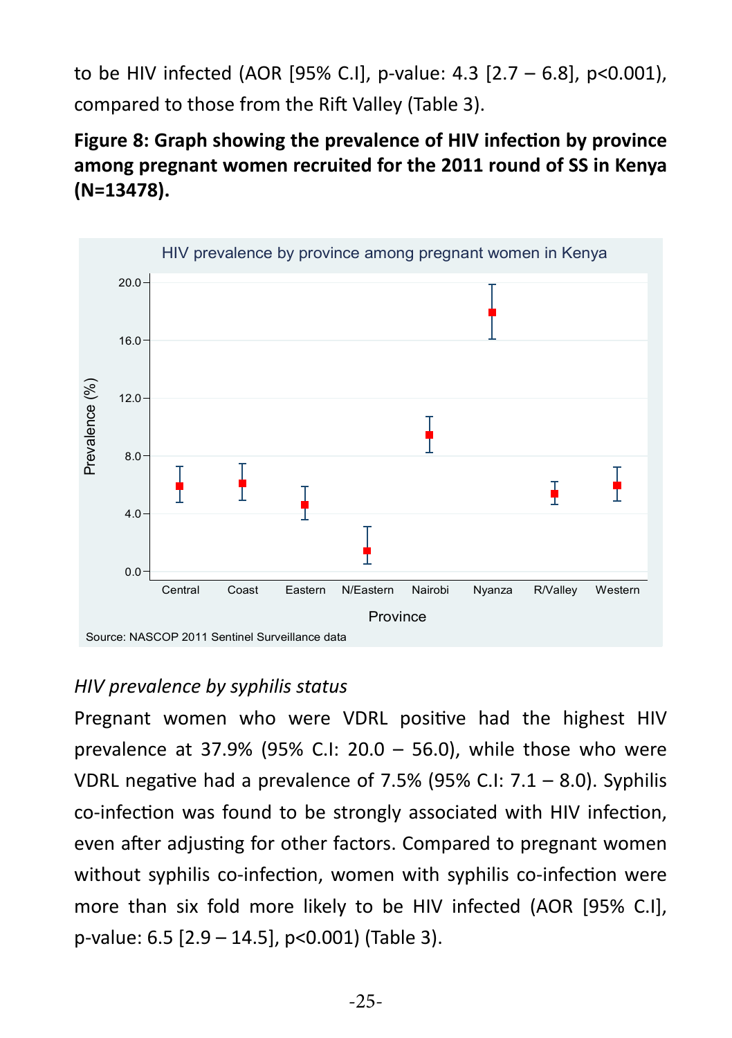to be HIV infected (AOR [95% C.I], p-value: 4.3 [2.7 – 6.8], p<0.001), compared to those from the Rift Valley (Table 3).

**Figure 8: Graph showing the prevalence of HIV infection by province among pregnant women recruited for the 2011 round of SS in Kenya (N=13478).**

HIV prevalence by province among pregnant women in Kenya

Source: NASCOP 2011 Sentinel Surveillance data

*HIV prevalence by syphilis status*

Pregnant women who were VDRL positive had the highest HIV prevalence at 37.9% (95% C.I: 20.0 – 56.0), while those who were VDRL negative had a prevalence of 7.5% (95% C.I: 7.1 – 8.0). Syphilis co-infection was found to be strongly associated with HIV infection, even after adjusting for other factors. Compared to pregnant women without syphilis co-infection, women with syphilis co-infection were more than six fold more likely to be HIV infected (AOR [95% C.I], p-value: 6.5 [2.9 – 14.5], p<0.001) (Table 3).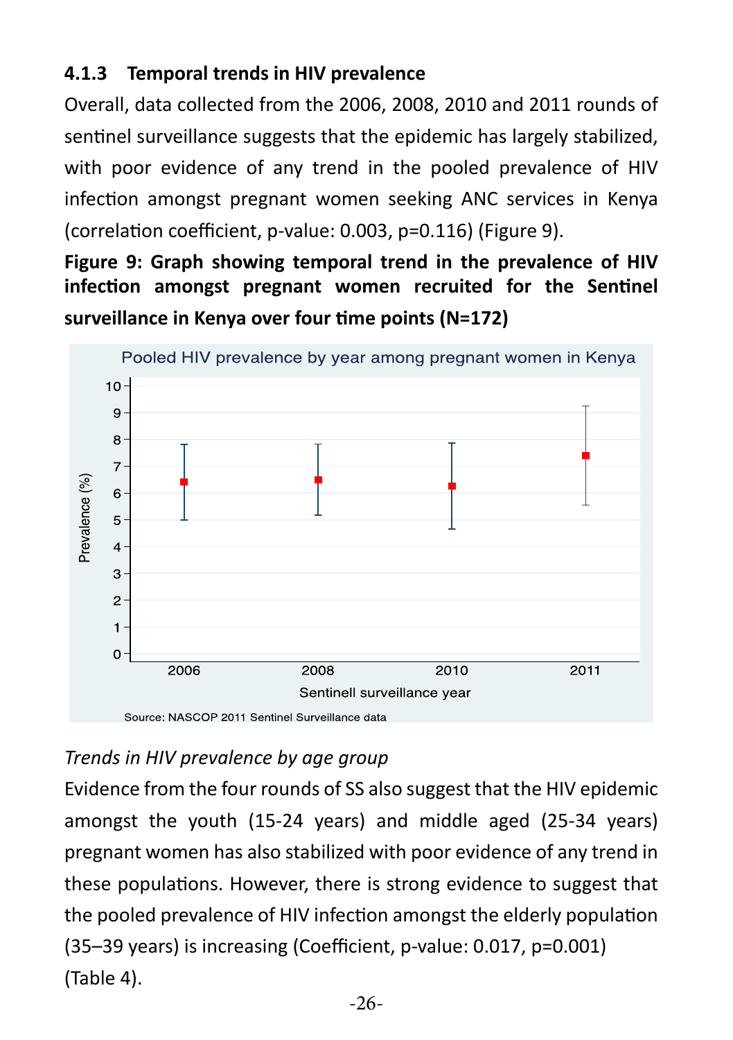### 4.1.3 Temporal trends in HIV prevalence

Overall, data collected from the 2006, 2008, 2010 and 2011 rounds of sentinel surveillance suggests that the epidemic has largely stabilized, with poor evidence of any trend in the pooled prevalence of HIV infection amongst pregnant women seeking ANC services in Kenya (correlation coefficient, p-value: 0.003, p=0.116) (Figure 9).

**Figure 9: Graph showing temporal trend in the prevalence of HIV infection amongst pregnant women recruited for the Sentinel surveillance in Kenya over four time points (N=172)**

*Trends in HIV prevalence by age group*

Evidence from the four rounds of SS also suggest that the HIV epidemic amongst the youth (15-24 years) and middle aged (25-34 years) pregnant women has also stabilized with poor evidence of any trend in these populations. However, there is strong evidence to suggest that the pooled prevalence of HIV infection amongst the elderly population (35–39 years) is increasing (Coefficient, p-value: 0.017, p=0.001) (Table 4).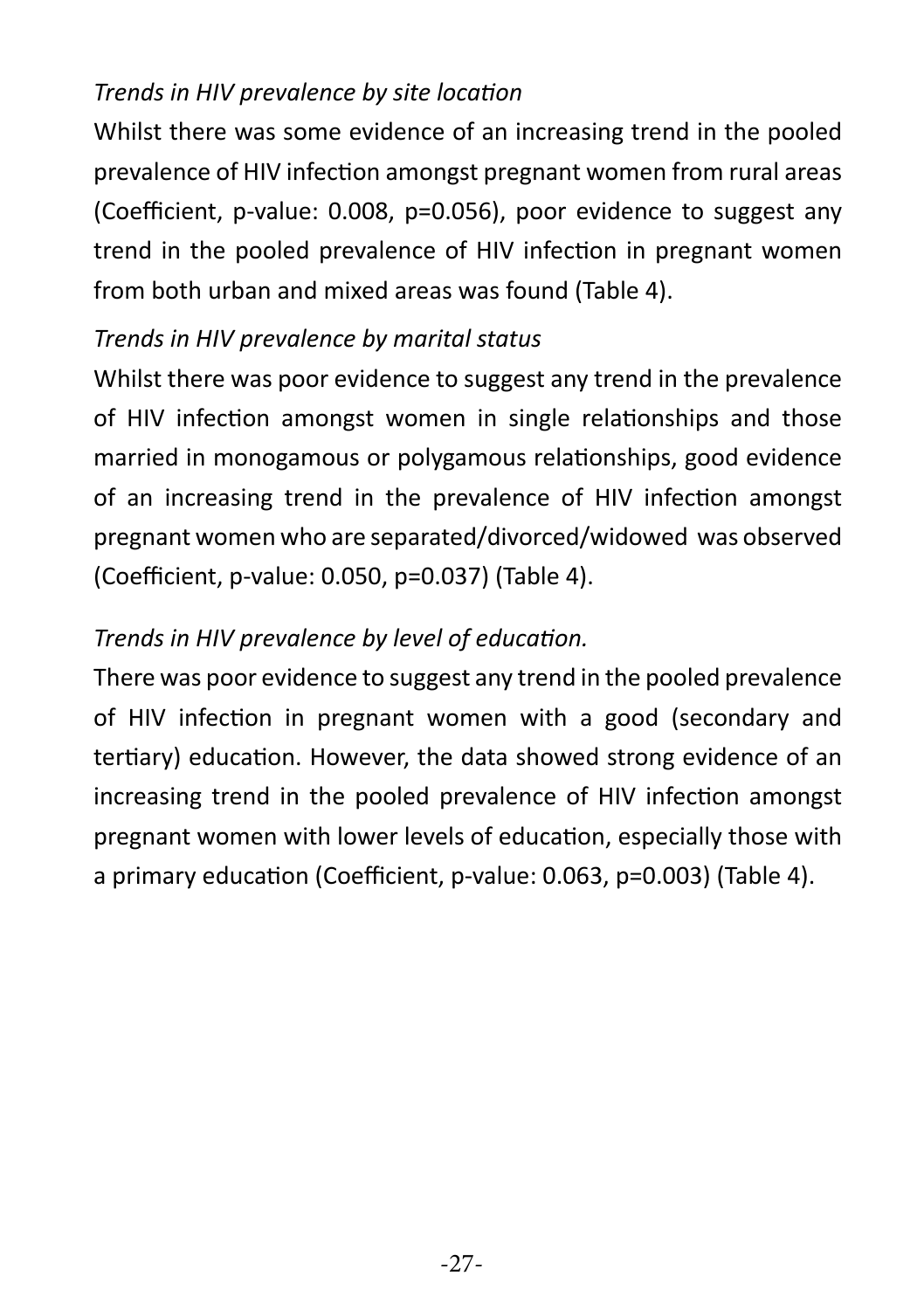*Trends in HIV prevalence by site location*

Whilst there was some evidence of an increasing trend in the pooled prevalence of HIV infection amongst pregnant women from rural areas (Coefficient, p-value: 0.008, p=0.056), poor evidence to suggest any trend in the pooled prevalence of HIV infection in pregnant women from both urban and mixed areas was found (Table 4).

*Trends in HIV prevalence by marital status*

Whilst there was poor evidence to suggest any trend in the prevalence of HIV infection amongst women in single relationships and those married in monogamous or polygamous relationships, good evidence of an increasing trend in the prevalence of HIV infection amongst pregnant women who are separated/divorced/widowed was observed (Coefficient, p-value: 0.050, p=0.037) (Table 4).

*Trends in HIV prevalence by level of education.*

There was poor evidence to suggest any trend in the pooled prevalence of HIV infection in pregnant women with a good (secondary and tertiary) education. However, the data showed strong evidence of an increasing trend in the pooled prevalence of HIV infection amongst pregnant women with lower levels of education, especially those with a primary education (Coefficient, p-value: 0.063, p=0.003) (Table 4).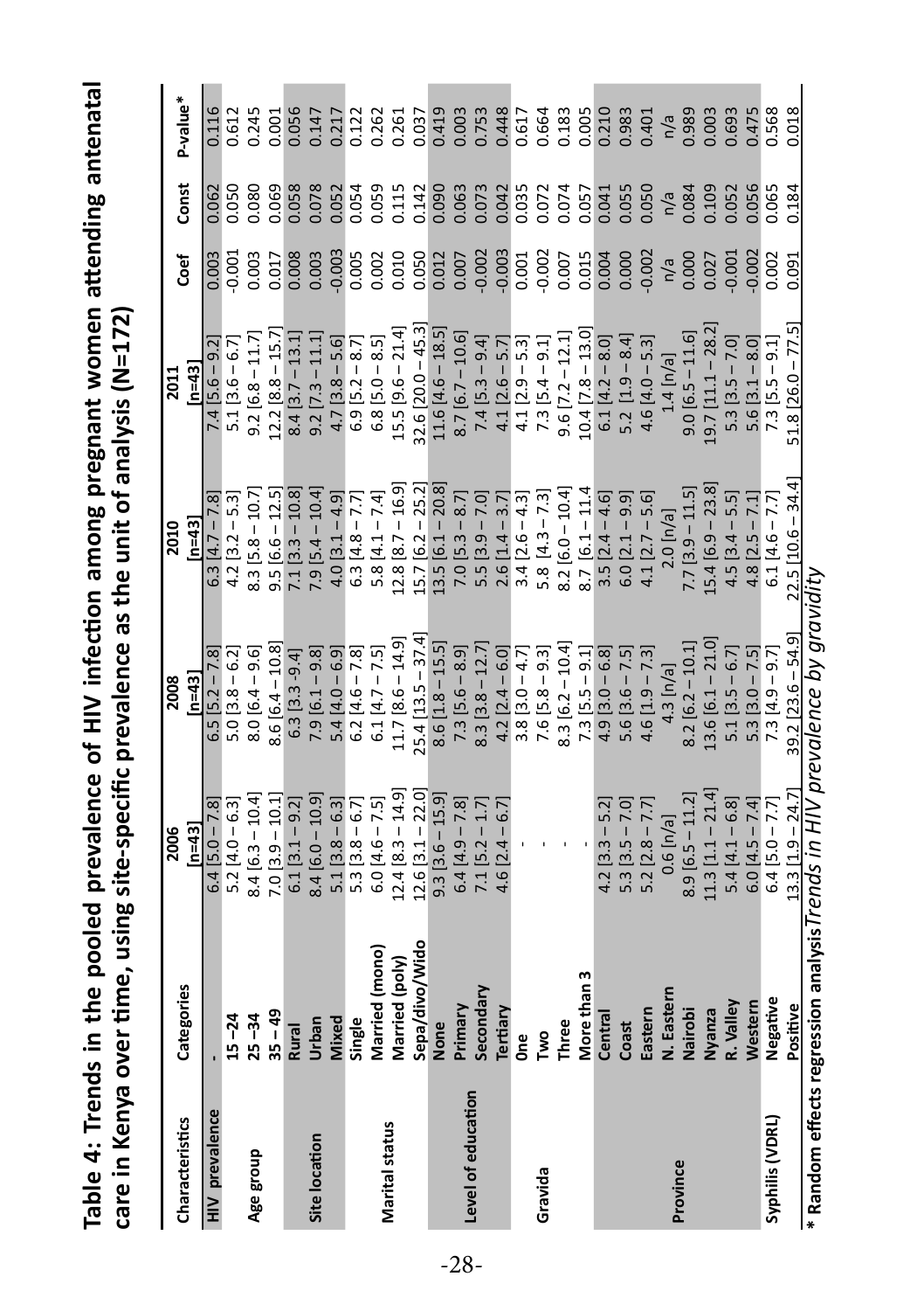**Table 4: Trends in the pooled prevalence of HIV infection among pregnant women attending antenatal care in Kenya over time, using site-specific prevalence as the unit of analysis (N=172)**

| Characteristics | Categories | 2006 [n=43] | 2008 [n=43] | 2010 [n=43] | 2011 [n=43] | Coef | Const | P-value* |
|---|---|---|---|---|---|---|---|---|
| HIV prevalence | - | 6.4 [5.0 – 7.8] | 6.5 [5.2 – 7.8] | 6.3 [4.7 – 7.8] | 7.4 [5.6 – 9.2] | 0.003 | 0.062 | 0.116 |
| Age group | 15 –24 | 5.2 [4.0 – 6.3] | 5.0 [3.8 – 6.2] | 4.2 [3.2 – 5.3] | 5.1 [3.6 – 6.7] | -0.001 | 0.050 | 0.612 |
| | 25 –34 | 8.4 [6.3 – 10.4] | 8.0 [6.4 – 9.6] | 8.3 [5.8 – 10.7] | 9.2 [6.8 – 11.7] | 0.003 | 0.080 | 0.245 |
| | 35 – 49 | 7.0 [3.9 – 10.1] | 8.6 [6.4 – 10.8] | 9.5 [6.6 – 12.5] | 12.2 [8.8 – 15.7] | 0.017 | 0.069 | 0.001 |
| Site location | Rural | 6.1 [3.1 – 9.2] | 6.3 [3.3 -9.4] | 7.1 [3.3 – 10.8] | 8.4 [3.7 – 13.1] | 0.008 | 0.058 | 0.056 |
| | Urban | 8.4 [6.0 – 10.9] | 7.9 [6.1 – 9.8] | 7.9 [5.4 – 10.4] | 9.2 [7.3 – 11.1] | 0.003 | 0.078 | 0.147 |
| | Mixed | 5.1 [3.8 – 6.3] | 5.4 [4.0 – 6.9] | 4.0 [3.1 – 4.9] | 4.7 [3.8 – 5.6] | -0.003 | 0.052 | 0.217 |
| Marital status | Single | 5.3 [3.8 – 6.7] | 6.2 [4.6 – 7.8] | 6.3 [4.8 – 7.7] | 6.9 [5.2 – 8.7] | 0.005 | 0.054 | 0.122 |
| | Married (mono) | 6.0 [4.6 – 7.5] | 6.1 [4.7 – 7.5] | 5.8 [4.1 – 7.4] | 6.8 [5.0 – 8.5] | 0.002 | 0.059 | 0.262 |
| | Married (poly) | 12.4 [8.3 – 14.9] | 11.7 [8.6 – 14.9] | 12.8 [8.7 – 16.9] | 15.5 [9.6 – 21.4] | 0.010 | 0.115 | 0.261 |
| | Sepa/divo/Wido | 12.6 [3.1 – 22.0] | 25.4 [13.5 – 37.4] | 15.7 [6.2 – 25.2] | 32.6 [20.0 – 45.3] | 0.050 | 0.142 | 0.037 |
| Level of education | None | 9.3 [3.6 – 15.9] | 8.6 [1.8 – 15.5] | 13.5 [6.1 – 20.8] | 11.6 [4.6 – 18.5] | 0.012 | 0.090 | 0.419 |
| | Primary | 6.4 [4.9 – 7.8] | 7.3 [5.6 – 8.9] | 7.0 [5.3 – 8.7] | 8.7 [6.7 – 10.6] | 0.007 | 0.063 | 0.003 |
| | Secondary | 7.1 [5.2 – 1.7] | 8.3 [3.8 – 12.7] | 5.5 [3.9 – 7.0] | 7.4 [5.3 – 9.4] | -0.002 | 0.073 | 0.753 |
| | Tertiary | 4.6 [2.4 – 6.7] | 4.2 [2.4 – 6.0] | 2.6 [1.4 – 3.7] | 4.1 [2.6 – 5.7] | -0.003 | 0.042 | 0.448 |
| Gravida | One | - | 3.8 [3.0 – 4.7] | 3.4 [2.6 – 4.3] | 4.1 [2.9 – 5.3] | 0.001 | 0.035 | 0.617 |
| | Two | - | 7.6 [5.8 – 9.3] | 5.8 [4.3 – 7.3] | 7.3 [5.4 – 9.1] | -0.002 | 0.072 | 0.664 |
| | Three | - | 8.3 [6.2 – 10.4] | 8.2 [6.0 – 10.4] | 9.6 [7.2 – 12.1] | 0.007 | 0.074 | 0.183 |
| | More than 3 | - | 7.3 [5.5 – 9.1] | 8.7 [6.1 – 11.4 | 10.4 [7.8 – 13.0] | 0.015 | 0.057 | 0.005 |
| Province | Central | 4.2 [3.3 – 5.2] | 4.9 [3.0 – 6.8] | 3.5 [2.4 – 4.6] | 6.1 [4.2 – 8.0] | 0.004 | 0.041 | 0.210 |
| | Coast | 5.3 [3.5 – 7.0] | 5.6 [3.6 – 7.5] | 6.0 [2.1 – 9.9] | 5.2 [1.9 – 8.4] | 0.000 | 0.055 | 0.983 |
| | Eastern | 5.2 [2.8 – 7.7] | 4.6 [1.9 – 7.3] | 4.1 [2.7 – 5.6] | 4.6 [4.0 – 5.3] | -0.002 | 0.050 | 0.401 |
| | N. Eastern | 0.6 [n/a] | 4.3 [n/a] | 2.0 [n/a] | 1.4 [n/a] | n/a | n/a | n/a |
| | Nairobi | 8.9 [6.5 – 11.2] | 8.2 [6.2 – 10.1] | 7.7 [3.9 – 11.5] | 9.0 [6.5 – 11.6] | 0.000 | 0.084 | 0.989 |
| | Nyanza | 11.3 [1.1 – 21.4] | 13.6 [6.1 – 21.0] | 15.4 [6.9 – 23.8] | 19.7 [11.1 – 28.2] | 0.027 | 0.109 | 0.003 |
| | R. Valley | 5.4 [4.1 – 6.8] | 5.1 [3.5 – 6.7] | 4.5 [3.4 – 5.5] | 5.3 [3.5 – 7.0] | -0.001 | 0.052 | 0.693 |
| | Western | 6.0 [4.5 – 7.4] | 5.3 [3.0 – 7.5] | 4.8 [2.5 – 7.1] | 5.6 [3.1 – 8.0] | -0.002 | 0.056 | 0.475 |
| Syphilis (VDRL) | Negative | 6.4 [5.0 – 7.7] | 7.3 [4.9 – 9.7] | 6.1 [4.6 – 7.7] | 7.3 [5.5 – 9.1] | 0.002 | 0.065 | 0.568 |
| | Positive | 13.3 [1.9 – 24.7] | 39.2 [23.6 – 54.9] | 22.5 [10.6 – 34.4] | 51.8 [26.0 – 77.5] | 0.091 | 0.184 | 0.018 |

\* Random effects regression analysis*Trends in HIV prevalence by gravidity*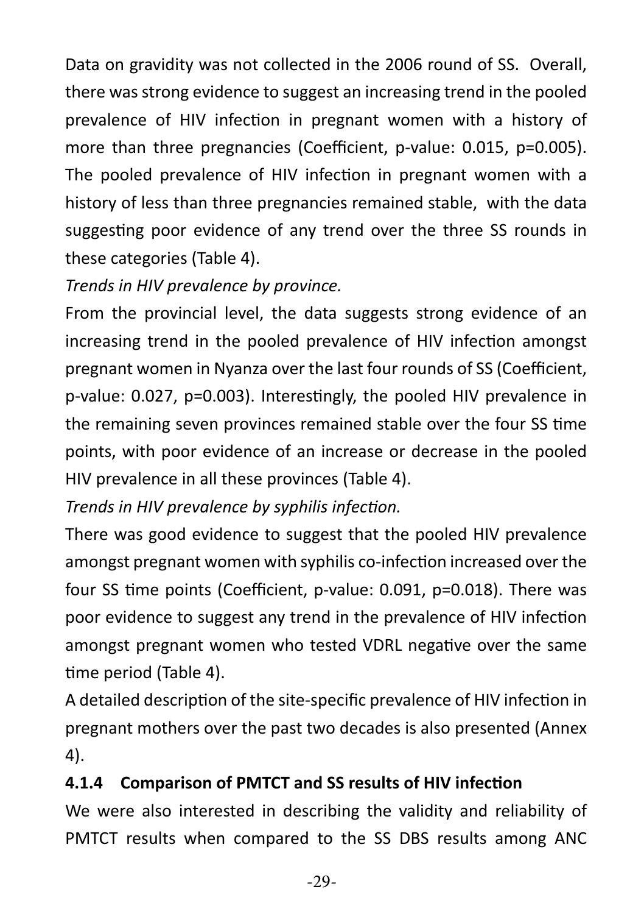Data on gravidity was not collected in the 2006 round of SS. Overall, there was strong evidence to suggest an increasing trend in the pooled prevalence of HIV infection in pregnant women with a history of more than three pregnancies (Coefficient, p-value: 0.015, p=0.005). The pooled prevalence of HIV infection in pregnant women with a history of less than three pregnancies remained stable, with the data suggesting poor evidence of any trend over the three SS rounds in these categories (Table 4).

*Trends in HIV prevalence by province.*

From the provincial level, the data suggests strong evidence of an increasing trend in the pooled prevalence of HIV infection amongst pregnant women in Nyanza over the last four rounds of SS (Coefficient, p-value: 0.027, p=0.003). Interestingly, the pooled HIV prevalence in the remaining seven provinces remained stable over the four SS time points, with poor evidence of an increase or decrease in the pooled HIV prevalence in all these provinces (Table 4).

*Trends in HIV prevalence by syphilis infection.*

There was good evidence to suggest that the pooled HIV prevalence amongst pregnant women with syphilis co-infection increased over the four SS time points (Coefficient, p-value: 0.091, p=0.018). There was poor evidence to suggest any trend in the prevalence of HIV infection amongst pregnant women who tested VDRL negative over the same time period (Table 4).

A detailed description of the site-specific prevalence of HIV infection in pregnant mothers over the past two decades is also presented (Annex 4).

### 4.1.4 Comparison of PMTCT and SS results of HIV infection

We were also interested in describing the validity and reliability of PMTCT results when compared to the SS DBS results among ANC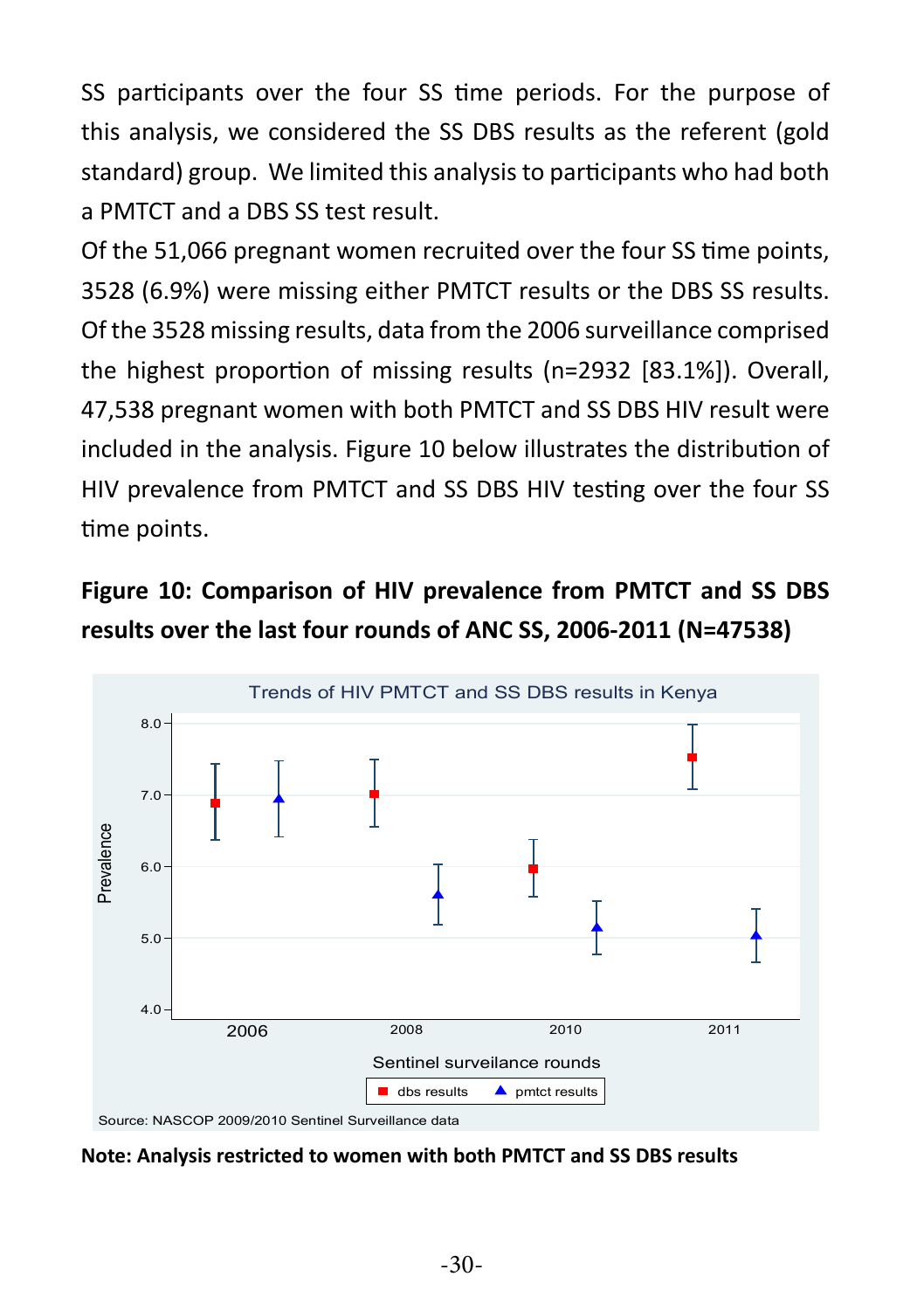SS participants over the four SS time periods. For the purpose of this analysis, we considered the SS DBS results as the referent (gold standard) group. We limited this analysis to participants who had both a PMTCT and a DBS SS test result.

Of the 51,066 pregnant women recruited over the four SS time points, 3528 (6.9%) were missing either PMTCT results or the DBS SS results. Of the 3528 missing results, data from the 2006 surveillance comprised the highest proportion of missing results (n=2932 [83.1%]). Overall, 47,538 pregnant women with both PMTCT and SS DBS HIV result were included in the analysis. Figure 10 below illustrates the distribution of HIV prevalence from PMTCT and SS DBS HIV testing over the four SS time points.

**Figure 10: Comparison of HIV prevalence from PMTCT and SS DBS results over the last four rounds of ANC SS, 2006-2011 (N=47538)**

Trends of HIV PMTCT and SS DBS results in Kenya

Source: NASCOP 2009/2010 Sentinel Surveillance data

**Note: Analysis restricted to women with both PMTCT and SS DBS results**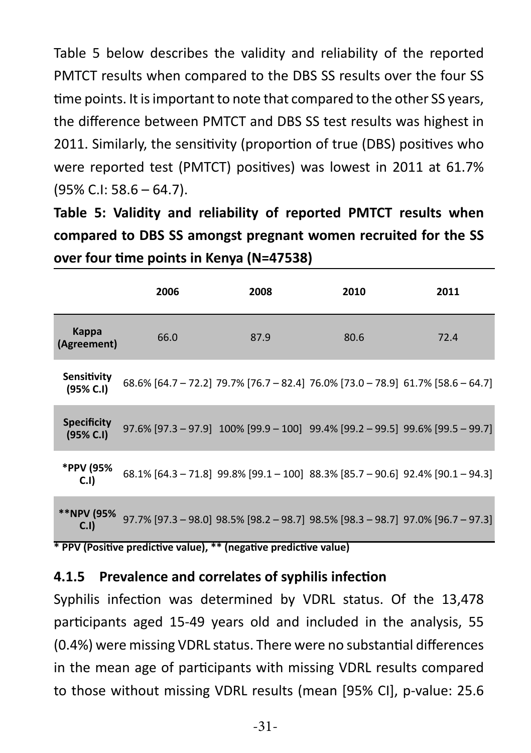Table 5 below describes the validity and reliability of the reported PMTCT results when compared to the DBS SS results over the four SS time points. It is important to note that compared to the other SS years, the difference between PMTCT and DBS SS test results was highest in 2011. Similarly, the sensitivity (proportion of true (DBS) positives who were reported test (PMTCT) positives) was lowest in 2011 at 61.7% (95% C.I: 58.6 – 64.7).

**Table 5: Validity and reliability of reported PMTCT results when compared to DBS SS amongst pregnant women recruited for the SS over four time points in Kenya (N=47538)**

| | 2006 | 2008 | 2010 | 2011 |
|---|---|---|---|---|
| **Kappa (Agreement)** | 66.0 | 87.9 | 80.6 | 72.4 |
| **Sensitivity (95% C.I)** | 68.6% [64.7 – 72.2] | 79.7% [76.7 – 82.4] | 76.0% [73.0 – 78.9] | 61.7% [58.6 – 64.7] |
| **Specificity (95% C.I)** | 97.6% [97.3 – 97.9] | 100% [99.9 – 100] | 99.4% [99.2 – 99.5] | 99.6% [99.5 – 99.7] |
| ***PPV (95% C.I)** | 68.1% [64.3 – 71.8] | 99.8% [99.1 – 100] | 88.3% [85.7 – 90.6] | 92.4% [90.1 – 94.3] |
| ****NPV (95% C.I)** | 97.7% [97.3 – 98.0] | 98.5% [98.2 – 98.7] | 98.5% [98.3 – 98.7] | 97.0% [96.7 – 97.3] |

**\* PPV (Positive predictive value), ** (negative predictive value)**

### 4.1.5 Prevalence and correlates of syphilis infection

Syphilis infection was determined by VDRL status. Of the 13,478 participants aged 15-49 years old and included in the analysis, 55 (0.4%) were missing VDRL status. There were no substantial differences in the mean age of participants with missing VDRL results compared to those without missing VDRL results (mean [95% CI], p-value: 25.6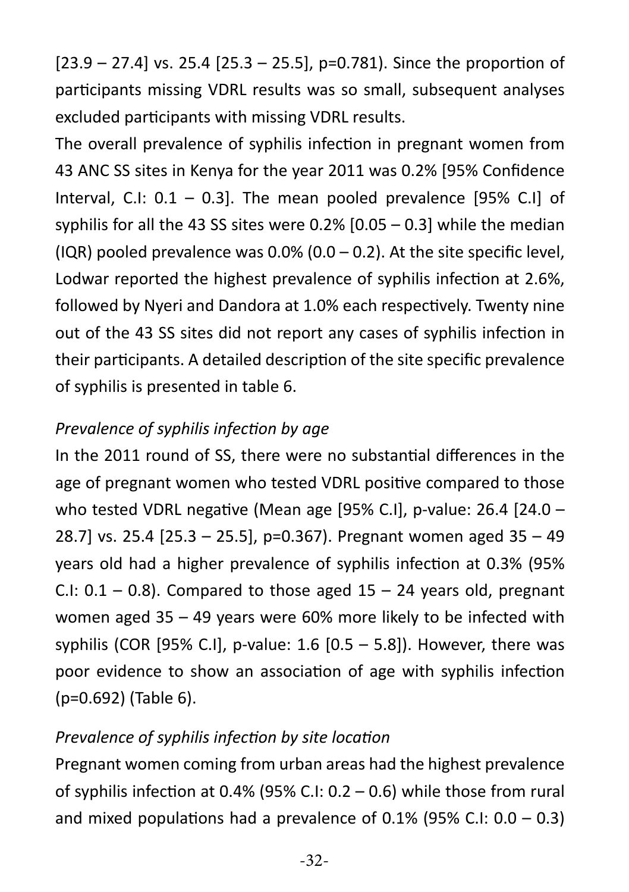[23.9 – 27.4] vs. 25.4 [25.3 – 25.5], p=0.781). Since the proportion of participants missing VDRL results was so small, subsequent analyses excluded participants with missing VDRL results.

The overall prevalence of syphilis infection in pregnant women from 43 ANC SS sites in Kenya for the year 2011 was 0.2% [95% Confidence Interval, C.I: 0.1 – 0.3]. The mean pooled prevalence [95% C.I] of syphilis for all the 43 SS sites were 0.2% [0.05 – 0.3] while the median (IQR) pooled prevalence was 0.0% (0.0 – 0.2). At the site specific level, Lodwar reported the highest prevalence of syphilis infection at 2.6%, followed by Nyeri and Dandora at 1.0% each respectively. Twenty nine out of the 43 SS sites did not report any cases of syphilis infection in their participants. A detailed description of the site specific prevalence of syphilis is presented in table 6.

*Prevalence of syphilis infection by age*

In the 2011 round of SS, there were no substantial differences in the age of pregnant women who tested VDRL positive compared to those who tested VDRL negative (Mean age [95% C.I], p-value: 26.4 [24.0 – 28.7] vs. 25.4 [25.3 – 25.5], p=0.367). Pregnant women aged 35 – 49 years old had a higher prevalence of syphilis infection at 0.3% (95% C.I: 0.1 – 0.8). Compared to those aged 15 – 24 years old, pregnant women aged 35 – 49 years were 60% more likely to be infected with syphilis (COR [95% C.I], p-value: 1.6 [0.5 – 5.8]). However, there was poor evidence to show an association of age with syphilis infection (p=0.692) (Table 6).

*Prevalence of syphilis infection by site location*

Pregnant women coming from urban areas had the highest prevalence of syphilis infection at 0.4% (95% C.I: 0.2 – 0.6) while those from rural and mixed populations had a prevalence of 0.1% (95% C.I: 0.0 – 0.3)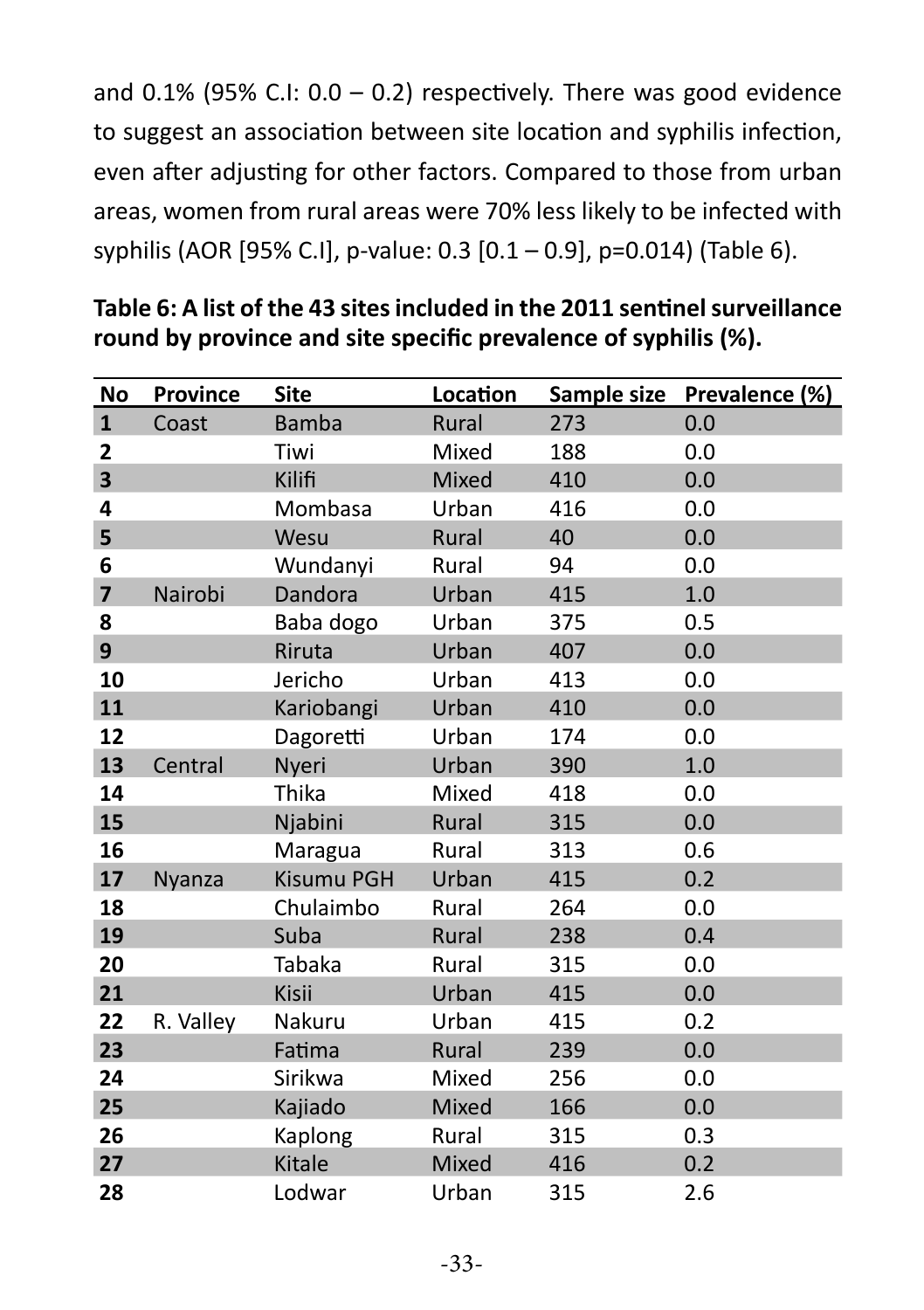and 0.1% (95% C.I: 0.0 – 0.2) respectively. There was good evidence to suggest an association between site location and syphilis infection, even after adjusting for other factors. Compared to those from urban areas, women from rural areas were 70% less likely to be infected with syphilis (AOR [95% C.I], p-value: 0.3 [0.1 – 0.9], p=0.014) (Table 6).

**Table 6: A list of the 43 sites included in the 2011 sentinel surveillance round by province and site specific prevalence of syphilis (%).**

| No | Province | Site | Location | Sample size | Prevalence (%) |
|---|---|---|---|---|---|
| **1** | Coast | Bamba | Rural | 273 | 0.0 |
| **2** | | Tiwi | Mixed | 188 | 0.0 |
| **3** | | Kilifi | Mixed | 410 | 0.0 |
| **4** | | Mombasa | Urban | 416 | 0.0 |
| **5** | | Wesu | Rural | 40 | 0.0 |
| **6** | | Wundanyi | Rural | 94 | 0.0 |
| **7** | Nairobi | Dandora | Urban | 415 | 1.0 |
| **8** | | Baba dogo | Urban | 375 | 0.5 |
| **9** | | Riruta | Urban | 407 | 0.0 |
| **10** | | Jericho | Urban | 413 | 0.0 |
| **11** | | Kariobangi | Urban | 410 | 0.0 |
| **12** | | Dagoretti | Urban | 174 | 0.0 |
| **13** | Central | Nyeri | Urban | 390 | 1.0 |
| **14** | | Thika | Mixed | 418 | 0.0 |
| **15** | | Njabini | Rural | 315 | 0.0 |
| **16** | | Maragua | Rural | 313 | 0.6 |
| **17** | Nyanza | Kisumu PGH | Urban | 415 | 0.2 |
| **18** | | Chulaimbo | Rural | 264 | 0.0 |
| **19** | | Suba | Rural | 238 | 0.4 |
| **20** | | Tabaka | Rural | 315 | 0.0 |
| **21** | | Kisii | Urban | 415 | 0.0 |
| **22** | R. Valley | Nakuru | Urban | 415 | 0.2 |
| **23** | | Fatima | Rural | 239 | 0.0 |
| **24** | | Sirikwa | Mixed | 256 | 0.0 |
| **25** | | Kajiado | Mixed | 166 | 0.0 |
| **26** | | Kaplong | Rural | 315 | 0.3 |
| **27** | | Kitale | Mixed | 416 | 0.2 |
| **28** | | Lodwar | Urban | 315 | 2.6 |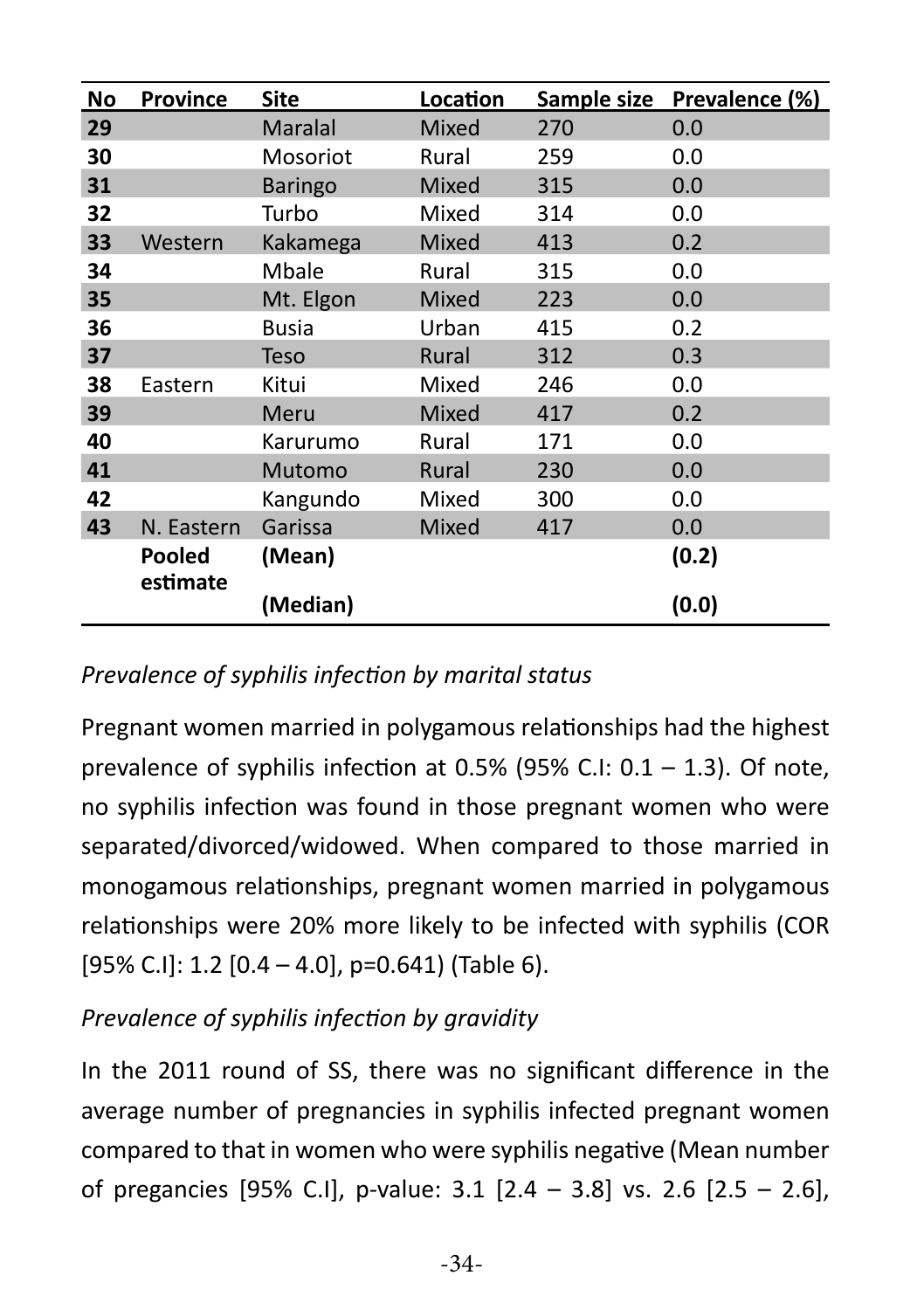| No | Province | Site | Location | Sample size | Prevalence (%) |
|---|---|---|---|---|---|
| 29 | | Maralal | Mixed | 270 | 0.0 |
| 30 | | Mosoriot | Rural | 259 | 0.0 |
| 31 | | Baringo | Mixed | 315 | 0.0 |
| 32 | | Turbo | Mixed | 314 | 0.0 |
| 33 | Western | Kakamega | Mixed | 413 | 0.2 |
| 34 | | Mbale | Rural | 315 | 0.0 |
| 35 | | Mt. Elgon | Mixed | 223 | 0.0 |
| 36 | | Busia | Urban | 415 | 0.2 |
| 37 | | Teso | Rural | 312 | 0.3 |
| 38 | Eastern | Kitui | Mixed | 246 | 0.0 |
| 39 | | Meru | Mixed | 417 | 0.2 |
| 40 | | Karurumo | Rural | 171 | 0.0 |
| 41 | | Mutomo | Rural | 230 | 0.0 |
| 42 | | Kangundo | Mixed | 300 | 0.0 |
| 43 | N. Eastern | Garissa | Mixed | 417 | 0.0 |
| | **Pooled estimate** | **(Mean)** | | | **(0.2)** |
| | | **(Median)** | | | **(0.0)** |

*Prevalence of syphilis infection by marital status*

Pregnant women married in polygamous relationships had the highest prevalence of syphilis infection at 0.5% (95% C.I: 0.1 – 1.3). Of note, no syphilis infection was found in those pregnant women who were separated/divorced/widowed. When compared to those married in monogamous relationships, pregnant women married in polygamous relationships were 20% more likely to be infected with syphilis (COR [95% C.I]: 1.2 [0.4 – 4.0], p=0.641) (Table 6).

*Prevalence of syphilis infection by gravidity*

In the 2011 round of SS, there was no significant difference in the average number of pregnancies in syphilis infected pregnant women compared to that in women who were syphilis negative (Mean number of pregancies [95% C.I], p-value: 3.1 [2.4 – 3.8] vs. 2.6 [2.5 – 2.6],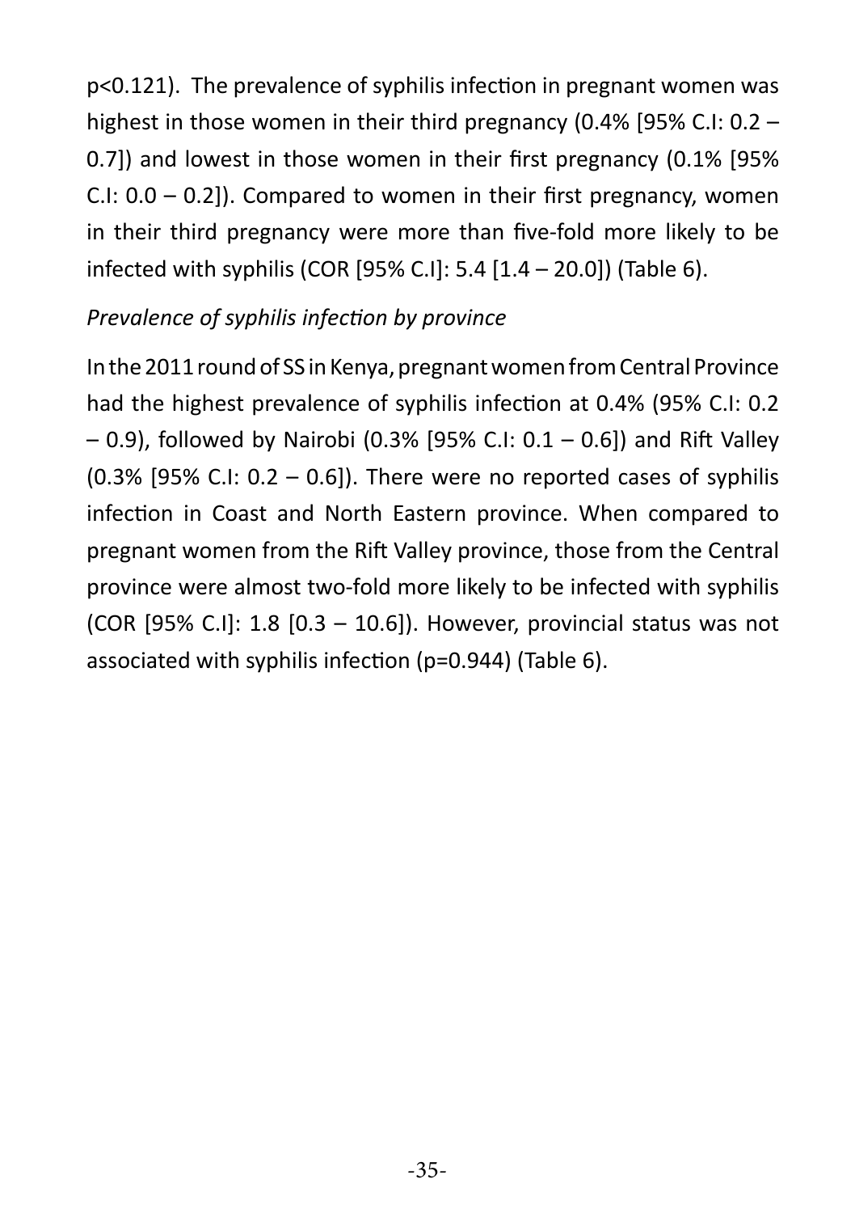p<0.121). The prevalence of syphilis infection in pregnant women was highest in those women in their third pregnancy (0.4% [95% C.I: 0.2 – 0.7]) and lowest in those women in their first pregnancy (0.1% [95% C.I: 0.0 – 0.2]). Compared to women in their first pregnancy, women in their third pregnancy were more than five-fold more likely to be infected with syphilis (COR [95% C.I]: 5.4 [1.4 – 20.0]) (Table 6).

*Prevalence of syphilis infection by province*

In the 2011 round of SS in Kenya, pregnant women from Central Province had the highest prevalence of syphilis infection at 0.4% (95% C.I: 0.2 – 0.9), followed by Nairobi (0.3% [95% C.I: 0.1 – 0.6]) and Rift Valley (0.3% [95% C.I: 0.2 – 0.6]). There were no reported cases of syphilis infection in Coast and North Eastern province. When compared to pregnant women from the Rift Valley province, those from the Central province were almost two-fold more likely to be infected with syphilis (COR [95% C.I]: 1.8 [0.3 – 10.6]). However, provincial status was not associated with syphilis infection (p=0.944) (Table 6).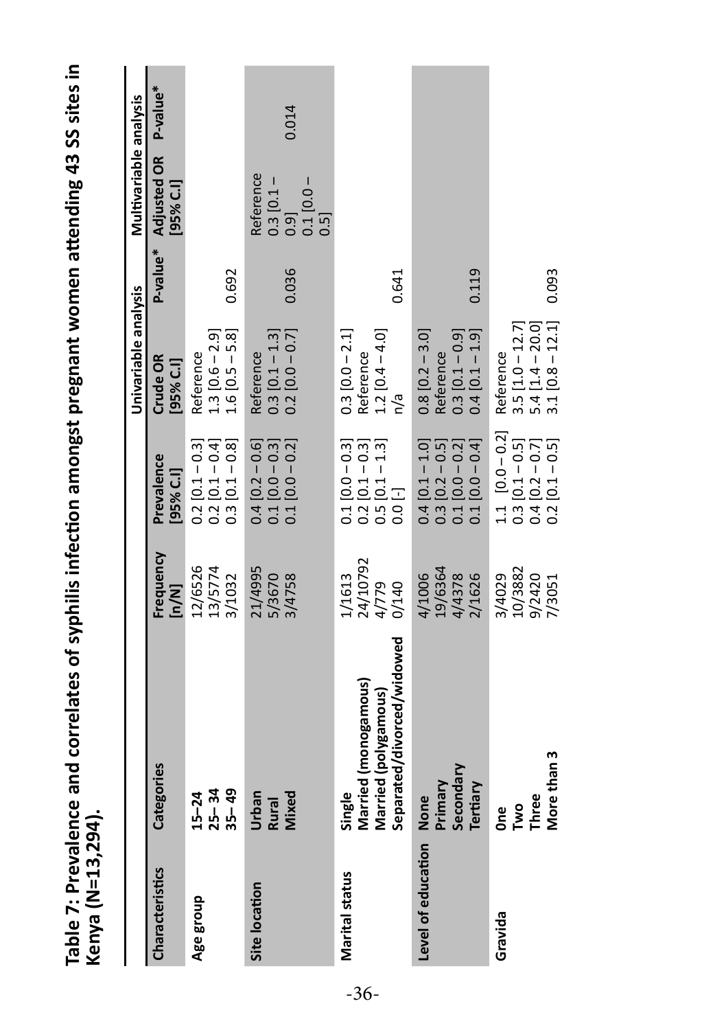**Table 7: Prevalence and correlates of syphilis infection amongst pregnant women attending 43 SS sites in Kenya (N=13,294).**

| Characteristics | Categories | Frequency [n/N] | Prevalence [95% C.I] | Univariable analysis | | Multivariable analysis | |
|---|---|---|---|---|---|---|---|
| | | | | Crude OR [95% C.I] | P-value* | Adjusted OR [95% C.I] | P-value* |
| Age group | 15–24 | 12/6526 | 0.2 [0.1 – 0.3] | Reference | | | |
| | 25– 34 | 13/5774 | 0.2 [0.1 – 0.4] | 1.3 [0.6 – 2.9] | | | |
| | 35– 49 | 3/1032 | 0.3 [0.1 – 0.8] | 1.6 [0.5 – 5.8] | 0.692 | | |
| Site location | Urban | 21/4995 | 0.4 [0.2 – 0.6] | Reference | | Reference | |
| | Rural | 5/3670 | 0.1 [0.0 – 0.3] | 0.3 [0.1 – 1.3] | | 0.3 [0.1 – 0.9] | |
| | Mixed | 3/4758 | 0.1 [0.0 – 0.2] | 0.2 [0.0 – 0.7] | 0.036 | 0.1 [0.0 – 0.5] | 0.014 |
| Marital status | Single | 1/1613 | 0.1 [0.0 – 0.3] | 0.3 [0.0 – 2.1] | | | |
| | Married (monogamous) | 24/10792 | 0.2 [0.1 – 0.3] | Reference | | | |
| | Married (polygamous) | 4/779 | 0.5 [0.1 – 1.3] | 1.2 [0.4 – 4.0] | | | |
| | Separated/divorced/widowed | 0/140 | 0.0 [-] | n/a | 0.641 | | |
| Level of education | None | 4/1006 | 0.4 [0.1 – 1.0] | 0.8 [0.2 – 3.0] | | | |
| | Primary | 19/6364 | 0.3 [0.2 – 0.5] | Reference | | | |
| | Secondary | 4/4378 | 0.1 [0.0 – 0.2] | 0.3 [0.1 – 0.9] | | | |
| | Tertiary | 2/1626 | 0.1 [0.0 – 0.4] | 0.4 [0.1 – 1.9] | 0.119 | | |
| Gravida | One | 3/4029 | 1.1 [0.0 – 0.2] | Reference | | | |
| | Two | 10/3882 | 0.3 [0.1 – 0.5] | 3.5 [1.0 – 12.7] | | | |
| | Three | 9/2420 | 0.4 [0.2 – 0.7] | 5.4 [1.4 – 20.0] | | | |
| | More than 3 | 7/3051 | 0.2 [0.1 – 0.5] | 3.1 [0.8 – 12.1] | 0.093 | | |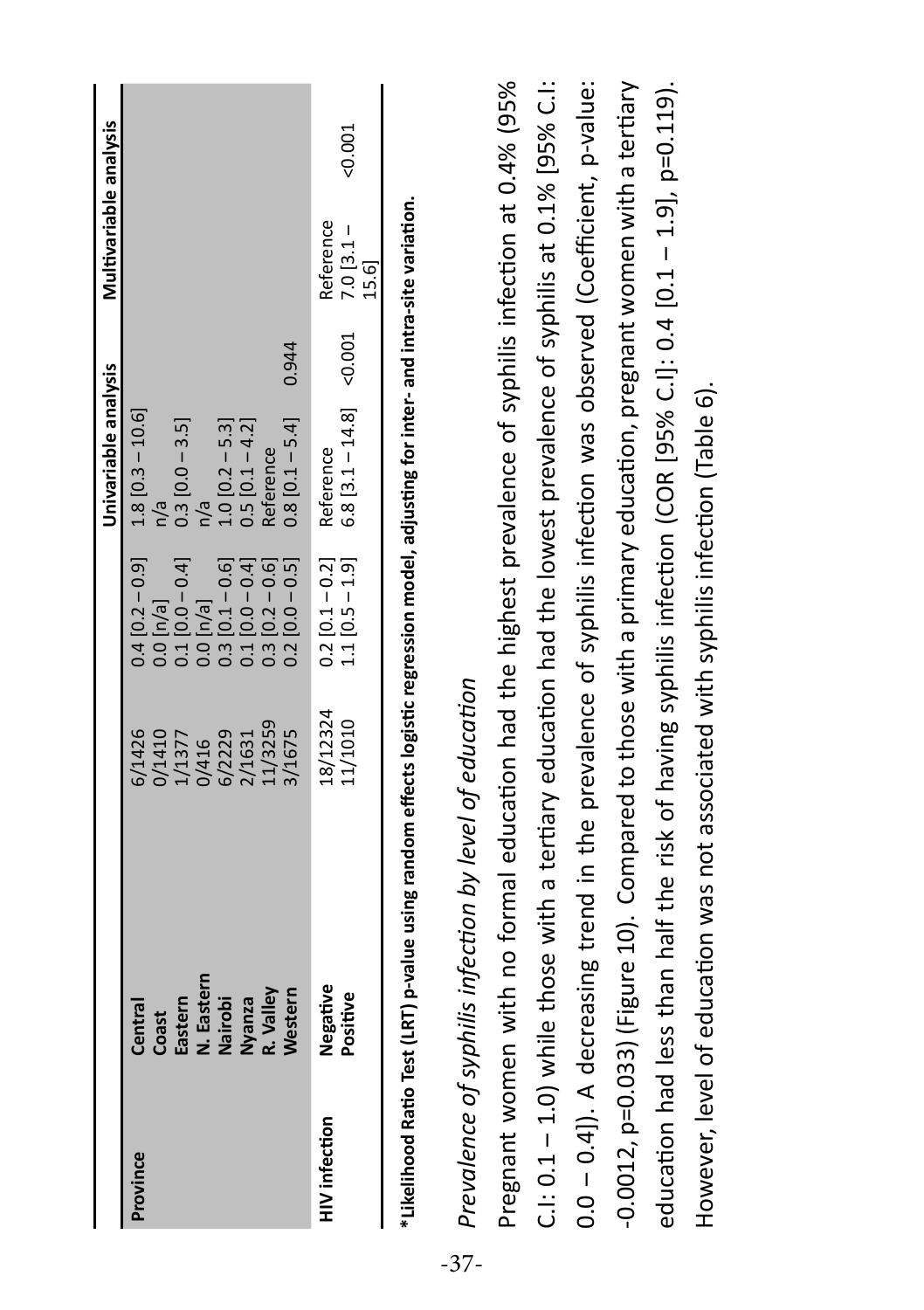| | | | | Univariable analysis | | Multivariable analysis | |
|---|---|---|---|---|---|---|---|
| Province | Central | 6/1426 | 0.4 [0.2 – 0.9] | 1.8 [0.3 – 10.6] | | | |
| | Coast | 0/1410 | 0.0 [n/a] | n/a | | | |
| | Eastern | 1/1377 | 0.1 [0.0 – 0.4] | 0.3 [0.0 – 3.5] | | | |
| | N. Eastern | 0/416 | 0.0 [n/a] | n/a | | | |
| | Nairobi | 6/2229 | 0.3 [0.1 – 0.6] | 1.0 [0.2 – 5.3] | | | |
| | Nyanza | 2/1631 | 0.1 [0.0 – 0.4] | 0.5 [0.1 – 4.2] | | | |
| | R. Valley | 11/3259 | 0.3 [0.2 – 0.6] | Reference | | | |
| | Western | 3/1675 | 0.2 [0.0 – 0.5] | 0.8 [0.1 – 5.4] | 0.944 | | |
| HIV infection | Negative | 18/12324 | 0.2 [0.1 – 0.2] | Reference | | Reference | |
| | Positive | 11/1010 | 1.1 [0.5 – 1.9] | 6.8 [3.1 – 14.8] | <0.001 | 7.0 [3.1 – 15.6] | <0.001 |

**\*Likelihood Ratio Test (LRT) p-value using random effects logistic regression model, adjusting for inter- and intra-site variation.**

*Prevalence of syphilis infection by level of education*

Pregnant women with no formal education had the highest prevalence of syphilis infection at 0.4% (95% C.I: 0.1 – 1.0) while those with a tertiary education had the lowest prevalence of syphilis at 0.1% [95% C.I: 0.0 – 0.4]). A decreasing trend in the prevalence of syphilis infection was observed (Coefficient, p-value: -0.0012, p=0.033) (Figure 10). Compared to those with a primary education, pregnant women with a tertiary education had less than half the risk of having syphilis infection (COR [95% C.I]: 0.4 [0.1 – 1.9], p=0.119). However, level of education was not associated with syphilis infection (Table 6).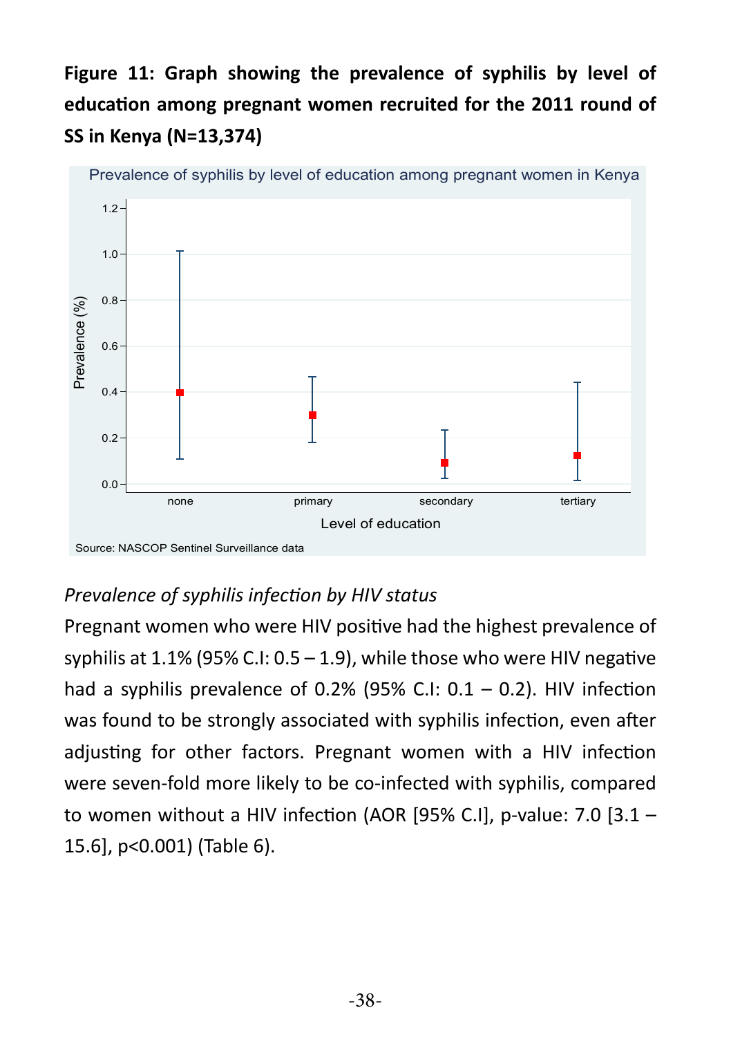**Figure 11: Graph showing the prevalence of syphilis by level of education among pregnant women recruited for the 2011 round of SS in Kenya (N=13,374)**

*Prevalence of syphilis infection by HIV status*

Pregnant women who were HIV positive had the highest prevalence of syphilis at 1.1% (95% C.I: 0.5 – 1.9), while those who were HIV negative had a syphilis prevalence of 0.2% (95% C.I: 0.1 – 0.2). HIV infection was found to be strongly associated with syphilis infection, even after adjusting for other factors. Pregnant women with a HIV infection were seven-fold more likely to be co-infected with syphilis, compared to women without a HIV infection (AOR [95% C.I], p-value: 7.0 [3.1 – 15.6], $p<0.001$) (Table 6).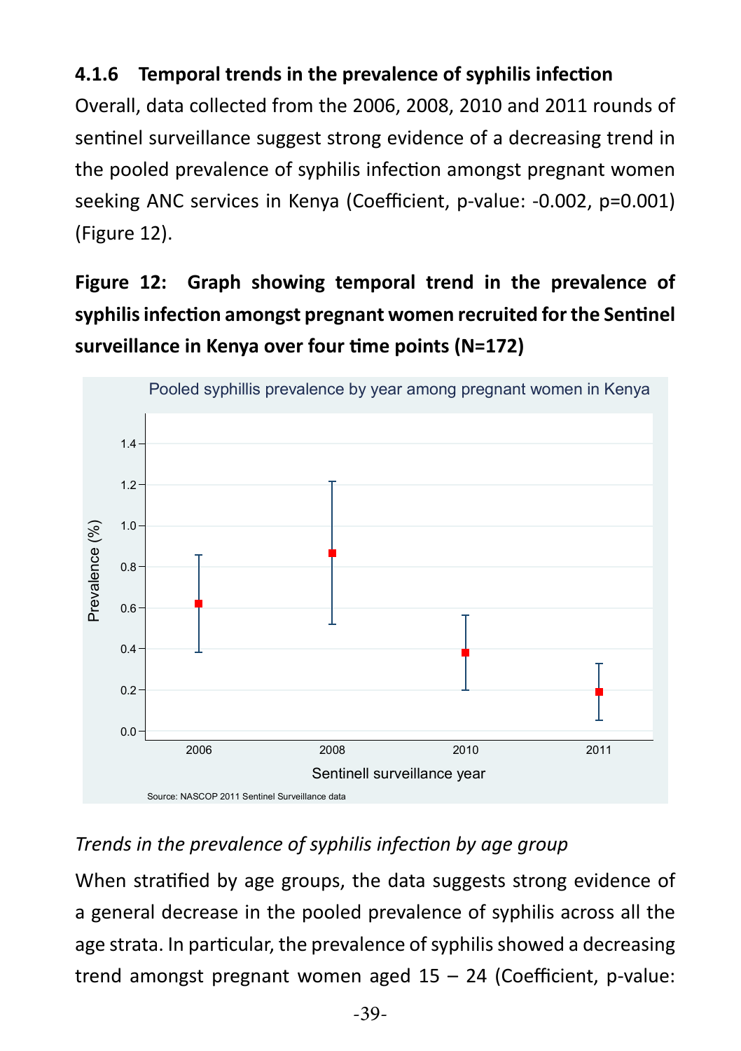### 4.1.6 Temporal trends in the prevalence of syphilis infection

Overall, data collected from the 2006, 2008, 2010 and 2011 rounds of sentinel surveillance suggest strong evidence of a decreasing trend in the pooled prevalence of syphilis infection amongst pregnant women seeking ANC services in Kenya (Coefficient, p-value: -0.002, p=0.001) (Figure 12).

**Figure 12: Graph showing temporal trend in the prevalence of syphilis infection amongst pregnant women recruited for the Sentinel surveillance in Kenya over four time points (N=172)**

Pooled syphillis prevalence by year among pregnant women in Kenya

Source: NASCOP 2011 Sentinel Surveillance data

*Trends in the prevalence of syphilis infection by age group*

When stratified by age groups, the data suggests strong evidence of a general decrease in the pooled prevalence of syphilis across all the age strata. In particular, the prevalence of syphilis showed a decreasing trend amongst pregnant women aged 15 – 24 (Coefficient, p-value: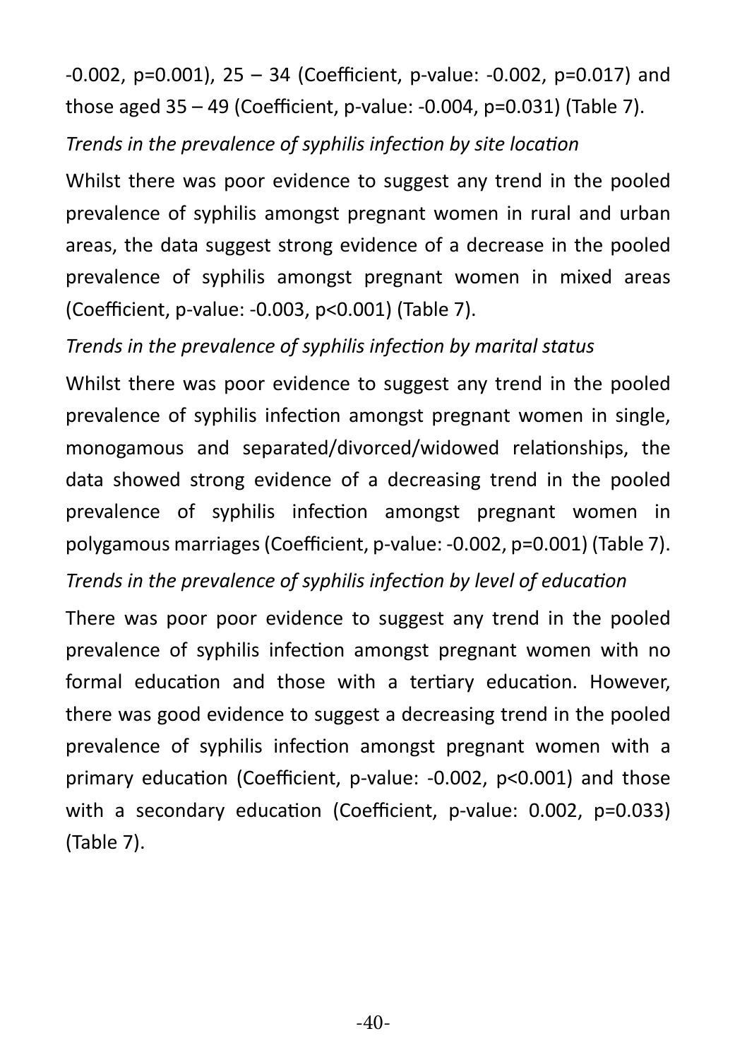-0.002, p=0.001), 25 – 34 (Coefficient, p-value: -0.002, p=0.017) and those aged 35 – 49 (Coefficient, p-value: -0.004, p=0.031) (Table 7).

*Trends in the prevalence of syphilis infection by site location*

Whilst there was poor evidence to suggest any trend in the pooled prevalence of syphilis amongst pregnant women in rural and urban areas, the data suggest strong evidence of a decrease in the pooled prevalence of syphilis amongst pregnant women in mixed areas (Coefficient, p-value: -0.003, p<0.001) (Table 7).

*Trends in the prevalence of syphilis infection by marital status*

Whilst there was poor evidence to suggest any trend in the pooled prevalence of syphilis infection amongst pregnant women in single, monogamous and separated/divorced/widowed relationships, the data showed strong evidence of a decreasing trend in the pooled prevalence of syphilis infection amongst pregnant women in polygamous marriages (Coefficient, p-value: -0.002, p=0.001) (Table 7).

*Trends in the prevalence of syphilis infection by level of education*

There was poor poor evidence to suggest any trend in the pooled prevalence of syphilis infection amongst pregnant women with no formal education and those with a tertiary education. However, there was good evidence to suggest a decreasing trend in the pooled prevalence of syphilis infection amongst pregnant women with a primary education (Coefficient, p-value: -0.002, p<0.001) and those with a secondary education (Coefficient, p-value: 0.002, p=0.033) (Table 7).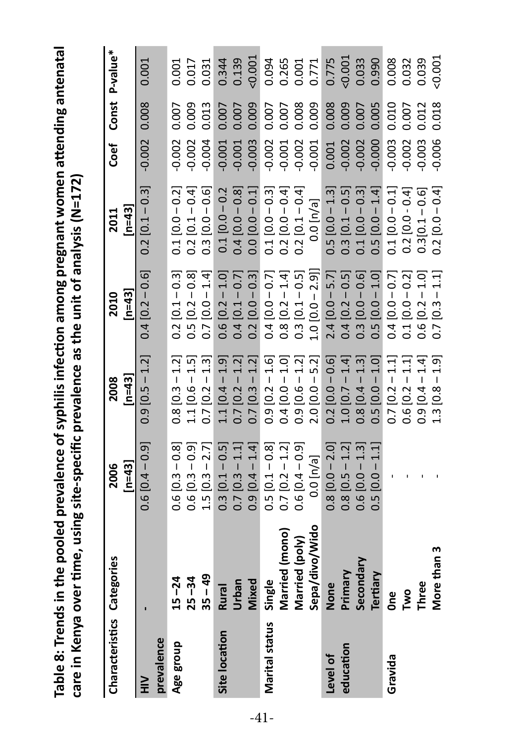**Table 8: Trends in the pooled prevalence of syphilis infection among pregnant women attending antenatal care in Kenya over time, using site-specific prevalence as the unit of analysis (N=172)**

| Characteristics | Categories | 2006 [n=43] | 2008 [n=43] | 2010 [n=43] | 2011 [n=43] | Coef | Const | P-value* |
|---|---|---|---|---|---|---|---|---|
| HIV prevalence | - | 0.6 [0.4 – 0.9] | 0.9 [0.5 – 1.2] | 0.4 [0.2 – 0.6] | 0.2 [0.1 – 0.3] | -0.002 | 0.008 | 0.001 |
| Age group | 15 – 24 | 0.6 [0.3 – 0.8] | 0.8 [0.3 – 1.2] | 0.2 [0.1 – 0.3] | 0.1 [0.0 – 0.2] | -0.002 | 0.007 | 0.001 |
| | 25 – 34 | 0.6 [0.3 – 0.9] | 1.1 [0.6 – 1.5] | 0.5 [0.2 – 0.8] | 0.2 [0.1 – 0.4] | -0.002 | 0.009 | 0.017 |
| | 35 – 49 | 1.5 [0.3 – 2.7] | 0.7 [0.2 – 1.3] | 0.7 [0.0 – 1.4] | 0.3 [0.0 – 0.6] | -0.004 | 0.013 | 0.031 |
| Site location | Rural | 0.3 [0.1 – 0.5] | 1.1 [0.4 – 1.9] | 0.6 [0.2 – 1.0] | 0.1 [0.0 – 0.2 | -0.001 | 0.007 | 0.344 |
| | Urban | 0.7 [0.3 – 1.1] | 0.7 [0.2 – 1.2] | 0.4 [0.1 – 0.7] | 0.4 [0.0 – 0.8] | -0.001 | 0.007 | 0.139 |
| | Mixed | 0.9 [0.4 – 1.4] | 0.7 [0.3 – 1.2] | 0.2 [0.0 – 0.3] | 0.0 [0.0 – 0.1] | -0.003 | 0.009 | <0.001 |
| Marital status | Single | 0.5 [0.1 – 0.8] | 0.9 [0.2 – 1.6] | 0.4 [0.0 – 0.7] | 0.1 [0.0 – 0.3] | -0.002 | 0.007 | 0.094 |
| | Married (mono) | 0.7 [0.2 – 1.2] | 0.4 [0.0 – 1.0] | 0.8 [0.2 – 1.4] | 0.2 [0.0 – 0.4] | -0.001 | 0.007 | 0.265 |
| | Married (poly) | 0.6 [0.4 – 0.9] | 0.9 [0.6 – 1.2] | 0.3 [0.1 – 0.5] | 0.2 [0.1 – 0.4] | -0.002 | 0.008 | 0.001 |
| | Sepa/divo/Wido | 0.0 [n/a] | 2.0 [0.0 – 5.2] | 1.0 [0.0 – 2.9]] | 0.0 [n/a] | -0.001 | 0.009 | 0.771 |
| Level of education | None | 0.8 [0.0 – 2.0] | 0.2 [0.0 – 0.6] | 2.4 [0.0 – 5.7] | 0.5 [0.0 – 1.3] | 0.001 | 0.008 | 0.775 |
| | Primary | 0.8 [0.5 – 1.2] | 1.0 [0.7 – 1.4] | 0.4 [0.2 – 0.5] | 0.3 [0.1 – 0.5] | -0.002 | 0.009 | <0.001 |
| | Secondary | 0.6 [0.0 – 1.3] | 0.8 [0.4 – 1.3] | 0.3 [0.0 – 0.6] | 0.1 [0.0 – 0.3] | -0.002 | 0.007 | 0.033 |
| | Tertiary | 0.5 [0.0 – 1.1] | 0.5 [0.0 – 1.0] | 0.5 [0.0 – 1.0] | 0.5 [0.0 – 1.4] | -0.000 | 0.005 | 0.990 |
| Gravida | One | - | 0.7 [0.2 – 1.1] | 0.4 [0.0 – 0.7] | 0.1 [0.0 – 0.1] | -0.003 | 0.010 | 0.008 |
| | Two | - | 0.6 [0.2 – 1.1] | 0.1 [0.0 – 0.2] | 0.2 [0.0 - 0.4] | -0.002 | 0.007 | 0.032 |
| | Three | - | 0.9 [0.4 – 1.4] | 0.6 [0.2 – 1.0] | 0.3[0.1 – 0.6] | -0.003 | 0.012 | 0.039 |
| | More than 3 | - | 1.3 [0.8 – 1.9] | 0.7 [0.3 – 1.1] | 0.2 [0.0 – 0.4] | -0.006 | 0.018 | <0.001 |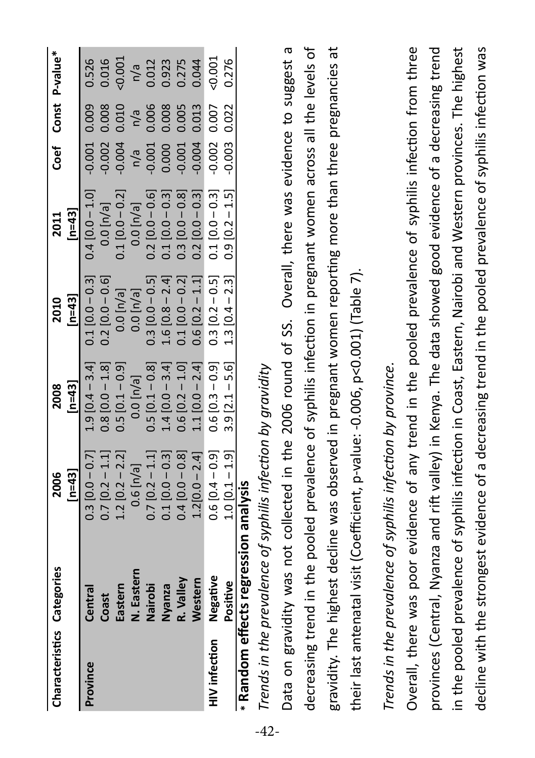| Characteristics | Categories | 2006 [n=43] | 2008 [n=43] | 2010 [n=43] | 2011 [n=43] | Coef | Const | P-value* |
|---|---|---|---|---|---|---|---|---|
| Province | Central | 0.3 [0.0 – 0.7] | 1.9 [0.4 – 3.4] | 0.1 [0.0 – 0.3] | 0.4 [0.0 – 1.0] | -0.001 | 0.009 | 0.526 |
| | Coast | 0.7 [0.2 – 1.1] | 0.8 [0.0 – 1.8] | 0.2 [0.0 – 0.6] | 0.0 [n/a] | -0.002 | 0.008 | 0.016 |
| | Eastern | 1.2 [0.2 – 2.2] | 0.5 [0.1 – 0.9] | 0.0 [n/a] | 0.1 [0.0 – 0.2] | -0.004 | 0.010 | <0.001 |
| | N. Eastern | 0.6 [n/a] | 0.0 [n/a] | 0.0 [n/a] | 0.0 [n/a] | n/a | n/a | n/a |
| | Nairobi | 0.7 [0.2 – 1.1] | 0.5 [0.1 – 0.8] | 0.3 [0.0 – 0.5] | 0.2 [0.0 – 0.6] | -0.001 | 0.006 | 0.012 |
| | Nyanza | 0.1 [0.0 – 0.3] | 1.4 [0.0 – 3.4] | 1.6 [0.8 – 2.4] | 0.1 [0.0 – 0.3] | 0.000 | 0.008 | 0.923 |
| | R. Valley | 0.4 [0.0 – 0.8] | 0.6 [0.2 – 1.0] | 0.1 [0.0 – 0.2] | 0.3 [0.0 – 0.8] | -0.001 | 0.005 | 0.275 |
| | Western | 1.2[0.0 – 2.4] | 1.1 [0.0 – 2.4] | 0.6 [0.2 – 1.1] | 0.2 [0.0 – 0.3] | -0.004 | 0.013 | 0.044 |
| HIV infection | Negative | 0.6 [0.4 – 0.9] | 0.6 [0.3 – 0.9] | 0.3 [0.2 – 0.5] | 0.1 [0.0 – 0.3] | -0.002 | 0.007 | <0.001 |
| | Positive | 1.0 [0.1 – 1.9] | 3.9 [2.1 – 5.6] | 1.3 [0.4 – 2.3] | 0.9 [0.2 – 1.5] | -0.003 | 0.022 | 0.276 |

\* **Random effects regression analysis**

*Trends in the prevalence of syphilis infection by gravidity*

Data on gravidity was not collected in the 2006 round of SS. Overall, there was evidence to suggest a decreasing trend in the pooled prevalence of syphilis infection in pregnant women across all the levels of gravidity. The highest decline was observed in pregnant women reporting more than three pregnancies at their last antenatal visit (Coefficient, p-value: -0.006, p<0.001) (Table 7).

*Trends in the prevalence of syphilis infection by province.*

Overall, there was poor evidence of any trend in the pooled prevalence of syphilis infection from three provinces (Central, Nyanza and rift valley) in Kenya. The data showed good evidence of a decreasing trend in the pooled prevalence of syphilis infection in Coast, Eastern, Nairobi and Western provinces. The highest decline with the strongest evidence of a decreasing trend in the pooled prevalence of syphilis infection was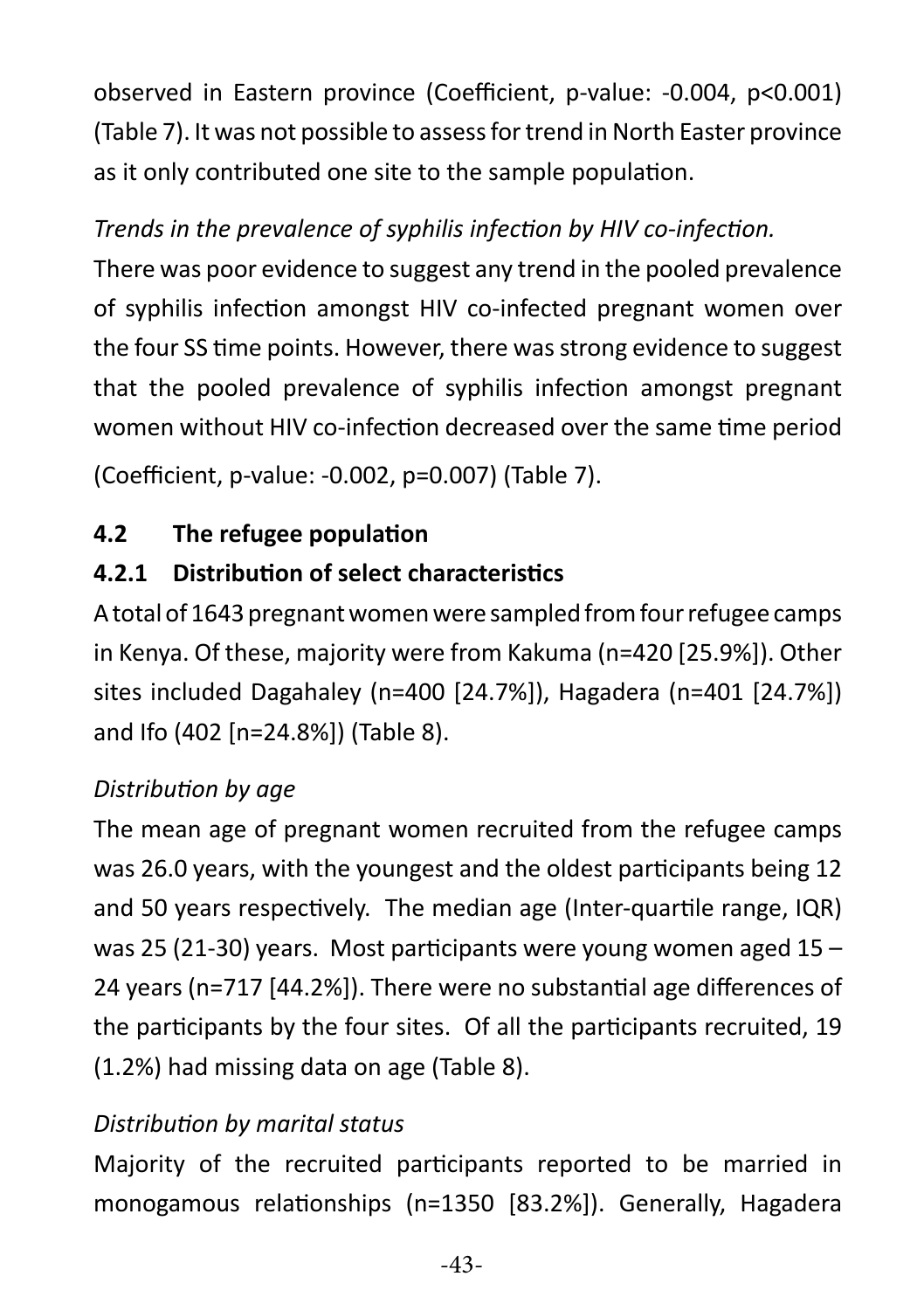observed in Eastern province (Coefficient, p-value: -0.004, p<0.001) (Table 7). It was not possible to assess for trend in North Easter province as it only contributed one site to the sample population.

*Trends in the prevalence of syphilis infection by HIV co-infection.*

There was poor evidence to suggest any trend in the pooled prevalence of syphilis infection amongst HIV co-infected pregnant women over the four SS time points. However, there was strong evidence to suggest that the pooled prevalence of syphilis infection amongst pregnant women without HIV co-infection decreased over the same time period (Coefficient, p-value: -0.002, p=0.007) (Table 7).

## 4.2 The refugee population

### 4.2.1 Distribution of select characteristics

A total of 1643 pregnant women were sampled from four refugee camps in Kenya. Of these, majority were from Kakuma (n=420 [25.9%]). Other sites included Dagahaley (n=400 [24.7%]), Hagadera (n=401 [24.7%]) and Ifo (402 [n=24.8%]) (Table 8).

*Distribution by age*

The mean age of pregnant women recruited from the refugee camps was 26.0 years, with the youngest and the oldest participants being 12 and 50 years respectively. The median age (Inter-quartile range, IQR) was 25 (21-30) years. Most participants were young women aged 15 – 24 years (n=717 [44.2%]). There were no substantial age differences of the participants by the four sites. Of all the participants recruited, 19 (1.2%) had missing data on age (Table 8).

*Distribution by marital status*

Majority of the recruited participants reported to be married in monogamous relationships (n=1350 [83.2%]). Generally, Hagadera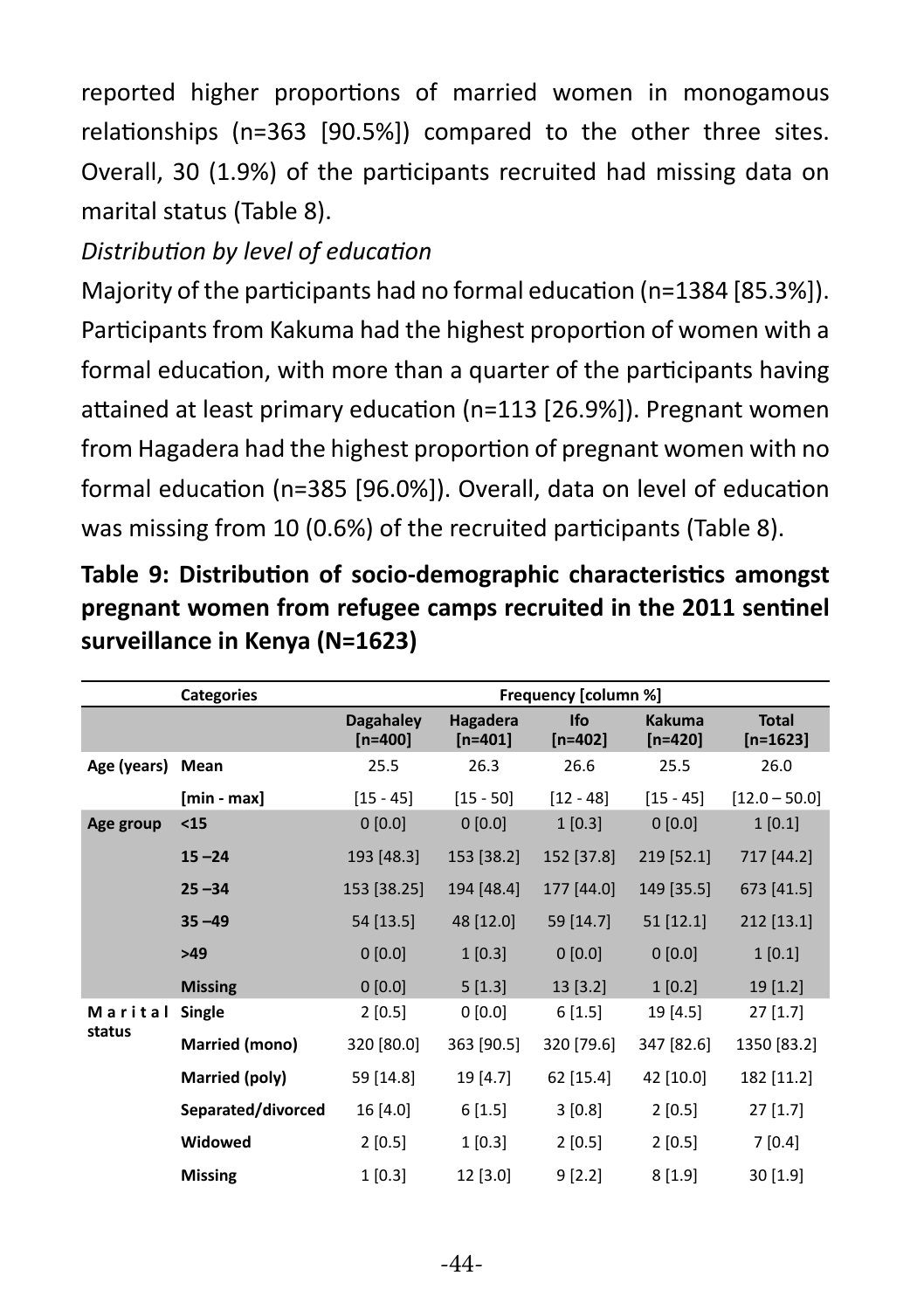reported higher proportions of married women in monogamous relationships (n=363 [90.5%]) compared to the other three sites. Overall, 30 (1.9%) of the participants recruited had missing data on marital status (Table 8).

*Distribution by level of education*

Majority of the participants had no formal education (n=1384 [85.3%]). Participants from Kakuma had the highest proportion of women with a formal education, with more than a quarter of the participants having attained at least primary education (n=113 [26.9%]). Pregnant women from Hagadera had the highest proportion of pregnant women with no formal education (n=385 [96.0%]). Overall, data on level of education was missing from 10 (0.6%) of the recruited participants (Table 8).

**Table 9: Distribution of socio-demographic characteristics amongst pregnant women from refugee camps recruited in the 2011 sentinel surveillance in Kenya (N=1623)**

| | Categories | Frequency [column %] | | | | |
|---|---|---|---|---|---|---|
| | | Dagahaley [n=400] | Hagadera [n=401] | Ifo [n=402] | Kakuma [n=420] | Total [n=1623] |
| Age (years) | Mean | 25.5 | 26.3 | 26.6 | 25.5 | 26.0 |
| | [min - max] | [15 - 45] | [15 - 50] | [12 - 48] | [15 - 45] | [12.0 – 50.0] |
| Age group | <15 | 0 [0.0] | 0 [0.0] | 1 [0.3] | 0 [0.0] | 1 [0.1] |
| | 15 –24 | 193 [48.3] | 153 [38.2] | 152 [37.8] | 219 [52.1] | 717 [44.2] |
| | 25 –34 | 153 [38.25] | 194 [48.4] | 177 [44.0] | 149 [35.5] | 673 [41.5] |
| | 35 –49 | 54 [13.5] | 48 [12.0] | 59 [14.7] | 51 [12.1] | 212 [13.1] |
| | >49 | 0 [0.0] | 1 [0.3] | 0 [0.0] | 0 [0.0] | 1 [0.1] |
| | Missing | 0 [0.0] | 5 [1.3] | 13 [3.2] | 1 [0.2] | 19 [1.2] |
| Marital status | Single | 2 [0.5] | 0 [0.0] | 6 [1.5] | 19 [4.5] | 27 [1.7] |
| | Married (mono) | 320 [80.0] | 363 [90.5] | 320 [79.6] | 347 [82.6] | 1350 [83.2] |
| | Married (poly) | 59 [14.8] | 19 [4.7] | 62 [15.4] | 42 [10.0] | 182 [11.2] |
| | Separated/divorced | 16 [4.0] | 6 [1.5] | 3 [0.8] | 2 [0.5] | 27 [1.7] |
| | Widowed | 2 [0.5] | 1 [0.3] | 2 [0.5] | 2 [0.5] | 7 [0.4] |
| | Missing | 1 [0.3] | 12 [3.0] | 9 [2.2] | 8 [1.9] | 30 [1.9] |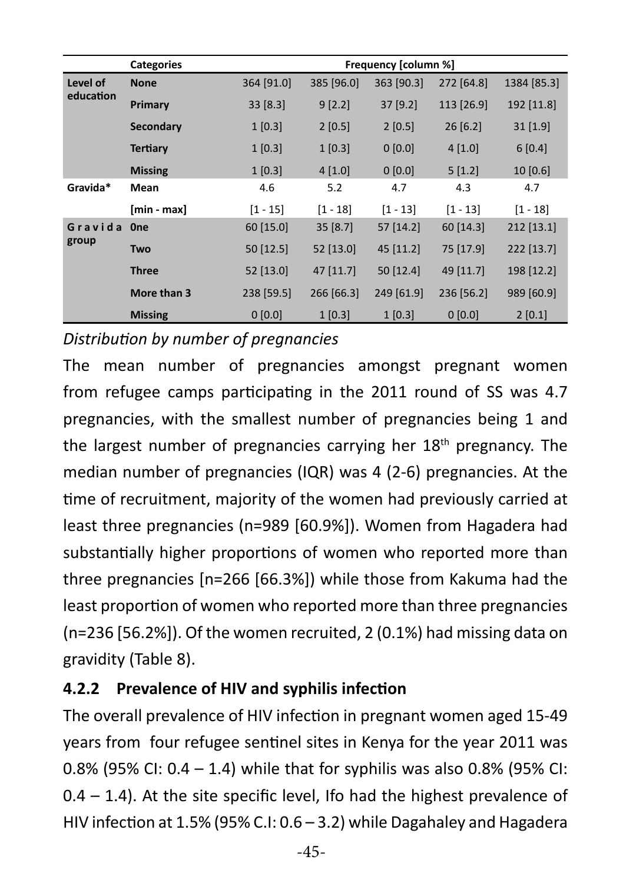| | Categories | Frequency [column %] | | | | |
|---|---|---|---|---|---|---|
| Level of education | None | 364 [91.0] | 385 [96.0] | 363 [90.3] | 272 [64.8] | 1384 [85.3] |
| | Primary | 33 [8.3] | 9 [2.2] | 37 [9.2] | 113 [26.9] | 192 [11.8] |
| | Secondary | 1 [0.3] | 2 [0.5] | 2 [0.5] | 26 [6.2] | 31 [1.9] |
| | Tertiary | 1 [0.3] | 1 [0.3] | 0 [0.0] | 4 [1.0] | 6 [0.4] |
| | Missing | 1 [0.3] | 4 [1.0] | 0 [0.0] | 5 [1.2] | 10 [0.6] |
| Gravida* | Mean | 4.6 | 5.2 | 4.7 | 4.3 | 4.7 |
| | [min - max] | [1 - 15] | [1 - 18] | [1 - 13] | [1 - 13] | [1 - 18] |
| Gravida group | One | 60 [15.0] | 35 [8.7] | 57 [14.2] | 60 [14.3] | 212 [13.1] |
| | Two | 50 [12.5] | 52 [13.0] | 45 [11.2] | 75 [17.9] | 222 [13.7] |
| | Three | 52 [13.0] | 47 [11.7] | 50 [12.4] | 49 [11.7] | 198 [12.2] |
| | More than 3 | 238 [59.5] | 266 [66.3] | 249 [61.9] | 236 [56.2] | 989 [60.9] |
| | Missing | 0 [0.0] | 1 [0.3] | 1 [0.3] | 0 [0.0] | 2 [0.1] |

*Distribution by number of pregnancies*

The mean number of pregnancies amongst pregnant women from refugee camps participating in the 2011 round of SS was 4.7 pregnancies, with the smallest number of pregnancies being 1 and the largest number of pregnancies carrying her 18th pregnancy. The median number of pregnancies (IQR) was 4 (2-6) pregnancies. At the time of recruitment, majority of the women had previously carried at least three pregnancies (n=989 [60.9%]). Women from Hagadera had substantially higher proportions of women who reported more than three pregnancies [n=266 [66.3%]) while those from Kakuma had the least proportion of women who reported more than three pregnancies (n=236 [56.2%]). Of the women recruited, 2 (0.1%) had missing data on gravidity (Table 8).

### 4.2.2 Prevalence of HIV and syphilis infection

The overall prevalence of HIV infection in pregnant women aged 15-49 years from four refugee sentinel sites in Kenya for the year 2011 was 0.8% (95% CI: 0.4 – 1.4) while that for syphilis was also 0.8% (95% CI: 0.4 – 1.4). At the site specific level, Ifo had the highest prevalence of HIV infection at 1.5% (95% C.I: 0.6 – 3.2) while Dagahaley and Hagadera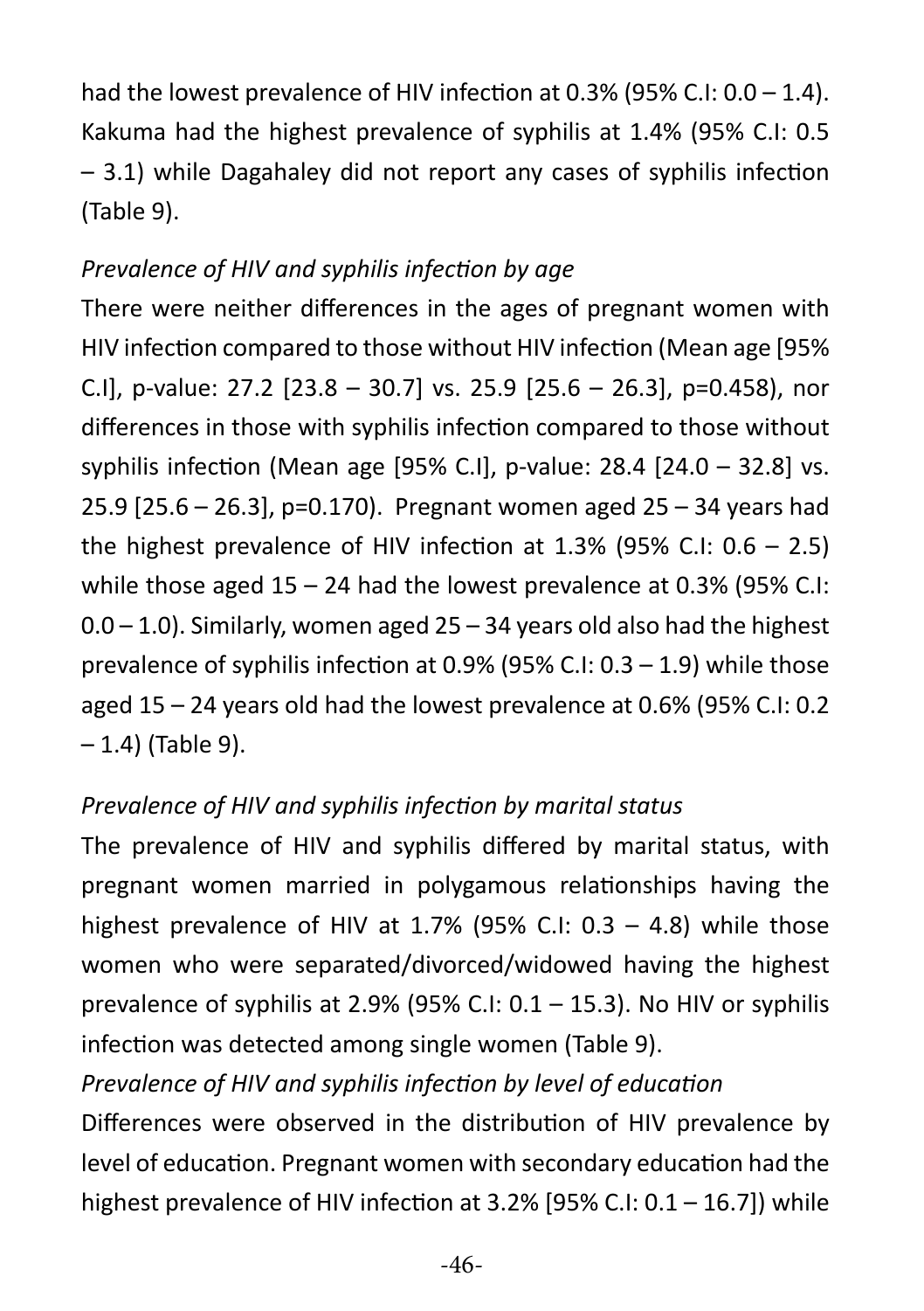had the lowest prevalence of HIV infection at 0.3% (95% C.I: 0.0 – 1.4). Kakuma had the highest prevalence of syphilis at 1.4% (95% C.I: 0.5 – 3.1) while Dagahaley did not report any cases of syphilis infection (Table 9).

*Prevalence of HIV and syphilis infection by age*

There were neither differences in the ages of pregnant women with HIV infection compared to those without HIV infection (Mean age [95% C.I], p-value: 27.2 [23.8 – 30.7] vs. 25.9 [25.6 – 26.3], p=0.458), nor differences in those with syphilis infection compared to those without syphilis infection (Mean age [95% C.I], p-value: 28.4 [24.0 – 32.8] vs. 25.9 [25.6 – 26.3], p=0.170). Pregnant women aged 25 – 34 years had the highest prevalence of HIV infection at 1.3% (95% C.I: 0.6 – 2.5) while those aged 15 – 24 had the lowest prevalence at 0.3% (95% C.I: 0.0 – 1.0). Similarly, women aged 25 – 34 years old also had the highest prevalence of syphilis infection at 0.9% (95% C.I: 0.3 – 1.9) while those aged 15 – 24 years old had the lowest prevalence at 0.6% (95% C.I: 0.2 – 1.4) (Table 9).

*Prevalence of HIV and syphilis infection by marital status*

The prevalence of HIV and syphilis differed by marital status, with pregnant women married in polygamous relationships having the highest prevalence of HIV at 1.7% (95% C.I: 0.3 – 4.8) while those women who were separated/divorced/widowed having the highest prevalence of syphilis at 2.9% (95% C.I: 0.1 – 15.3). No HIV or syphilis infection was detected among single women (Table 9).

*Prevalence of HIV and syphilis infection by level of education*

Differences were observed in the distribution of HIV prevalence by level of education. Pregnant women with secondary education had the highest prevalence of HIV infection at 3.2% [95% C.I: 0.1 – 16.7]) while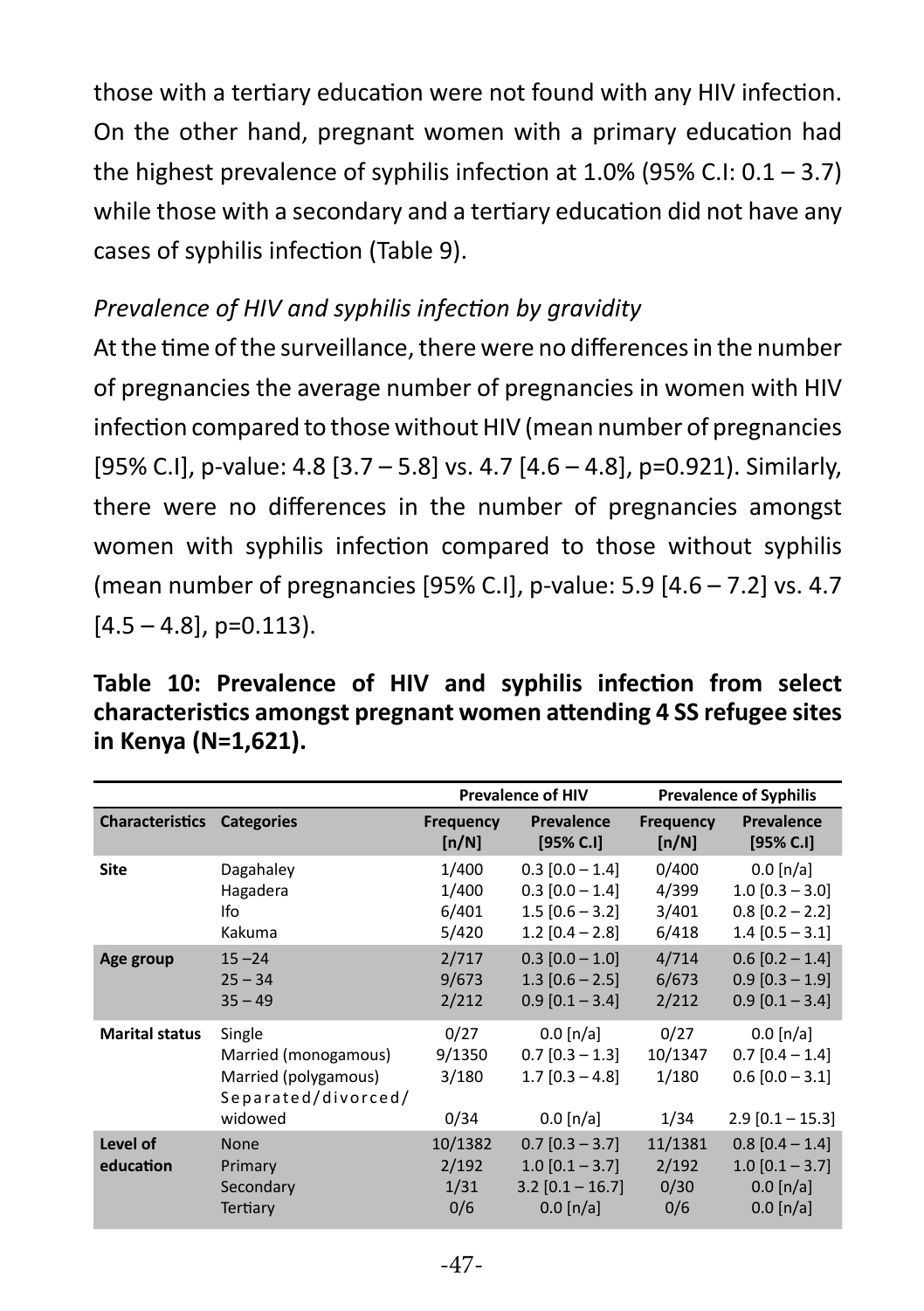those with a tertiary education were not found with any HIV infection. On the other hand, pregnant women with a primary education had the highest prevalence of syphilis infection at 1.0% (95% C.I: 0.1 – 3.7) while those with a secondary and a tertiary education did not have any cases of syphilis infection (Table 9).

*Prevalence of HIV and syphilis infection by gravidity*

At the time of the surveillance, there were no differences in the number of pregnancies the average number of pregnancies in women with HIV infection compared to those without HIV (mean number of pregnancies [95% C.I], p-value: 4.8 [3.7 – 5.8] vs. 4.7 [4.6 – 4.8], p=0.921). Similarly, there were no differences in the number of pregnancies amongst women with syphilis infection compared to those without syphilis (mean number of pregnancies [95% C.I], p-value: 5.9 [4.6 – 7.2] vs. 4.7 [4.5 – 4.8], p=0.113).

**Table 10: Prevalence of HIV and syphilis infection from select characteristics amongst pregnant women attending 4 SS refugee sites in Kenya (N=1,621).**

| | | Prevalence of HIV | | Prevalence of Syphilis | |
|---|---|---|---|---|---|
| **Characteristics** | **Categories** | **Frequency [n/N]** | **Prevalence [95% C.I]** | **Frequency [n/N]** | **Prevalence [95% C.I]** |
| **Site** | Dagahaley | 1/400 | 0.3 [0.0 – 1.4] | 0/400 | 0.0 [n/a] |
| | Hagadera | 1/400 | 0.3 [0.0 – 1.4] | 4/399 | 1.0 [0.3 – 3.0] |
| | Ifo | 6/401 | 1.5 [0.6 – 3.2] | 3/401 | 0.8 [0.2 – 2.2] |
| | Kakuma | 5/420 | 1.2 [0.4 – 2.8] | 6/418 | 1.4 [0.5 – 3.1] |
| **Age group** | 15 –24 | 2/717 | 0.3 [0.0 – 1.0] | 4/714 | 0.6 [0.2 – 1.4] |
| | 25 – 34 | 9/673 | 1.3 [0.6 – 2.5] | 6/673 | 0.9 [0.3 – 1.9] |
| | 35 – 49 | 2/212 | 0.9 [0.1 – 3.4] | 2/212 | 0.9 [0.1 – 3.4] |
| **Marital status** | Single | 0/27 | 0.0 [n/a] | 0/27 | 0.0 [n/a] |
| | Married (monogamous) | 9/1350 | 0.7 [0.3 – 1.3] | 10/1347 | 0.7 [0.4 – 1.4] |
| | Married (polygamous) | 3/180 | 1.7 [0.3 – 4.8] | 1/180 | 0.6 [0.0 – 3.1] |
| | Separated/divorced/ widowed | 0/34 | 0.0 [n/a] | 1/34 | 2.9 [0.1 – 15.3] |
| **Level of education** | None | 10/1382 | 0.7 [0.3 – 3.7] | 11/1381 | 0.8 [0.4 – 1.4] |
| | Primary | 2/192 | 1.0 [0.1 – 3.7] | 2/192 | 1.0 [0.1 – 3.7] |
| | Secondary | 1/31 | 3.2 [0.1 – 16.7] | 0/30 | 0.0 [n/a] |
| | Tertiary | 0/6 | 0.0 [n/a] | 0/6 | 0.0 [n/a] |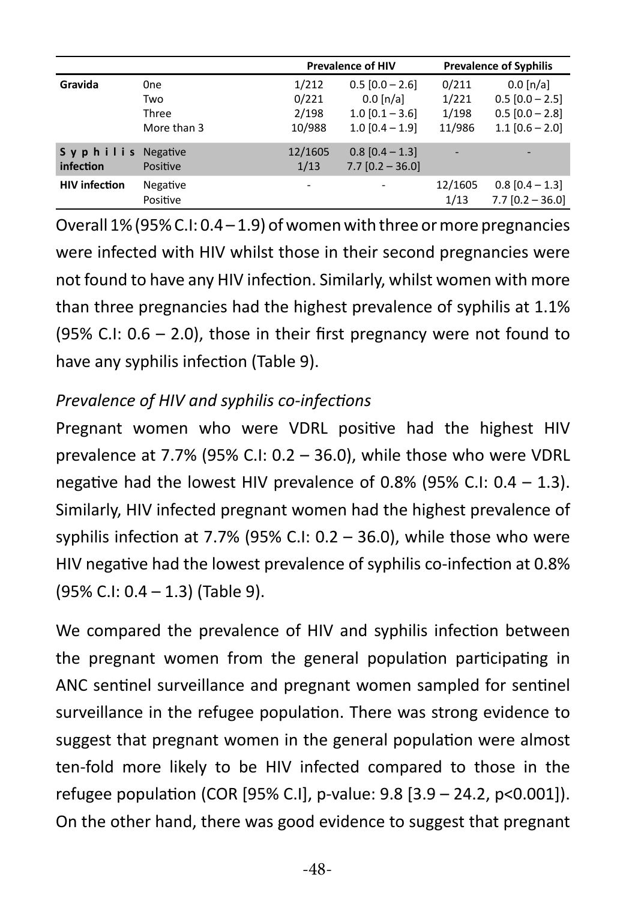| | | Prevalence of HIV | | Prevalence of Syphilis | |
|---|---|---|---|---|---|
| **Gravida** | One | 1/212 | 0.5 [0.0 – 2.6] | 0/211 | 0.0 [n/a] |
| | Two | 0/221 | 0.0 [n/a] | 1/221 | 0.5 [0.0 – 2.5] |
| | Three | 2/198 | 1.0 [0.1 – 3.6] | 1/198 | 0.5 [0.0 – 2.8] |
| | More than 3 | 10/988 | 1.0 [0.4 – 1.9] | 11/986 | 1.1 [0.6 – 2.0] |
| **Syphilis infection** | Negative | 12/1605 | 0.8 [0.4 – 1.3] | - | - |
| | Positive | 1/13 | 7.7 [0.2 – 36.0] | | |
| **HIV infection** | Negative | - | - | 12/1605 | 0.8 [0.4 – 1.3] |
| | Positive | | | 1/13 | 7.7 [0.2 – 36.0] |

Overall 1% (95% C.I: 0.4 – 1.9) of women with three or more pregnancies were infected with HIV whilst those in their second pregnancies were not found to have any HIV infection. Similarly, whilst women with more than three pregnancies had the highest prevalence of syphilis at 1.1% (95% C.I: 0.6 – 2.0), those in their first pregnancy were not found to have any syphilis infection (Table 9).

*Prevalence of HIV and syphilis co-infections*

Pregnant women who were VDRL positive had the highest HIV prevalence at 7.7% (95% C.I: 0.2 – 36.0), while those who were VDRL negative had the lowest HIV prevalence of 0.8% (95% C.I: 0.4 – 1.3). Similarly, HIV infected pregnant women had the highest prevalence of syphilis infection at 7.7% (95% C.I: 0.2 – 36.0), while those who were HIV negative had the lowest prevalence of syphilis co-infection at 0.8% (95% C.I: 0.4 – 1.3) (Table 9).

We compared the prevalence of HIV and syphilis infection between the pregnant women from the general population participating in ANC sentinel surveillance and pregnant women sampled for sentinel surveillance in the refugee population. There was strong evidence to suggest that pregnant women in the general population were almost ten-fold more likely to be HIV infected compared to those in the refugee population (COR [95% C.I], p-value: 9.8 [3.9 – 24.2, p<0.001]). On the other hand, there was good evidence to suggest that pregnant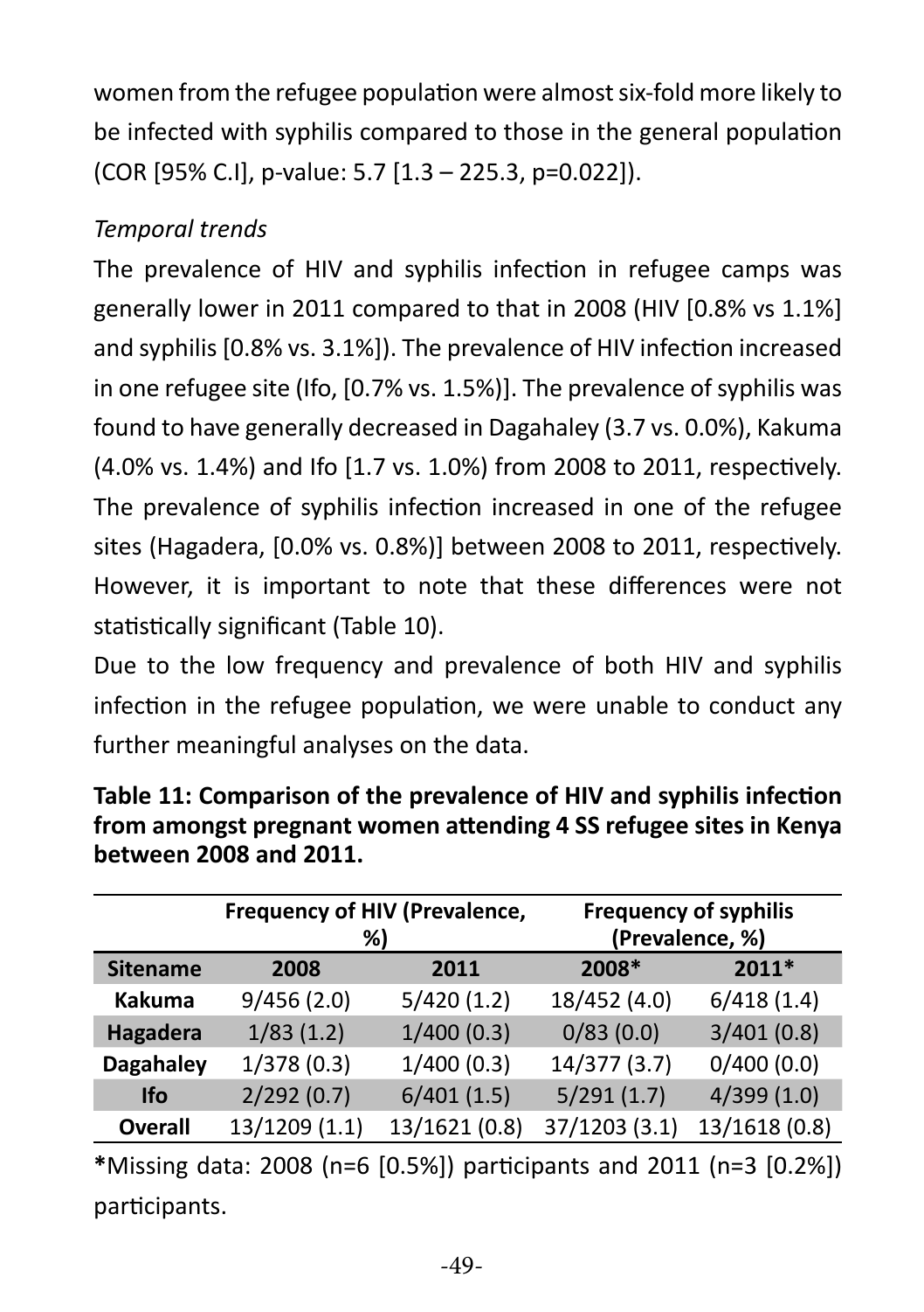women from the refugee population were almost six-fold more likely to be infected with syphilis compared to those in the general population (COR [95% C.I], p-value: 5.7 [1.3 – 225.3, p=0.022]).

*Temporal trends*

The prevalence of HIV and syphilis infection in refugee camps was generally lower in 2011 compared to that in 2008 (HIV [0.8% vs 1.1%] and syphilis [0.8% vs. 3.1%]). The prevalence of HIV infection increased in one refugee site (Ifo, [0.7% vs. 1.5%)]. The prevalence of syphilis was found to have generally decreased in Dagahaley (3.7 vs. 0.0%), Kakuma (4.0% vs. 1.4%) and Ifo [1.7 vs. 1.0%) from 2008 to 2011, respectively. The prevalence of syphilis infection increased in one of the refugee sites (Hagadera, [0.0% vs. 0.8%)] between 2008 to 2011, respectively. However, it is important to note that these differences were not statistically significant (Table 10).

Due to the low frequency and prevalence of both HIV and syphilis infection in the refugee population, we were unable to conduct any further meaningful analyses on the data.

**Table 11: Comparison of the prevalence of HIV and syphilis infection from amongst pregnant women attending 4 SS refugee sites in Kenya between 2008 and 2011.**

| | Frequency of HIV (Prevalence, %) | | Frequency of syphilis (Prevalence, %) | |
|---|---|---|---|---|
| **Sitename** | **2008** | **2011** | **2008*** | **2011*** |
| **Kakuma** | 9/456 (2.0) | 5/420 (1.2) | 18/452 (4.0) | 6/418 (1.4) |
| **Hagadera** | 1/83 (1.2) | 1/400 (0.3) | 0/83 (0.0) | 3/401 (0.8) |
| **Dagahaley** | 1/378 (0.3) | 1/400 (0.3) | 14/377 (3.7) | 0/400 (0.0) |
| **Ifo** | 2/292 (0.7) | 6/401 (1.5) | 5/291 (1.7) | 4/399 (1.0) |
| **Overall** | 13/1209 (1.1) | 13/1621 (0.8) | 37/1203 (3.1) | 13/1618 (0.8) |

**\***Missing data: 2008 (n=6 [0.5%]) participants and 2011 (n=3 [0.2%]) participants.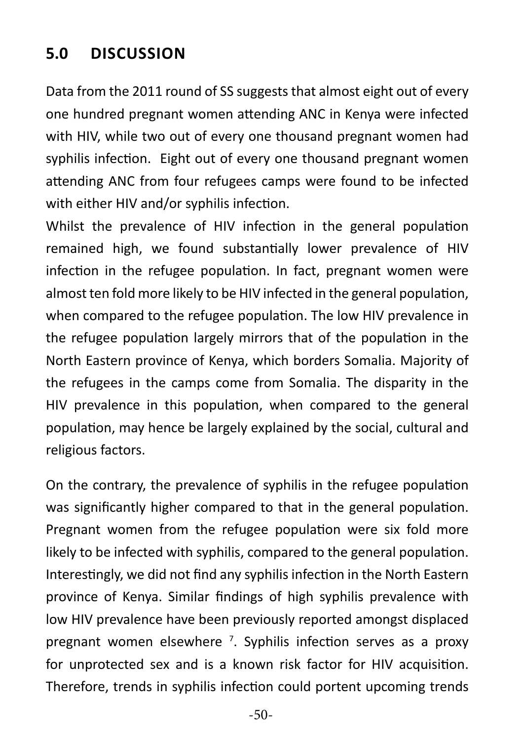## 5.0 DISCUSSION

Data from the 2011 round of SS suggests that almost eight out of every one hundred pregnant women attending ANC in Kenya were infected with HIV, while two out of every one thousand pregnant women had syphilis infection. Eight out of every one thousand pregnant women attending ANC from four refugees camps were found to be infected with either HIV and/or syphilis infection.

Whilst the prevalence of HIV infection in the general population remained high, we found substantially lower prevalence of HIV infection in the refugee population. In fact, pregnant women were almost ten fold more likely to be HIV infected in the general population, when compared to the refugee population. The low HIV prevalence in the refugee population largely mirrors that of the population in the North Eastern province of Kenya, which borders Somalia. Majority of the refugees in the camps come from Somalia. The disparity in the HIV prevalence in this population, when compared to the general population, may hence be largely explained by the social, cultural and religious factors.

On the contrary, the prevalence of syphilis in the refugee population was significantly higher compared to that in the general population. Pregnant women from the refugee population were six fold more likely to be infected with syphilis, compared to the general population. Interestingly, we did not find any syphilis infection in the North Eastern province of Kenya. Similar findings of high syphilis prevalence with low HIV prevalence have been previously reported amongst displaced pregnant women elsewhere [7]. Syphilis infection serves as a proxy for unprotected sex and is a known risk factor for HIV acquisition. Therefore, trends in syphilis infection could portent upcoming trends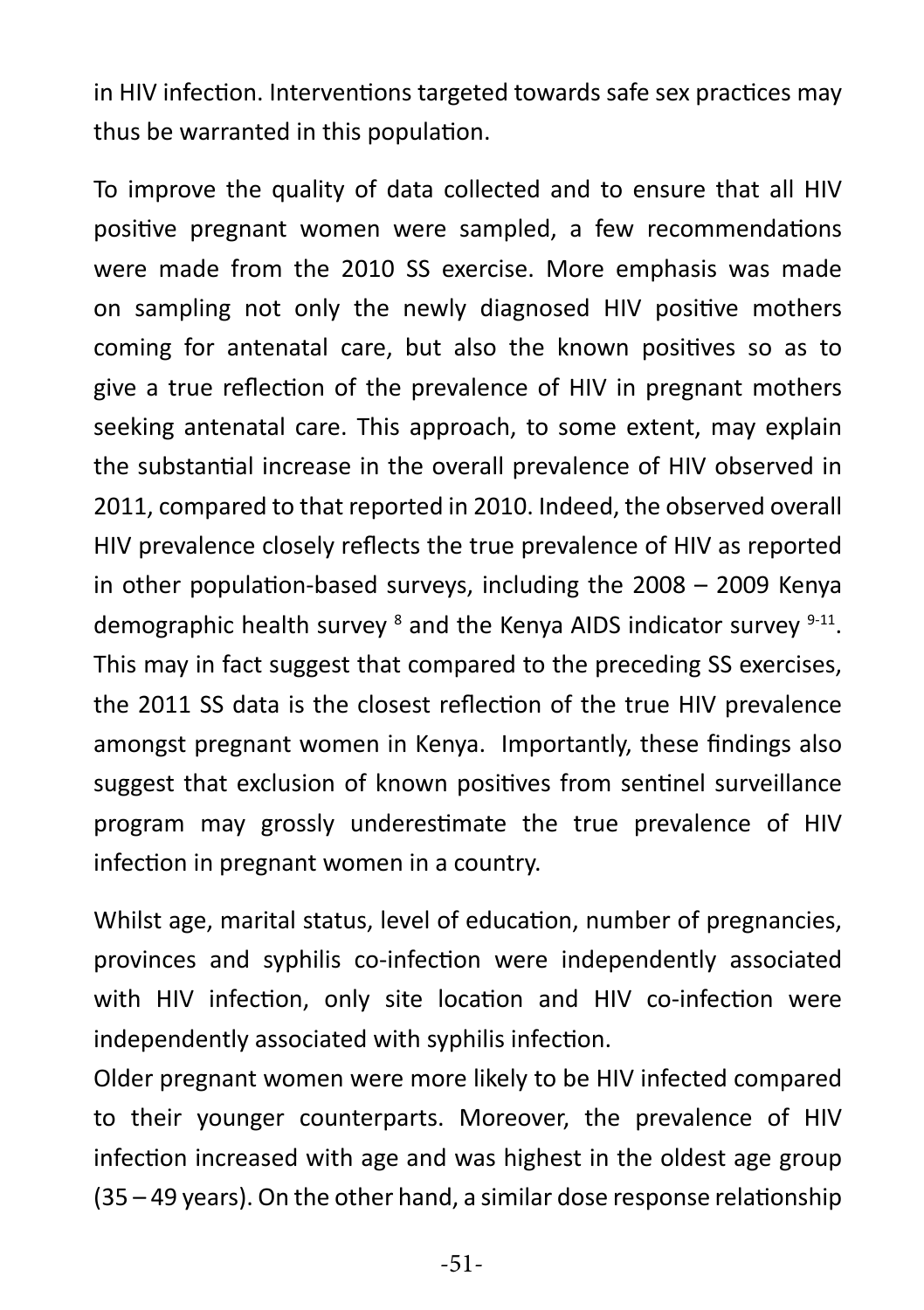in HIV infection. Interventions targeted towards safe sex practices may thus be warranted in this population.

To improve the quality of data collected and to ensure that all HIV positive pregnant women were sampled, a few recommendations were made from the 2010 SS exercise. More emphasis was made on sampling not only the newly diagnosed HIV positive mothers coming for antenatal care, but also the known positives so as to give a true reflection of the prevalence of HIV in pregnant mothers seeking antenatal care. This approach, to some extent, may explain the substantial increase in the overall prevalence of HIV observed in 2011, compared to that reported in 2010. Indeed, the observed overall HIV prevalence closely reflects the true prevalence of HIV as reported in other population-based surveys, including the 2008 – 2009 Kenya demographic health survey [8] and the Kenya AIDS indicator survey [9-11]. This may in fact suggest that compared to the preceding SS exercises, the 2011 SS data is the closest reflection of the true HIV prevalence amongst pregnant women in Kenya. Importantly, these findings also suggest that exclusion of known positives from sentinel surveillance program may grossly underestimate the true prevalence of HIV infection in pregnant women in a country.

Whilst age, marital status, level of education, number of pregnancies, provinces and syphilis co-infection were independently associated with HIV infection, only site location and HIV co-infection were independently associated with syphilis infection.

Older pregnant women were more likely to be HIV infected compared to their younger counterparts. Moreover, the prevalence of HIV infection increased with age and was highest in the oldest age group (35 – 49 years). On the other hand, a similar dose response relationship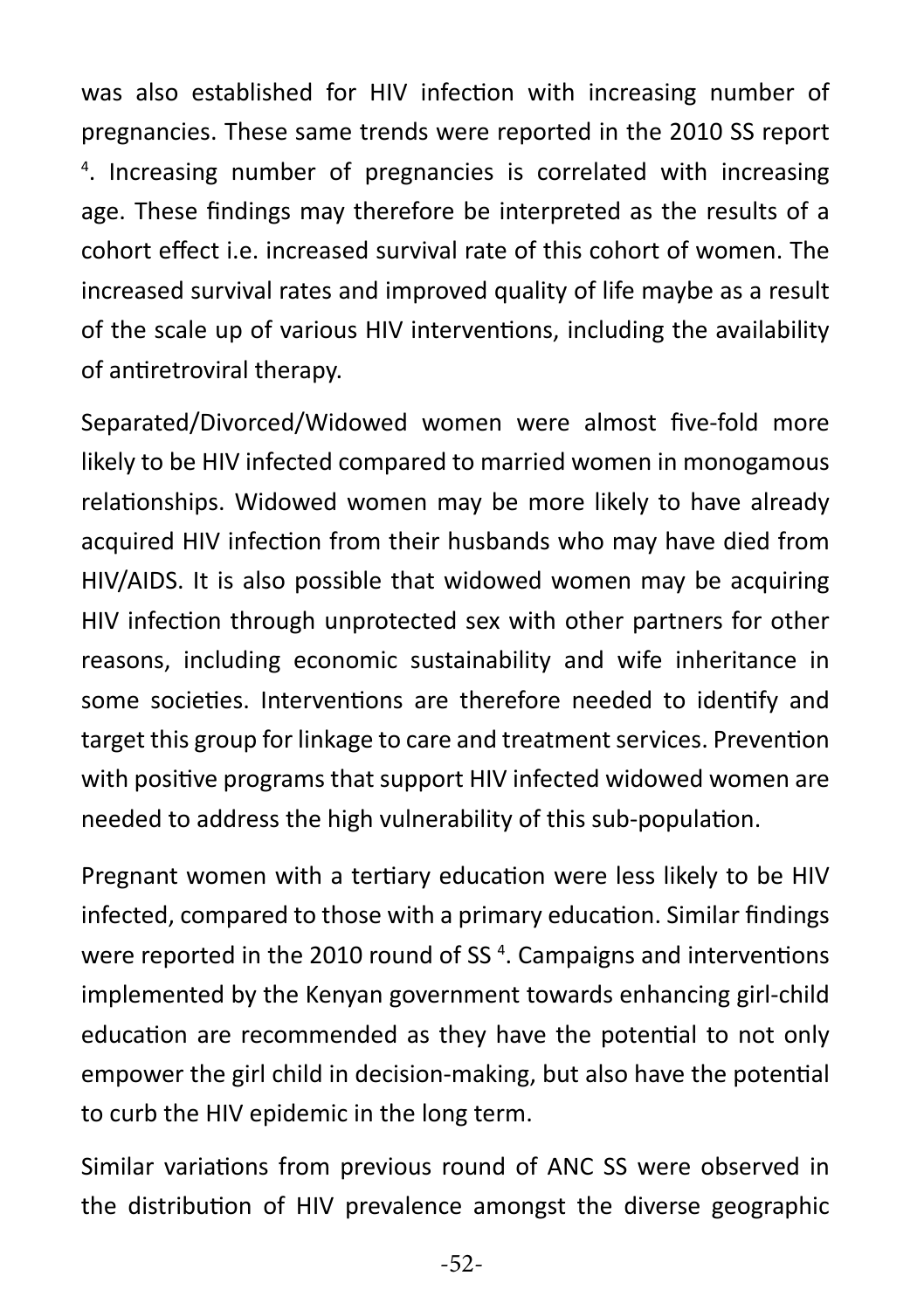was also established for HIV infection with increasing number of pregnancies. These same trends were reported in the 2010 SS report [4]. Increasing number of pregnancies is correlated with increasing age. These findings may therefore be interpreted as the results of a cohort effect i.e. increased survival rate of this cohort of women. The increased survival rates and improved quality of life maybe as a result of the scale up of various HIV interventions, including the availability of antiretroviral therapy.

Separated/Divorced/Widowed women were almost five-fold more likely to be HIV infected compared to married women in monogamous relationships. Widowed women may be more likely to have already acquired HIV infection from their husbands who may have died from HIV/AIDS. It is also possible that widowed women may be acquiring HIV infection through unprotected sex with other partners for other reasons, including economic sustainability and wife inheritance in some societies. Interventions are therefore needed to identify and target this group for linkage to care and treatment services. Prevention with positive programs that support HIV infected widowed women are needed to address the high vulnerability of this sub-population.

Pregnant women with a tertiary education were less likely to be HIV infected, compared to those with a primary education. Similar findings were reported in the 2010 round of SS [4]. Campaigns and interventions implemented by the Kenyan government towards enhancing girl-child education are recommended as they have the potential to not only empower the girl child in decision-making, but also have the potential to curb the HIV epidemic in the long term.

Similar variations from previous round of ANC SS were observed in the distribution of HIV prevalence amongst the diverse geographic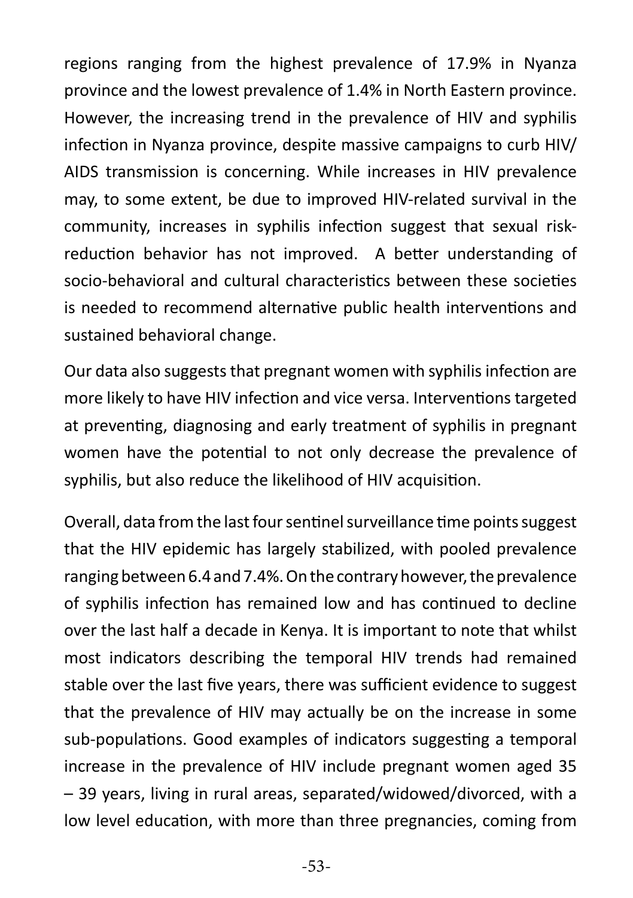regions ranging from the highest prevalence of 17.9% in Nyanza province and the lowest prevalence of 1.4% in North Eastern province. However, the increasing trend in the prevalence of HIV and syphilis infection in Nyanza province, despite massive campaigns to curb HIV/AIDS transmission is concerning. While increases in HIV prevalence may, to some extent, be due to improved HIV-related survival in the community, increases in syphilis infection suggest that sexual risk-reduction behavior has not improved. A better understanding of socio-behavioral and cultural characteristics between these societies is needed to recommend alternative public health interventions and sustained behavioral change.

Our data also suggests that pregnant women with syphilis infection are more likely to have HIV infection and vice versa. Interventions targeted at preventing, diagnosing and early treatment of syphilis in pregnant women have the potential to not only decrease the prevalence of syphilis, but also reduce the likelihood of HIV acquisition.

Overall, data from the last four sentinel surveillance time points suggest that the HIV epidemic has largely stabilized, with pooled prevalence ranging between 6.4 and 7.4%. On the contrary however, the prevalence of syphilis infection has remained low and has continued to decline over the last half a decade in Kenya. It is important to note that whilst most indicators describing the temporal HIV trends had remained stable over the last five years, there was sufficient evidence to suggest that the prevalence of HIV may actually be on the increase in some sub-populations. Good examples of indicators suggesting a temporal increase in the prevalence of HIV include pregnant women aged 35 – 39 years, living in rural areas, separated/widowed/divorced, with a low level education, with more than three pregnancies, coming from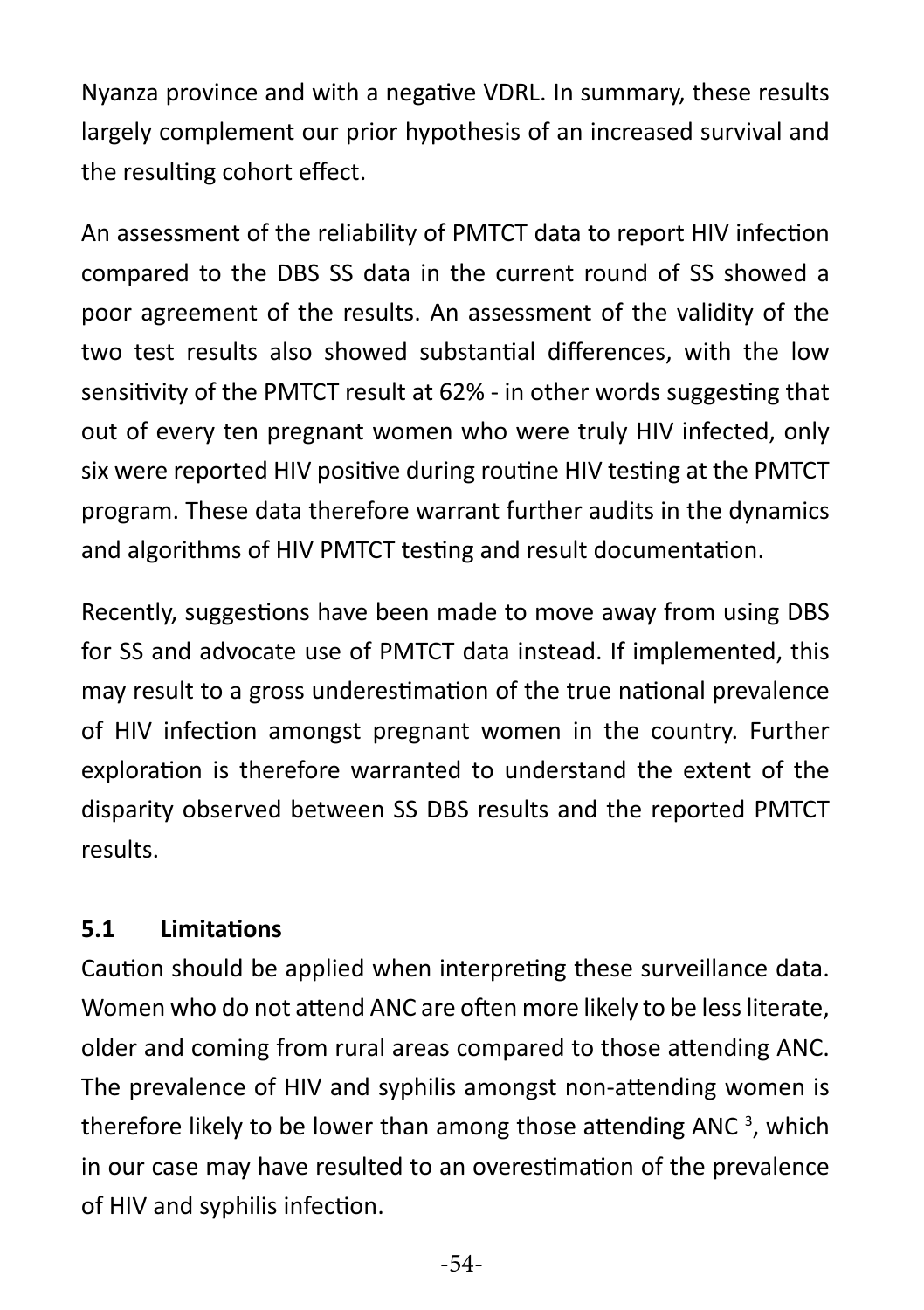Nyanza province and with a negative VDRL. In summary, these results largely complement our prior hypothesis of an increased survival and the resulting cohort effect.

An assessment of the reliability of PMTCT data to report HIV infection compared to the DBS SS data in the current round of SS showed a poor agreement of the results. An assessment of the validity of the two test results also showed substantial differences, with the low sensitivity of the PMTCT result at 62% - in other words suggesting that out of every ten pregnant women who were truly HIV infected, only six were reported HIV positive during routine HIV testing at the PMTCT program. These data therefore warrant further audits in the dynamics and algorithms of HIV PMTCT testing and result documentation.

Recently, suggestions have been made to move away from using DBS for SS and advocate use of PMTCT data instead. If implemented, this may result to a gross underestimation of the true national prevalence of HIV infection amongst pregnant women in the country. Further exploration is therefore warranted to understand the extent of the disparity observed between SS DBS results and the reported PMTCT results.

## 5.1 Limitations

Caution should be applied when interpreting these surveillance data. Women who do not attend ANC are often more likely to be less literate, older and coming from rural areas compared to those attending ANC. The prevalence of HIV and syphilis amongst non-attending women is therefore likely to be lower than among those attending ANC [3], which in our case may have resulted to an overestimation of the prevalence of HIV and syphilis infection.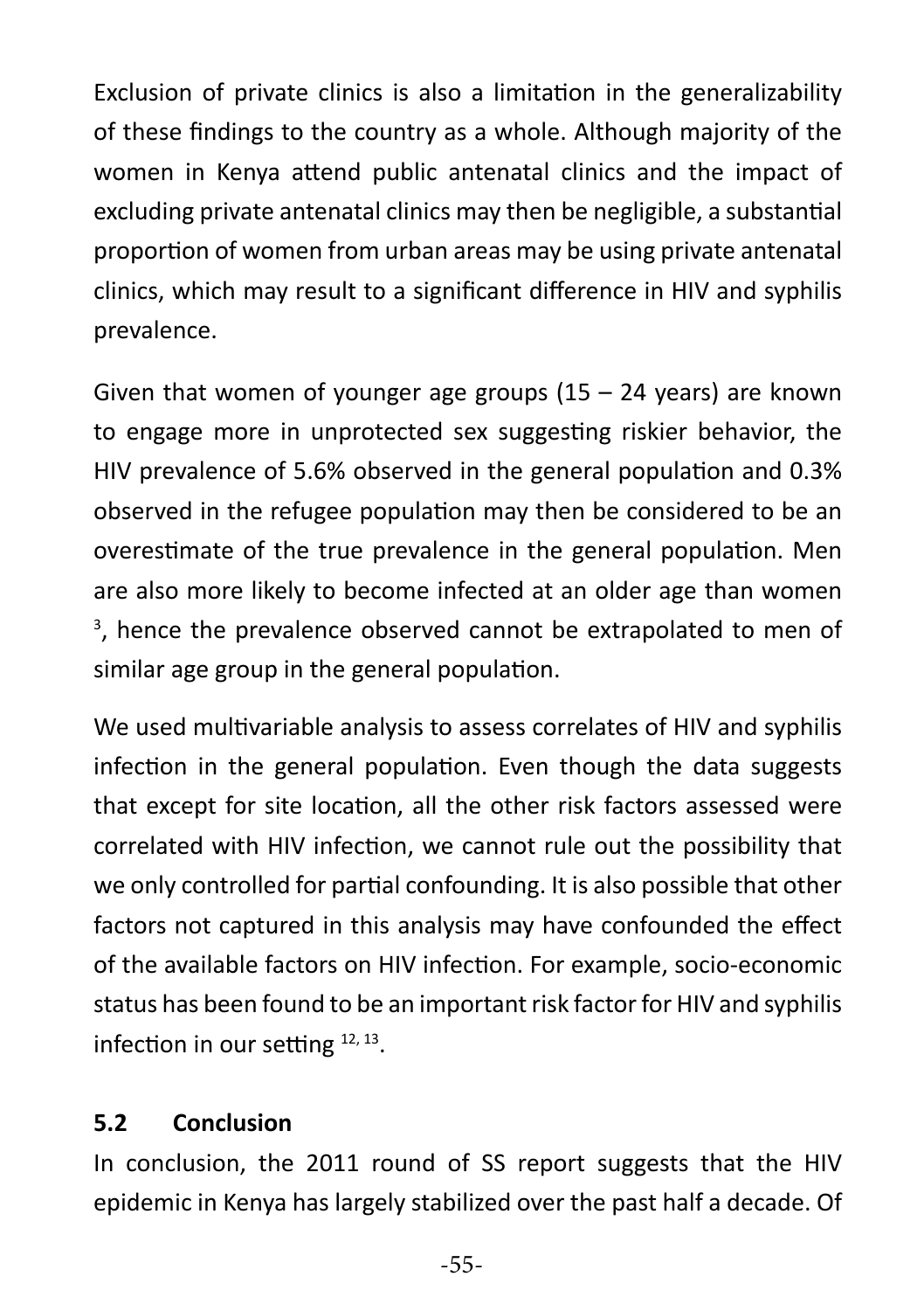Exclusion of private clinics is also a limitation in the generalizability of these findings to the country as a whole. Although majority of the women in Kenya attend public antenatal clinics and the impact of excluding private antenatal clinics may then be negligible, a substantial proportion of women from urban areas may be using private antenatal clinics, which may result to a significant difference in HIV and syphilis prevalence.

Given that women of younger age groups (15 – 24 years) are known to engage more in unprotected sex suggesting riskier behavior, the HIV prevalence of 5.6% observed in the general population and 0.3% observed in the refugee population may then be considered to be an overestimate of the true prevalence in the general population. Men are also more likely to become infected at an older age than women [3], hence the prevalence observed cannot be extrapolated to men of similar age group in the general population.

We used multivariable analysis to assess correlates of HIV and syphilis infection in the general population. Even though the data suggests that except for site location, all the other risk factors assessed were correlated with HIV infection, we cannot rule out the possibility that we only controlled for partial confounding. It is also possible that other factors not captured in this analysis may have confounded the effect of the available factors on HIV infection. For example, socio-economic status has been found to be an important risk factor for HIV and syphilis infection in our setting [12, 13].

## 5.2 Conclusion

In conclusion, the 2011 round of SS report suggests that the HIV epidemic in Kenya has largely stabilized over the past half a decade. Of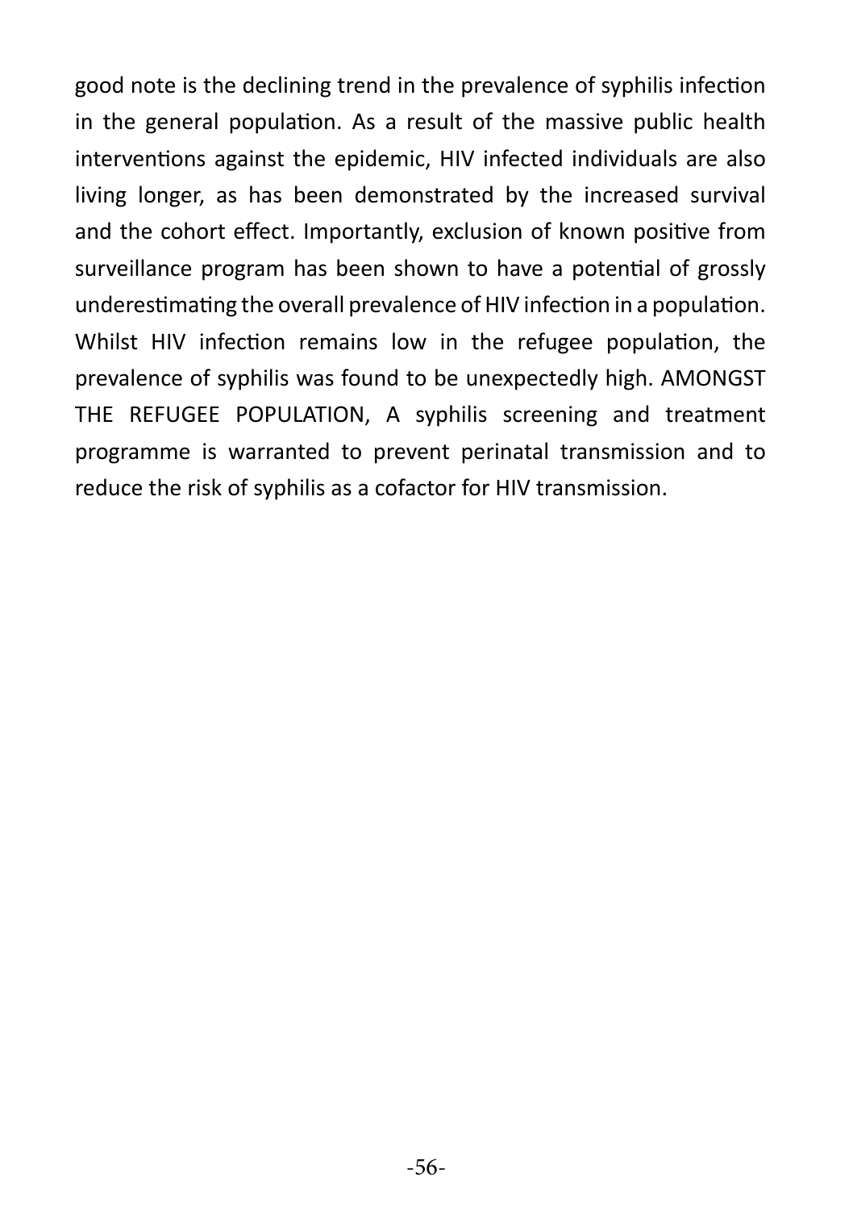good note is the declining trend in the prevalence of syphilis infection in the general population. As a result of the massive public health interventions against the epidemic, HIV infected individuals are also living longer, as has been demonstrated by the increased survival and the cohort effect. Importantly, exclusion of known positive from surveillance program has been shown to have a potential of grossly underestimating the overall prevalence of HIV infection in a population. Whilst HIV infection remains low in the refugee population, the prevalence of syphilis was found to be unexpectedly high. AMONGST THE REFUGEE POPULATION, A syphilis screening and treatment programme is warranted to prevent perinatal transmission and to reduce the risk of syphilis as a cofactor for HIV transmission.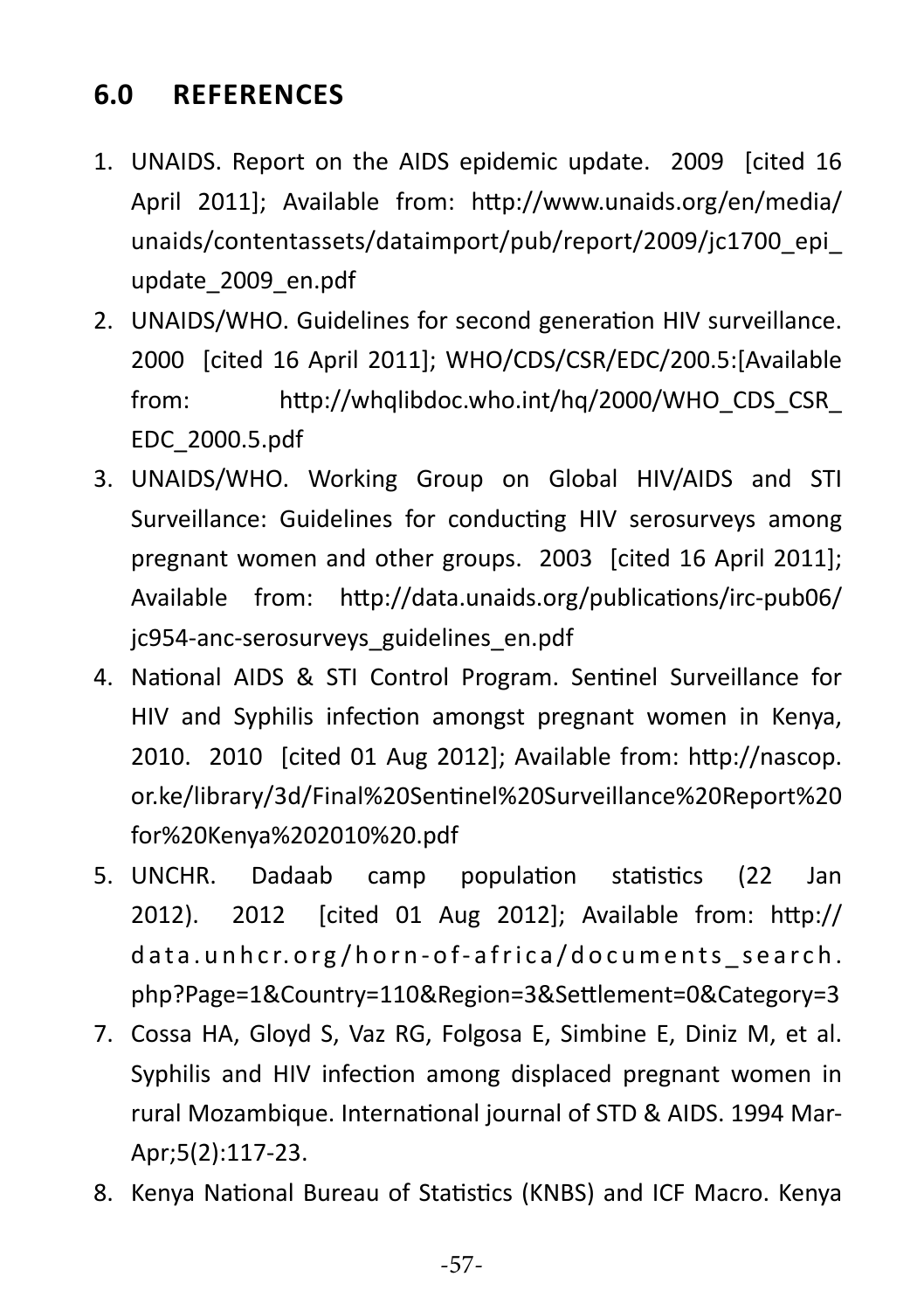## 6.0 REFERENCES

1. UNAIDS. Report on the AIDS epidemic update. 2009 [cited 16 April 2011]; Available from: http://www.unaids.org/en/media/unaids/contentassets/dataimport/pub/report/2009/jc1700_epi_update_2009_en.pdf
2. UNAIDS/WHO. Guidelines for second generation HIV surveillance. 2000 [cited 16 April 2011]; WHO/CDS/CSR/EDC/200.5:[Available from: http://whqlibdoc.who.int/hq/2000/WHO_CDS_CSR_EDC_2000.5.pdf
3. UNAIDS/WHO. Working Group on Global HIV/AIDS and STI Surveillance: Guidelines for conducting HIV serosurveys among pregnant women and other groups. 2003 [cited 16 April 2011]; Available from: http://data.unaids.org/publications/irc-pub06/jc954-anc-serosurveys_guidelines_en.pdf
4. National AIDS & STI Control Program. Sentinel Surveillance for HIV and Syphilis infection amongst pregnant women in Kenya, 2010. 2010 [cited 01 Aug 2012]; Available from: http://nascop.or.ke/library/3d/Final%20Sentinel%20Surveillance%20Report%20for%20Kenya%202010%20.pdf
5. UNCHR. Dadaab camp population statistics (22 Jan 2012). 2012 [cited 01 Aug 2012]; Available from: http://data.unhcr.org/horn-of-africa/documents_search.php?Page=1&Country=110&Region=3&Settlement=0&Category=3
7. Cossa HA, Gloyd S, Vaz RG, Folgosa E, Simbine E, Diniz M, et al. Syphilis and HIV infection among displaced pregnant women in rural Mozambique. International journal of STD & AIDS. 1994 Mar-Apr;5(2):117-23.
8. Kenya National Bureau of Statistics (KNBS) and ICF Macro. Kenya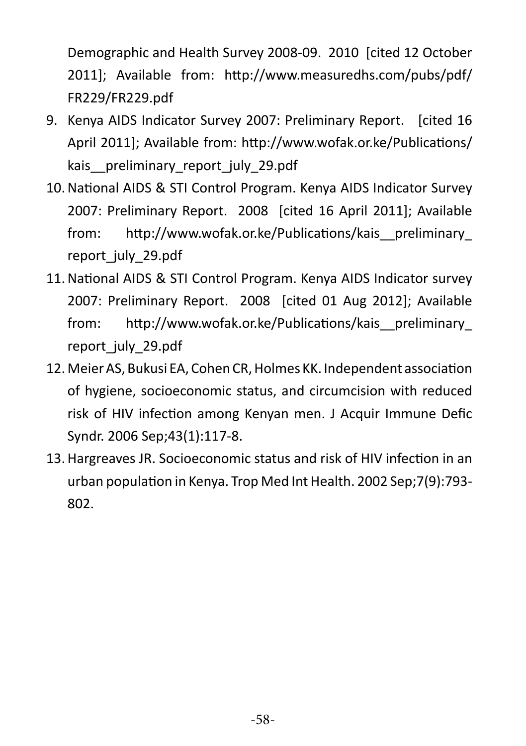Demographic and Health Survey 2008-09. 2010 [cited 12 October 2011]; Available from: http://www.measuredhs.com/pubs/pdf/FR229/FR229.pdf

9. Kenya AIDS Indicator Survey 2007: Preliminary Report. [cited 16 April 2011]; Available from: http://www.wofak.or.ke/Publications/kais__preliminary_report_july_29.pdf
10. National AIDS & STI Control Program. Kenya AIDS Indicator Survey 2007: Preliminary Report. 2008 [cited 16 April 2011]; Available from: http://www.wofak.or.ke/Publications/kais__preliminary_report_july_29.pdf
11. National AIDS & STI Control Program. Kenya AIDS Indicator survey 2007: Preliminary Report. 2008 [cited 01 Aug 2012]; Available from: http://www.wofak.or.ke/Publications/kais__preliminary_report_july_29.pdf
12. Meier AS, Bukusi EA, Cohen CR, Holmes KK. Independent association of hygiene, socioeconomic status, and circumcision with reduced risk of HIV infection among Kenyan men. J Acquir Immune Defic Syndr. 2006 Sep;43(1):117-8.
13. Hargreaves JR. Socioeconomic status and risk of HIV infection in an urban population in Kenya. Trop Med Int Health. 2002 Sep;7(9):793-802.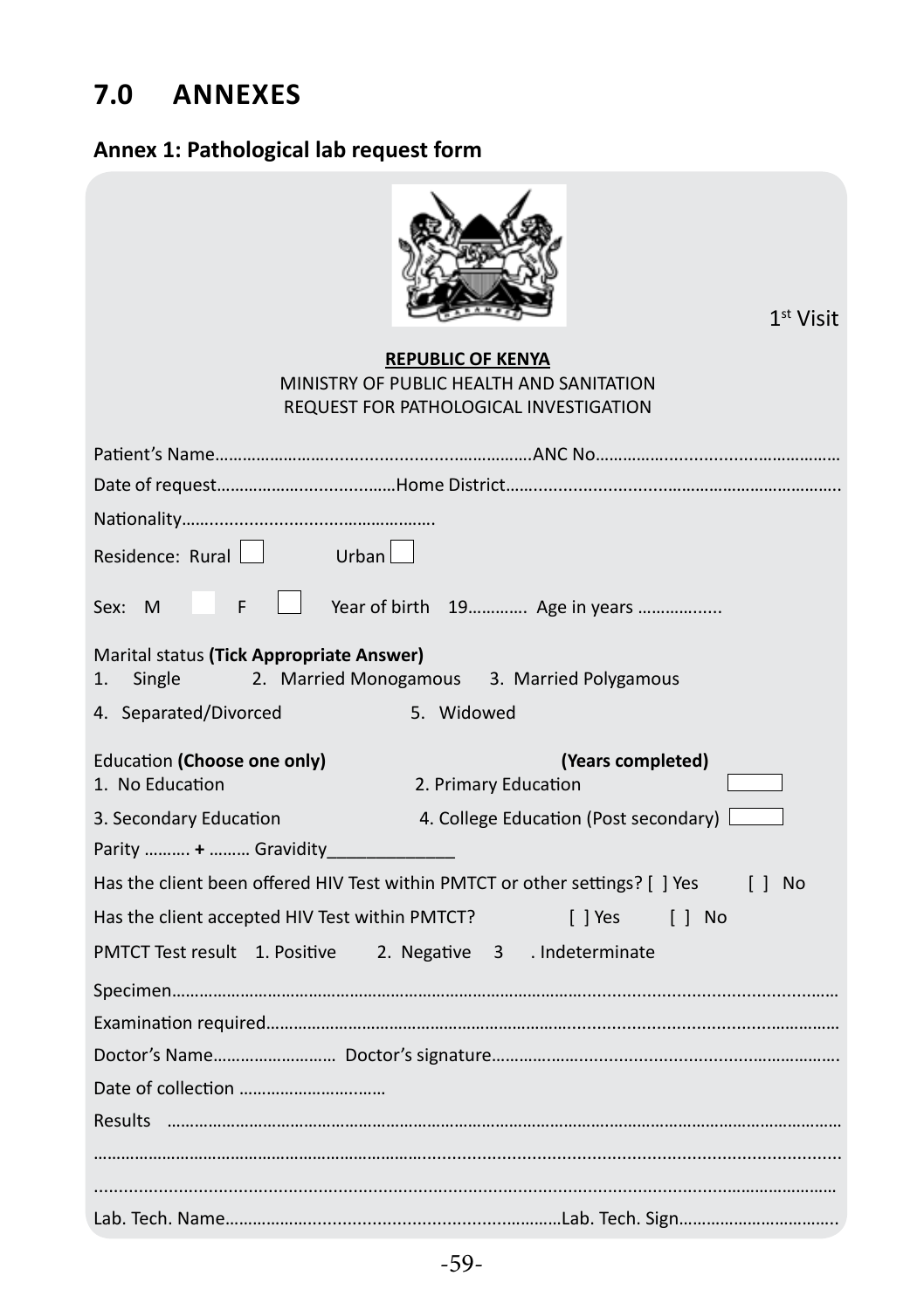# 7.0 ANNEXES

## Annex 1: Pathological lab request form

1st Visit

**REPUBLIC OF KENYA**

MINISTRY OF PUBLIC HEALTH AND SANITATION

REQUEST FOR PATHOLOGICAL INVESTIGATION

Patient's Name…………………………………………………………ANC No……………………………………………

Date of request………………………………Home District……………………………………………………………

Nationality…………………………………………

Residence: Rural ☐ Urban ☐

Sex: M ☐ F ☐ Year of birth 19…………. Age in years ……………...

Marital status **(Tick Appropriate Answer)**

1. Single 2. Married Monogamous 3. Married Polygamous
4. Separated/Divorced 5. Widowed

Education **(Choose one only)** **(Years completed)**

1. No Education 2. Primary Education ☐
3. Secondary Education 4. College Education (Post secondary) ☐

Parity ………. **+** ……… Gravidity_____________

Has the client been offered HIV Test within PMTCT or other settings? [ ] Yes [ ] No

Has the client accepted HIV Test within PMTCT? [ ] Yes [ ] No

PMTCT Test result 1. Positive 2. Negative 3 . Indeterminate

Specimen……………………………………………………………………………………………………………………

Examination required………………………………………………………………………………………………………

Doctor's Name……………………… Doctor's signature……………………………………………………………

Date of collection …………………………

Results ……………………………………………………………………………………………………………………

…………………………………………………………………………………………………………………………………

…………………………………………………………………………………………………………………………………

Lab. Tech. Name…………………………………………………………Lab. Tech. Sign……………………………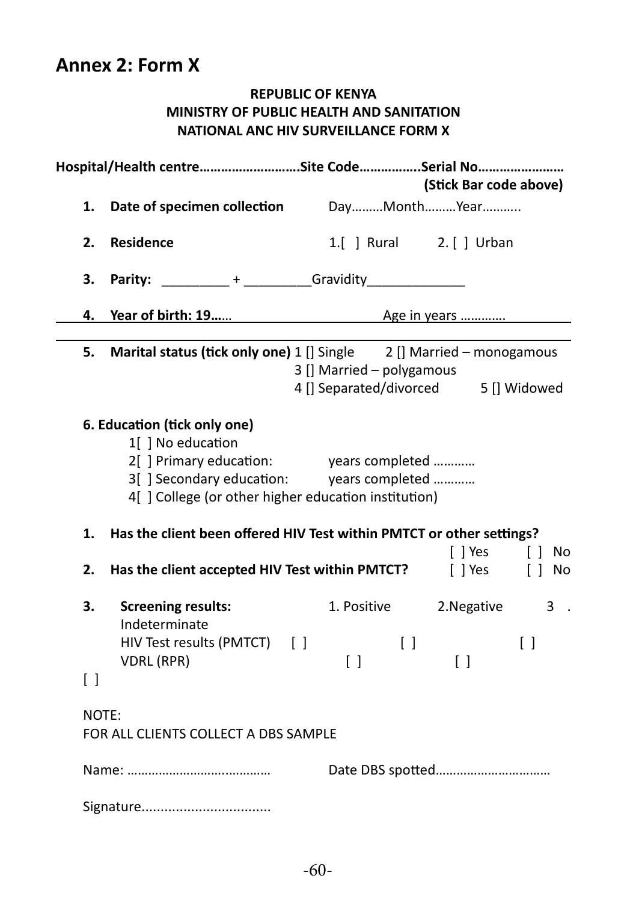## Annex 2: Form X

**REPUBLIC OF KENYA**
**MINISTRY OF PUBLIC HEALTH AND SANITATION**
**NATIONAL ANC HIV SURVEILLANCE FORM X**

**Hospital/Health centre……………………….Site Code……………..Serial No……………………**
**(Stick Bar code above)**

1. **Date of specimen collection** Day………Month………Year………..

2. **Residence** 1.[ ] Rural 2. [ ] Urban

3. **Parity:** _________ + _________Gravidity_____________

4. **Year of birth: 19……** Age in years …………

5. **Marital status (tick only one)** 1 [] Single 2 [] Married – monogamous
   3 [] Married – polygamous
   4 [] Separated/divorced 5 [] Widowed

**6. Education (tick only one)**

1[ ] No education
2[ ] Primary education: years completed …………
3[ ] Secondary education: years completed …………
4[ ] College (or other higher education institution)

1. **Has the client been offered HIV Test within PMTCT or other settings?** [ ] Yes [ ] No

2. **Has the client accepted HIV Test within PMTCT?** [ ] Yes [ ] No

3. **Screening results:**

| | 1. Positive | 2.Negative | 3 . Indeterminate |
|---|---|---|---|
| HIV Test results (PMTCT) | [ ] | [ ] | [ ] |
| VDRL (RPR) | [ ] | [ ] | [ ] |

NOTE:
FOR ALL CLIENTS COLLECT A DBS SAMPLE

Name: ……………………….………… Date DBS spotted……………………………

Signature..................................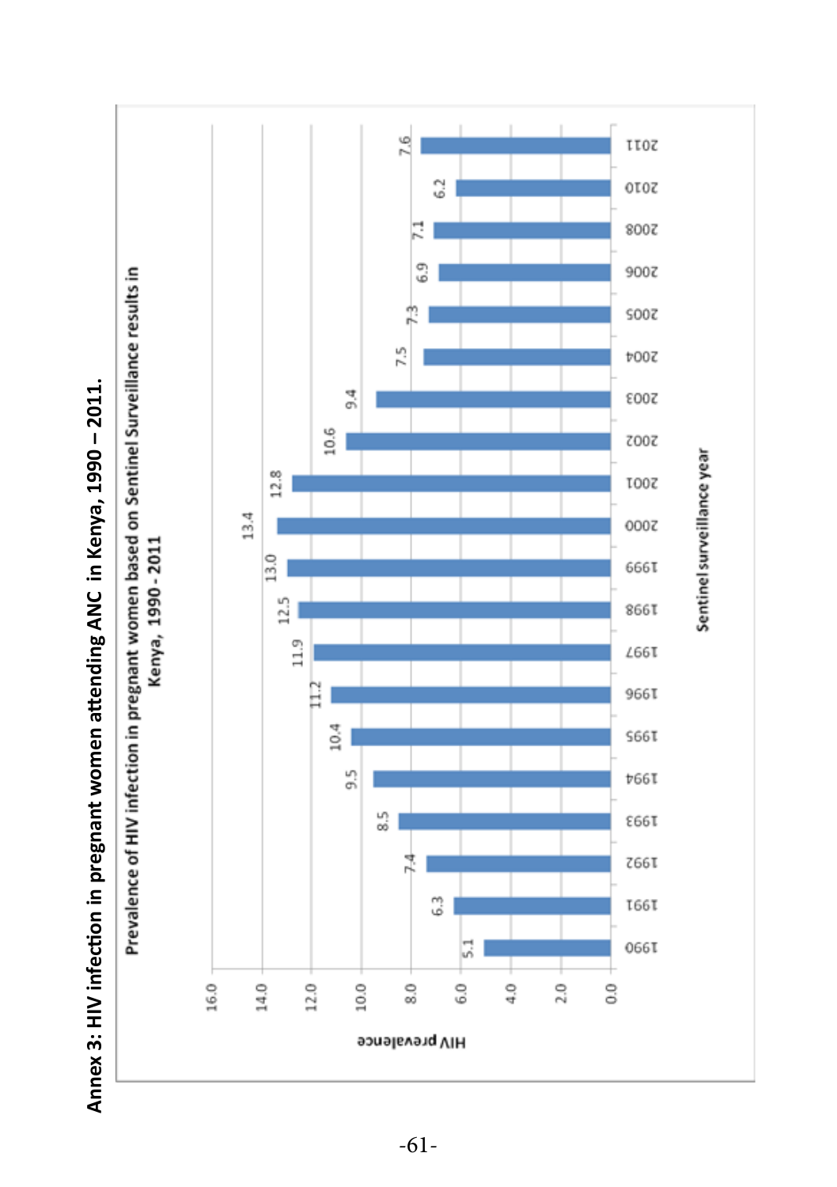# Annex 3: HIV infection in pregnant women attending ANC in Kenya, 1990 – 2011.

**Prevalence of HIV infection in pregnant women based on Sentinel Surveillance results in Kenya, 1990 - 2011**

| Sentinel surveillance year | HIV prevalence |
|---|---|
| 1990 | 5.1 |
| 1991 | 6.3 |
| 1992 | 7.4 |
| 1993 | 8.5 |
| 1994 | 9.5 |
| 1995 | 10.4 |
| 1996 | 11.2 |
| 1997 | 11.9 |
| 1998 | 12.5 |
| 1999 | 13.0 |
| 2000 | 13.4 |
| 2001 | 12.8 |
| 2002 | 10.6 |
| 2003 | 9.4 |
| 2004 | 7.5 |
| 2005 | 7.3 |
| 2006 | 6.9 |
| 2008 | 7.1 |
| 2010 | 6.2 |
| 2011 | 7.6 |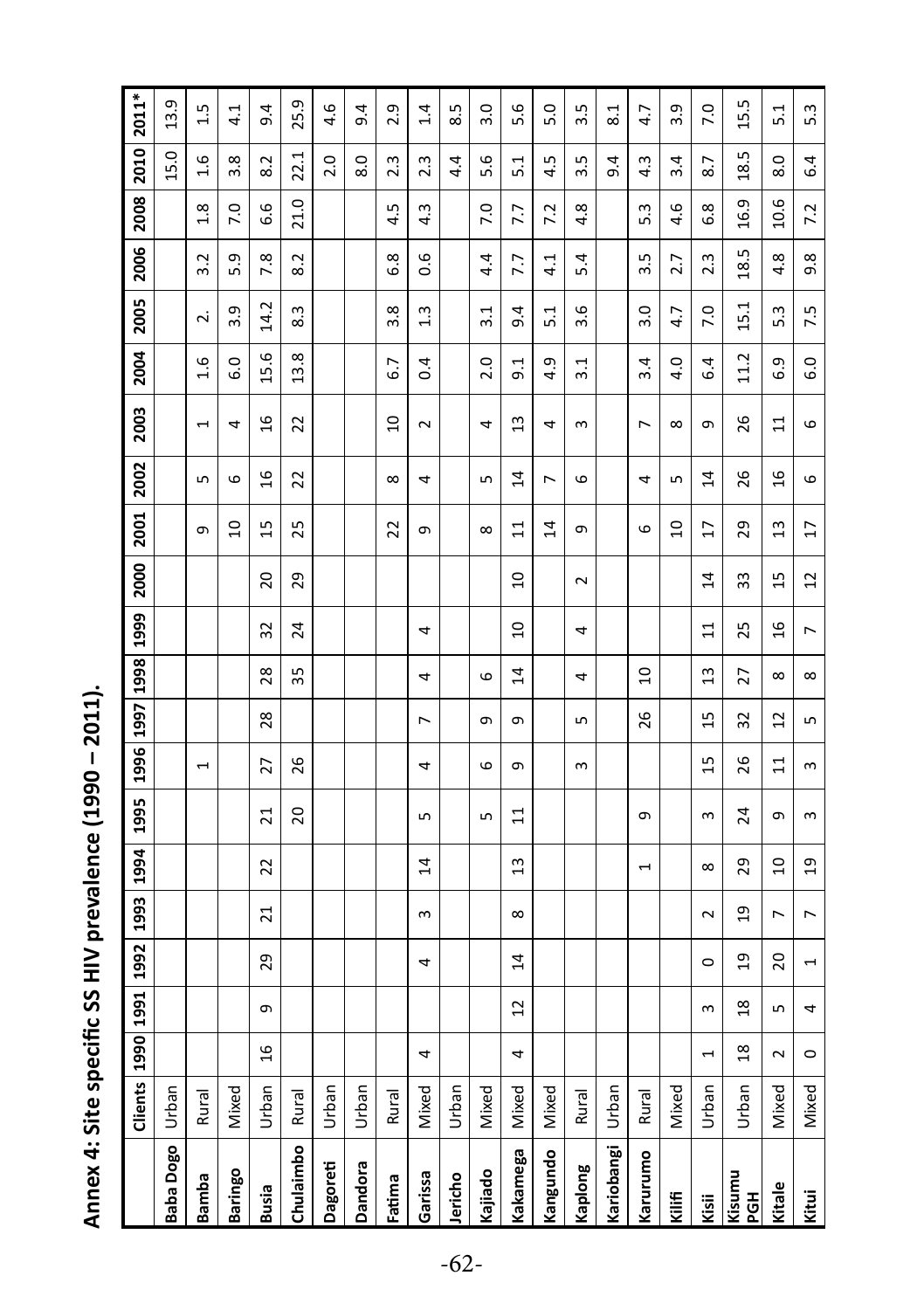# Annex 4: Site specific SS HIV prevalence (1990 – 2011).

| | Clients | 1990 | 1991 | 1992 | 1993 | 1994 | 1995 | 1996 | 1997 | 1998 | 1999 | 2000 | 2001 | 2002 | 2003 | 2004 | 2005 | 2006 | 2008 | 2010 | 2011* |
|---|---|---|---|---|---|---|---|---|---|---|---|---|---|---|---|---|---|---|---|---|---|
| **Baba Dogo** | Urban | | | | | | | | | | | | | | | | | | | 15.0 | 13.9 |
| **Bamba** | Rural | | | | | | | 1 | | | | | 9 | 5 | 1 | 1.6 | 2. | 3.2 | 1.8 | 1.6 | 1.5 |
| **Baringo** | Mixed | | | | | | | | | | | | 10 | 6 | 4 | 6.0 | 3.9 | 5.9 | 7.0 | 3.8 | 4.1 |
| **Busia** | Urban | 16 | 9 | 29 | 21 | 22 | 21 | 27 | 28 | 28 | 32 | 20 | 15 | 16 | 16 | 15.6 | 14.2 | 7.8 | 6.6 | 8.2 | 9.4 |
| **Chulaimbo** | Rural | | | | | | 20 | 26 | | 35 | 24 | 29 | 25 | 22 | 22 | 13.8 | 8.3 | 8.2 | 21.0 | 22.1 | 25.9 |
| **Dagoreti** | Urban | | | | | | | | | | | | | | | | | | | 2.0 | 4.6 |
| **Dandora** | Urban | | | | | | | | | | | | | | | | | | | 8.0 | 9.4 |
| **Fatima** | Rural | | | | | | | | | | | | 22 | 8 | 10 | 6.7 | 3.8 | 6.8 | 4.5 | 2.3 | 2.9 |
| **Garissa** | Mixed | 4 | | 4 | 3 | 14 | 5 | 4 | 7 | 4 | 4 | | 9 | 4 | 2 | 0.4 | 1.3 | 0.6 | 4.3 | 2.3 | 1.4 |
| **Jericho** | Urban | | | | | | | | | | | | | | | | | | | 4.4 | 8.5 |
| **Kajiado** | Mixed | | | | | | 5 | 6 | 9 | 6 | | | 8 | 5 | 4 | 2.0 | 3.1 | 4.4 | 7.0 | 5.6 | 3.0 |
| **Kakamega** | Mixed | 4 | 12 | 14 | 8 | 13 | 11 | 9 | 9 | 14 | 10 | 10 | 11 | 14 | 13 | 9.1 | 9.4 | 7.7 | 7.7 | 5.1 | 5.6 |
| **Kangundo** | Mixed | | | | | | | | | | | | 14 | 7 | 4 | 4.9 | 5.1 | 4.1 | 7.2 | 4.5 | 5.0 |
| **Kaplong** | Rural | | | | | | | 3 | 5 | 4 | 4 | 2 | 9 | 6 | 3 | 3.1 | 3.6 | 5.4 | 4.8 | 3.5 | 3.5 |
| **Kariobangi** | Urban | | | | | | | | | | | | | | | | | | | 9.4 | 8.1 |
| **Karurumo** | Rural | | | | | 1 | 9 | | 26 | 10 | | | 6 | 4 | 7 | 3.4 | 3.0 | 3.5 | 5.3 | 4.3 | 4.7 |
| **Kilifi** | Mixed | | | | | | | | | | | | 10 | 5 | 8 | 4.0 | 4.7 | 2.7 | 4.6 | 3.4 | 3.9 |
| **Kisii** | Urban | 1 | 3 | 0 | 2 | 8 | 3 | 15 | 15 | 13 | 11 | 14 | 17 | 14 | 9 | 6.4 | 7.0 | 2.3 | 6.8 | 8.7 | 7.0 |
| **Kisumu PGH** | Urban | 18 | 18 | 19 | 19 | 29 | 24 | 26 | 32 | 27 | 25 | 33 | 29 | 26 | 26 | 11.2 | 15.1 | 18.5 | 16.9 | 18.5 | 15.5 |
| **Kitale** | Mixed | 2 | 5 | 20 | 7 | 10 | 9 | 11 | 12 | 8 | 16 | 15 | 13 | 16 | 11 | 6.9 | 5.3 | 4.8 | 10.6 | 8.0 | 5.1 |
| **Kitui** | Mixed | 0 | 4 | 1 | 7 | 19 | 3 | 3 | 5 | 8 | 7 | 12 | 17 | 6 | 6 | 6.0 | 7.5 | 9.8 | 7.2 | 6.4 | 5.3 |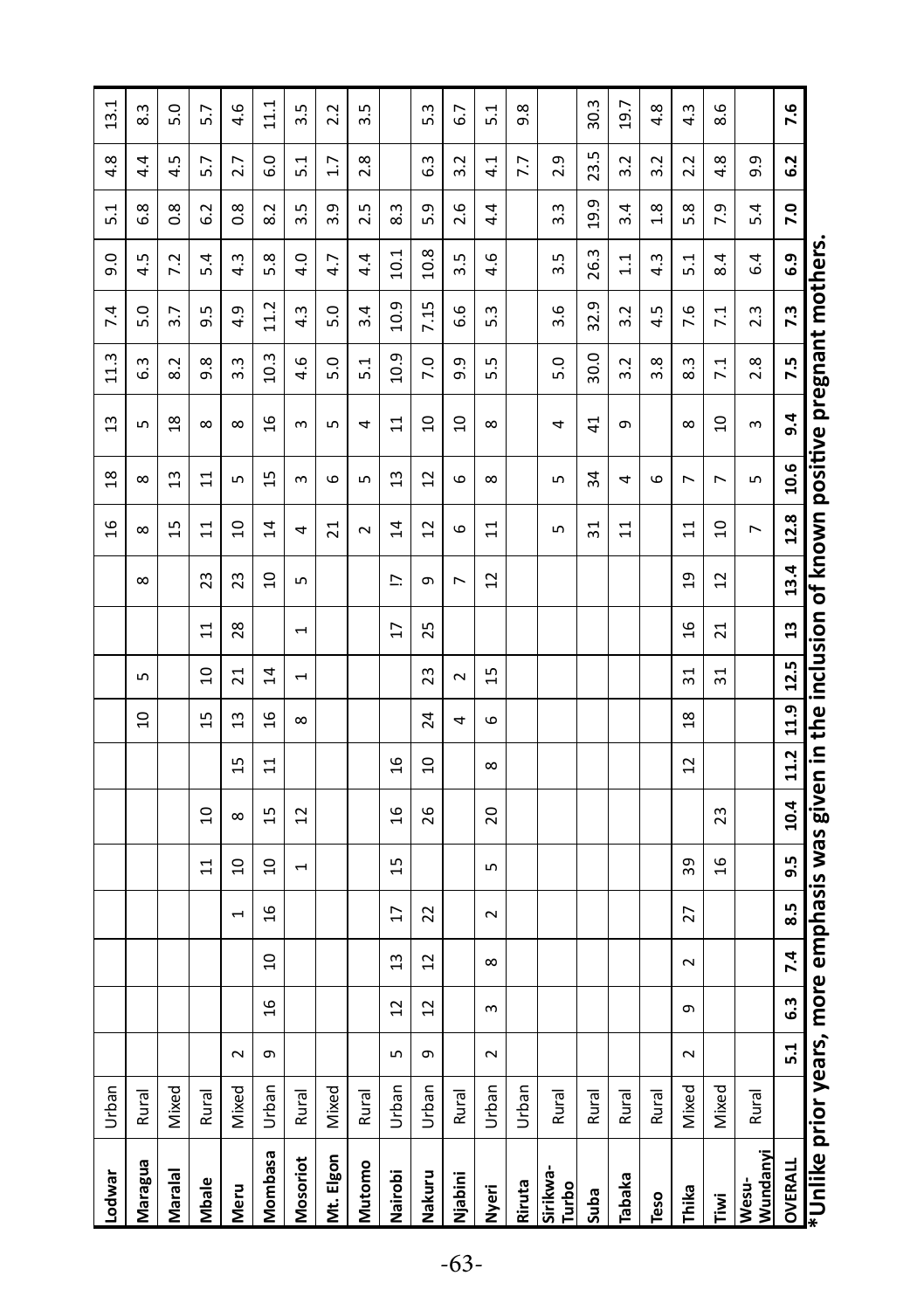| | | | | | | | | | | | | | | | | | | | | | |
|---|---|---|---|---|---|---|---|---|---|---|---|---|---|---|---|---|---|---|---|---|---|
| **Lodwar** | Urban | | | | | | | | | | | | 16 | 18 | 13 | 11.3 | 7.4 | 9.0 | 5.1 | 4.8 | 13.1 |
| **Maragua** | Rural | | | | | | | | 10 | 5 | | 8 | 8 | 8 | 5 | 6.3 | 5.0 | 4.5 | 6.8 | 4.4 | 8.3 |
| **Maralal** | Mixed | | | | | | | | | | | | 15 | 13 | 18 | 8.2 | 3.7 | 7.2 | 0.8 | 4.5 | 5.0 |
| **Mbale** | Rural | | | | | 11 | 10 | | 15 | 10 | 11 | 23 | 11 | 11 | 8 | 9.8 | 9.5 | 5.4 | 6.2 | 5.7 | 5.7 |
| **Meru** | Mixed | 2 | | | 1 | 10 | 8 | 15 | 13 | 21 | 28 | 23 | 10 | 5 | 8 | 3.3 | 4.9 | 4.3 | 0.8 | 2.7 | 4.6 |
| **Mombasa** | Urban | 9 | 16 | 10 | 16 | 10 | 15 | 11 | 16 | 14 | | 10 | 14 | 15 | 16 | 10.3 | 11.2 | 5.8 | 8.2 | 6.0 | 11.1 |
| **Mosoriot** | Rural | | | | | 1 | 12 | | 8 | 1 | 1 | 5 | 4 | 3 | 3 | 4.6 | 4.3 | 4.0 | 3.5 | 5.1 | 3.5 |
| **Mt. Elgon** | Mixed | | | | | | | | | | | | 21 | 6 | 5 | 5.0 | 5.0 | 4.7 | 3.9 | 1.7 | 2.2 |
| **Mutomo** | Rural | | | | | | | | | | | | 2 | 5 | 4 | 5.1 | 3.4 | 4.4 | 2.5 | 2.8 | 3.5 |
| **Nairobi** | Urban | 5 | 12 | 13 | 17 | 15 | 16 | 16 | | | 17 | !7 | 14 | 13 | 11 | 10.9 | 10.9 | 10.1 | 8.3 | | |
| **Nakuru** | Urban | 9 | 12 | 12 | 22 | | 26 | 10 | 24 | 23 | 25 | 9 | 12 | 12 | 10 | 7.0 | 7.15 | 10.8 | 5.9 | 6.3 | 5.3 |
| **Njabini** | Rural | | | | | | | | 4 | 2 | | 7 | 6 | 6 | 10 | 9.9 | 6.6 | 3.5 | 2.6 | 3.2 | 6.7 |
| **Nyeri** | Urban | 2 | 3 | 8 | 2 | 5 | 20 | 8 | 6 | 15 | | 12 | 11 | 8 | 8 | 5.5 | 5.3 | 4.6 | 4.4 | 4.1 | 5.1 |
| **Riruta** | Urban | | | | | | | | | | | | | | | | | | | 7.7 | 9.8 |
| **Sirikwa-Turbo** | Rural | | | | | | | | | | | | 5 | 5 | 4 | 5.0 | 3.6 | 3.5 | 3.3 | 2.9 | |
| **Suba** | Rural | | | | | | | | | | | | 31 | 34 | 41 | 30.0 | 32.9 | 26.3 | 19.9 | 23.5 | 30.3 |
| **Tabaka** | Rural | | | | | | | | | | | | 11 | 4 | 9 | 3.2 | 3.2 | 1.1 | 3.4 | 3.2 | 19.7 |
| **Teso** | Rural | | | | | | | | | | | | | 6 | | 3.8 | 4.5 | 4.3 | 1.8 | 3.2 | 4.8 |
| **Thika** | Mixed | 2 | 9 | 2 | 27 | 39 | | 12 | 18 | 31 | 16 | 19 | 11 | 7 | 8 | 8.3 | 7.6 | 5.1 | 5.8 | 2.2 | 4.3 |
| **Tiwi** | Mixed | | | | | 16 | 23 | | | 31 | 21 | 12 | 10 | 7 | 10 | 7.1 | 7.1 | 8.4 | 7.9 | 4.8 | 8.6 |
| **Wesu-Wundanyi** | Rural | | | | | | | | | | | | 7 | 5 | 3 | 2.8 | 2.3 | 6.4 | 5.4 | 9.9 | |
| **OVERALL** | | **5.1** | **6.3** | **7.4** | **8.5** | **9.5** | **10.4** | **11.2** | **11.9** | **12.5** | **13** | **13.4** | **12.8** | **10.6** | **9.4** | **7.5** | **7.3** | **6.9** | **7.0** | **6.2** | **7.6** |

**\*Unlike prior years, more emphasis was given in the inclusion of known positive pregnant mothers.**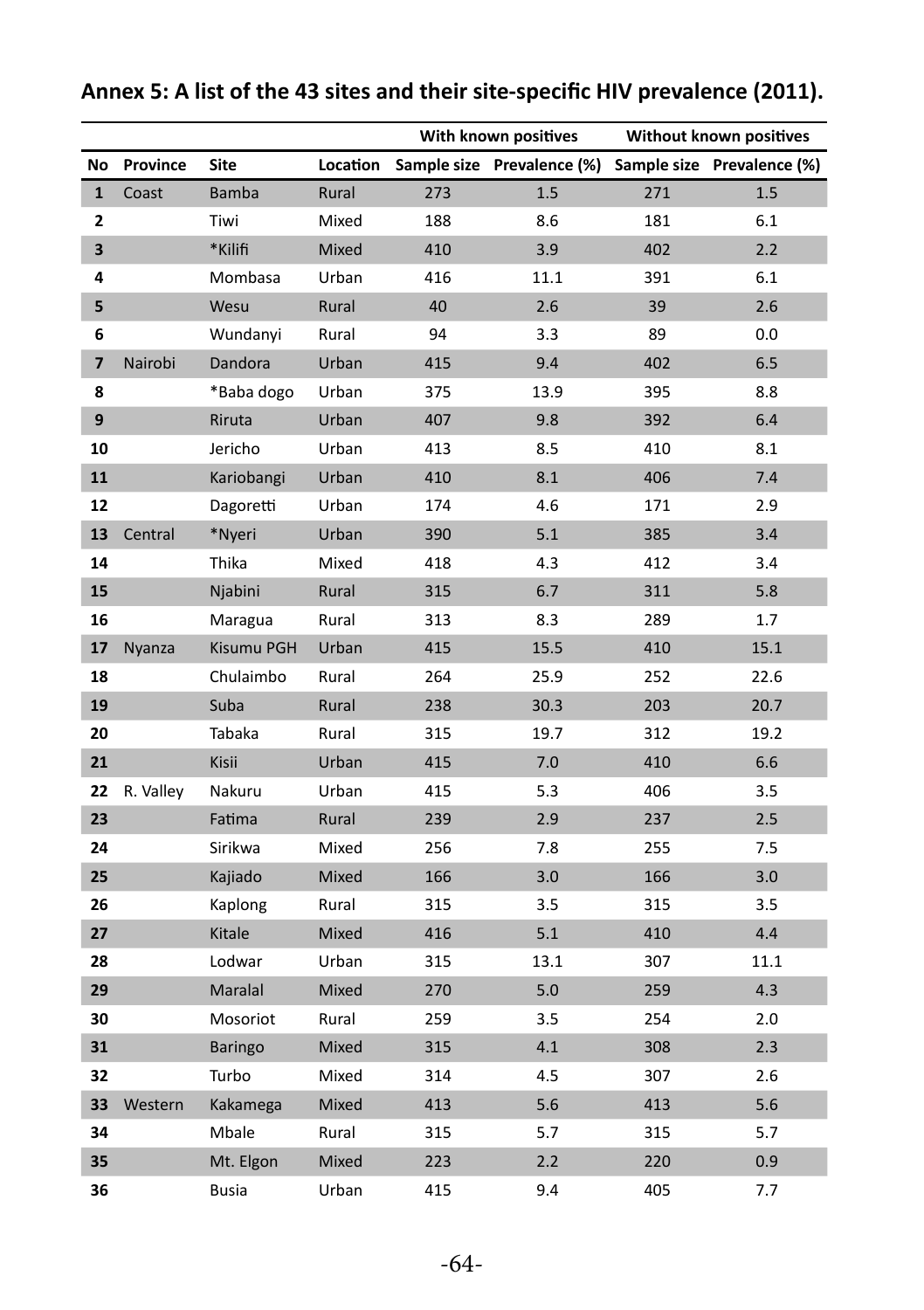## Annex 5: A list of the 43 sites and their site-specific HIV prevalence (2011).

| | | | | With known positives | | Without known positives | |
|---|---|---|---|---|---|---|---|
| **No** | **Province** | **Site** | **Location** | **Sample size** | **Prevalence (%)** | **Sample size** | **Prevalence (%)** |
| **1** | Coast | Bamba | Rural | 273 | 1.5 | 271 | 1.5 |
| **2** | | Tiwi | Mixed | 188 | 8.6 | 181 | 6.1 |
| **3** | | *Kilifi | Mixed | 410 | 3.9 | 402 | 2.2 |
| **4** | | Mombasa | Urban | 416 | 11.1 | 391 | 6.1 |
| **5** | | Wesu | Rural | 40 | 2.6 | 39 | 2.6 |
| **6** | | Wundanyi | Rural | 94 | 3.3 | 89 | 0.0 |
| **7** | Nairobi | Dandora | Urban | 415 | 9.4 | 402 | 6.5 |
| **8** | | *Baba dogo | Urban | 375 | 13.9 | 395 | 8.8 |
| **9** | | Riruta | Urban | 407 | 9.8 | 392 | 6.4 |
| **10** | | Jericho | Urban | 413 | 8.5 | 410 | 8.1 |
| **11** | | Kariobangi | Urban | 410 | 8.1 | 406 | 7.4 |
| **12** | | Dagoretti | Urban | 174 | 4.6 | 171 | 2.9 |
| **13** | Central | *Nyeri | Urban | 390 | 5.1 | 385 | 3.4 |
| **14** | | Thika | Mixed | 418 | 4.3 | 412 | 3.4 |
| **15** | | Njabini | Rural | 315 | 6.7 | 311 | 5.8 |
| **16** | | Maragua | Rural | 313 | 8.3 | 289 | 1.7 |
| **17** | Nyanza | Kisumu PGH | Urban | 415 | 15.5 | 410 | 15.1 |
| **18** | | Chulaimbo | Rural | 264 | 25.9 | 252 | 22.6 |
| **19** | | Suba | Rural | 238 | 30.3 | 203 | 20.7 |
| **20** | | Tabaka | Rural | 315 | 19.7 | 312 | 19.2 |
| **21** | | Kisii | Urban | 415 | 7.0 | 410 | 6.6 |
| **22** | R. Valley | Nakuru | Urban | 415 | 5.3 | 406 | 3.5 |
| **23** | | Fatima | Rural | 239 | 2.9 | 237 | 2.5 |
| **24** | | Sirikwa | Mixed | 256 | 7.8 | 255 | 7.5 |
| **25** | | Kajiado | Mixed | 166 | 3.0 | 166 | 3.0 |
| **26** | | Kaplong | Rural | 315 | 3.5 | 315 | 3.5 |
| **27** | | Kitale | Mixed | 416 | 5.1 | 410 | 4.4 |
| **28** | | Lodwar | Urban | 315 | 13.1 | 307 | 11.1 |
| **29** | | Maralal | Mixed | 270 | 5.0 | 259 | 4.3 |
| **30** | | Mosoriot | Rural | 259 | 3.5 | 254 | 2.0 |
| **31** | | Baringo | Mixed | 315 | 4.1 | 308 | 2.3 |
| **32** | | Turbo | Mixed | 314 | 4.5 | 307 | 2.6 |
| **33** | Western | Kakamega | Mixed | 413 | 5.6 | 413 | 5.6 |
| **34** | | Mbale | Rural | 315 | 5.7 | 315 | 5.7 |
| **35** | | Mt. Elgon | Mixed | 223 | 2.2 | 220 | 0.9 |
| **36** | | Busia | Urban | 415 | 9.4 | 405 | 7.7 |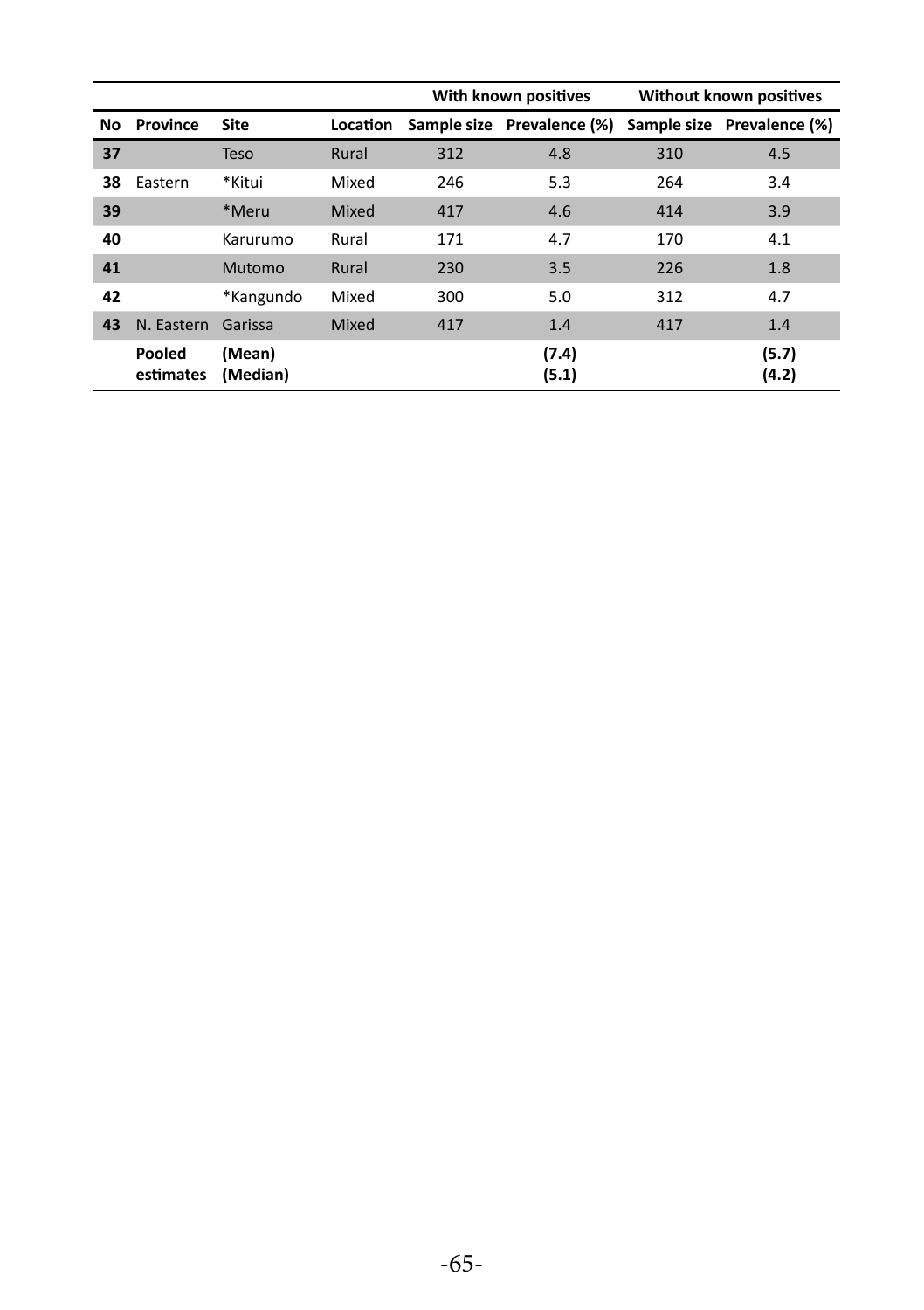| No | Province | Site | Location | With known positives | | Without known positives | |
|---|---|---|---|---|---|---|---|
| | | | | Sample size | Prevalence (%) | Sample size | Prevalence (%) |
| **37** | | Teso | Rural | 312 | 4.8 | 310 | 4.5 |
| **38** | Eastern | *Kitui | Mixed | 246 | 5.3 | 264 | 3.4 |
| **39** | | *Meru | Mixed | 417 | 4.6 | 414 | 3.9 |
| **40** | | Karurumo | Rural | 171 | 4.7 | 170 | 4.1 |
| **41** | | Mutomo | Rural | 230 | 3.5 | 226 | 1.8 |
| **42** | | *Kangundo | Mixed | 300 | 5.0 | 312 | 4.7 |
| **43** | N. Eastern | Garissa | Mixed | 417 | 1.4 | 417 | 1.4 |
| | **Pooled estimates** | **(Mean) (Median)** | | | **(7.4) (5.1)** | | **(5.7) (4.2)** |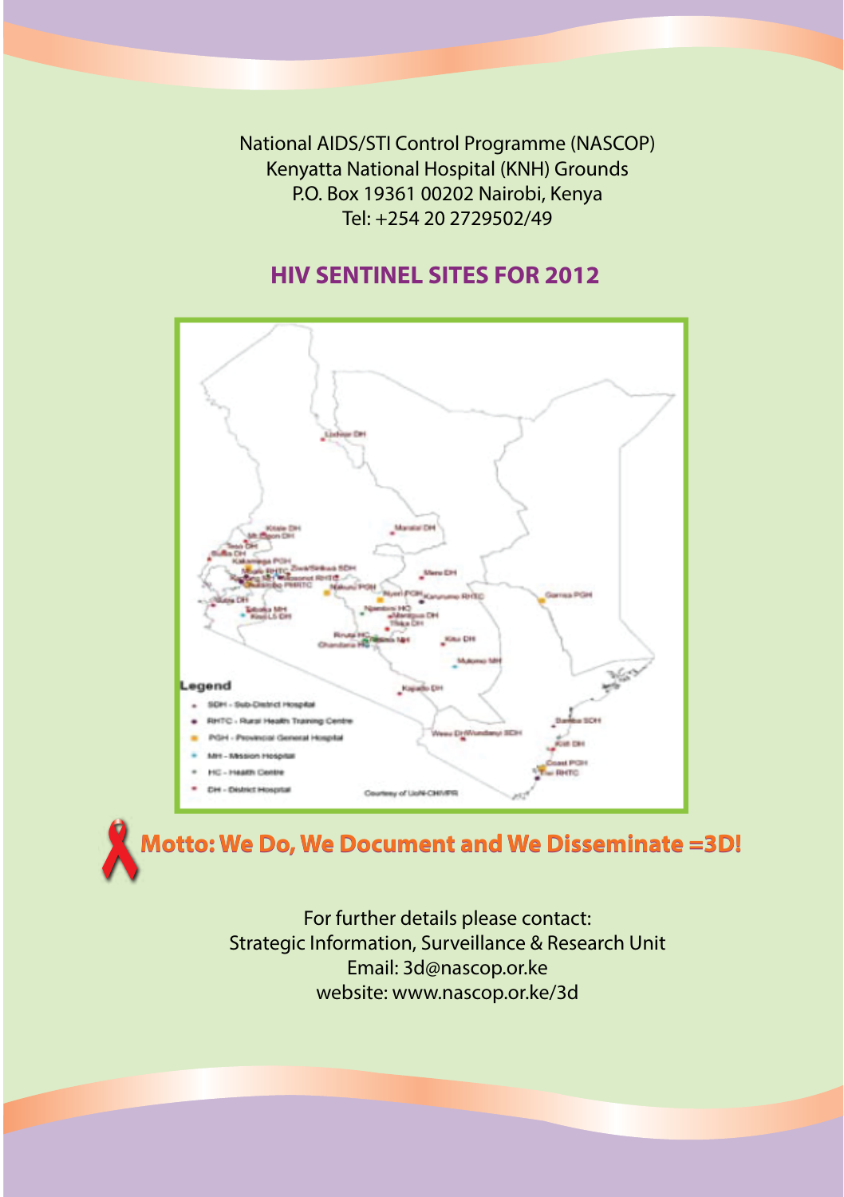National AIDS/STI Control Programme (NASCOP)
Kenyatta National Hospital (KNH) Grounds
P.O. Box 19361 00202 Nairobi, Kenya
Tel: +254 20 2729502/49

## HIV SENTINEL SITES FOR 2012

Legend

SDH - Sub-District Hospital

RHTC - Rural Health Training Centre

PGH - Provincial General Hospital

MH - Mission Hospital

HC - Health Centre

DH - District Hospital

Courtesy of UoN-CHIVPR

**Motto: We Do, We Document and We Disseminate =3D!**

For further details please contact:
Strategic Information, Surveillance & Research Unit
Email: 3d@nascop.or.ke
website: www.nascop.or.ke/3d